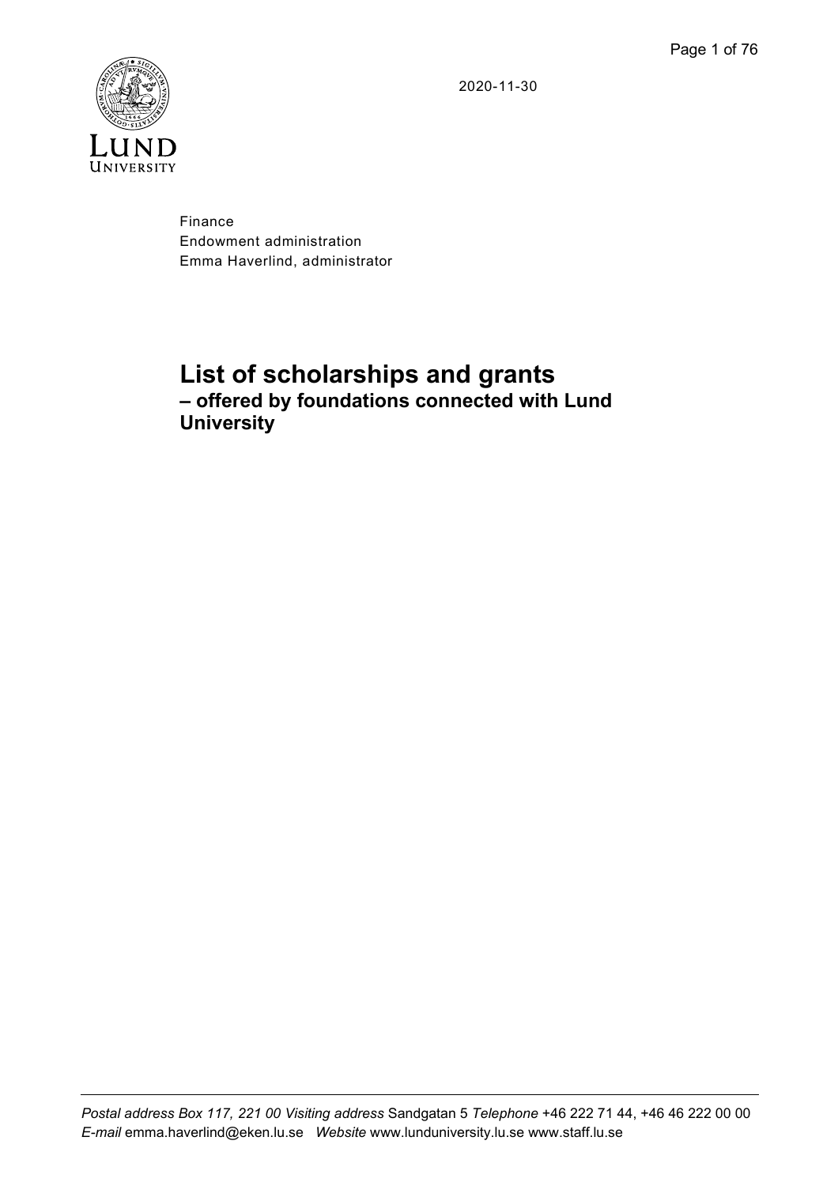2020-11-30

Finance
Endowment administration
Emma Haverlind, administrator

# List of scholarships and grants

## – offered by foundations connected with Lund University

*Postal address* Box 117, 221 00 *Visiting address* Sandgatan 5 *Telephone* +46 222 71 44, +46 46 222 00 00
*E-mail* emma.haverlind@eken.lu.se *Website* www.lunduniversity.lu.se www.staff.lu.se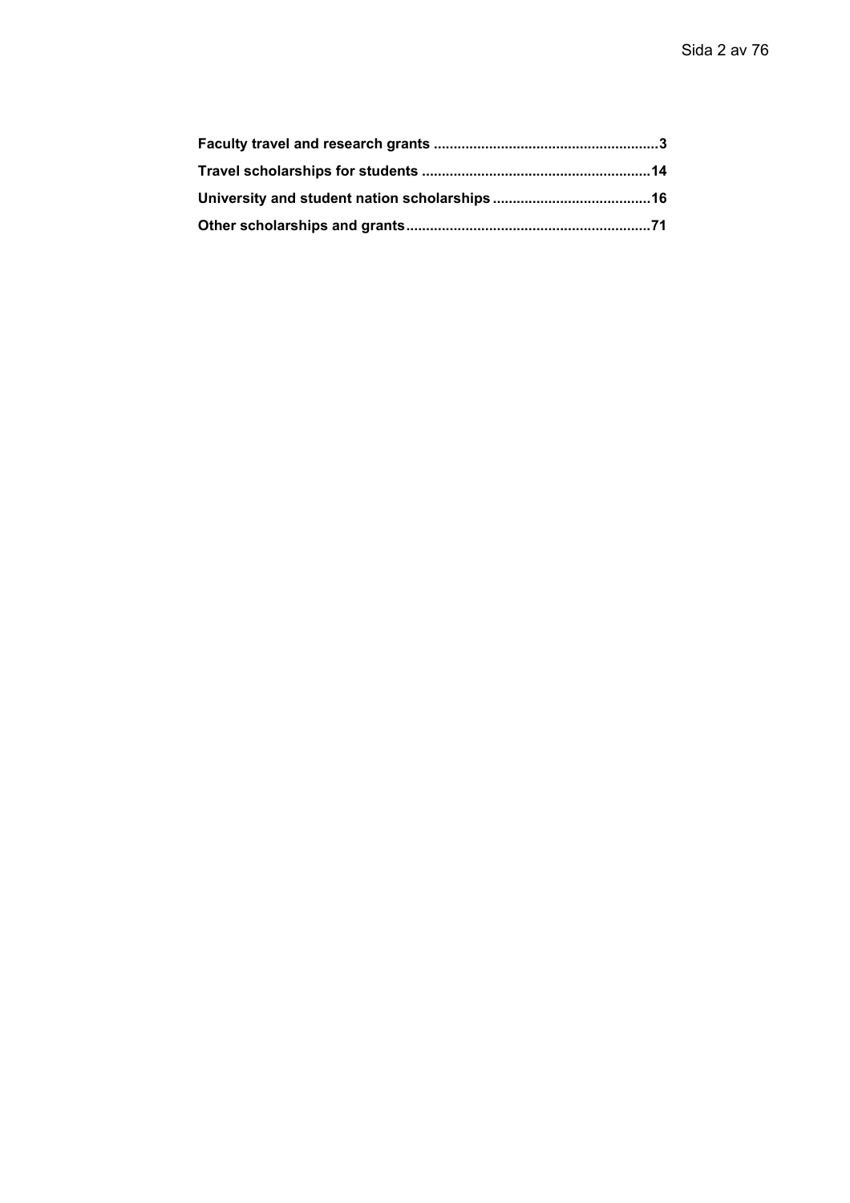**Faculty travel and research grants ........................................................3**

**Travel scholarships for students .........................................................14**

**University and student nation scholarships ........................................16**

**Other scholarships and grants.............................................................71**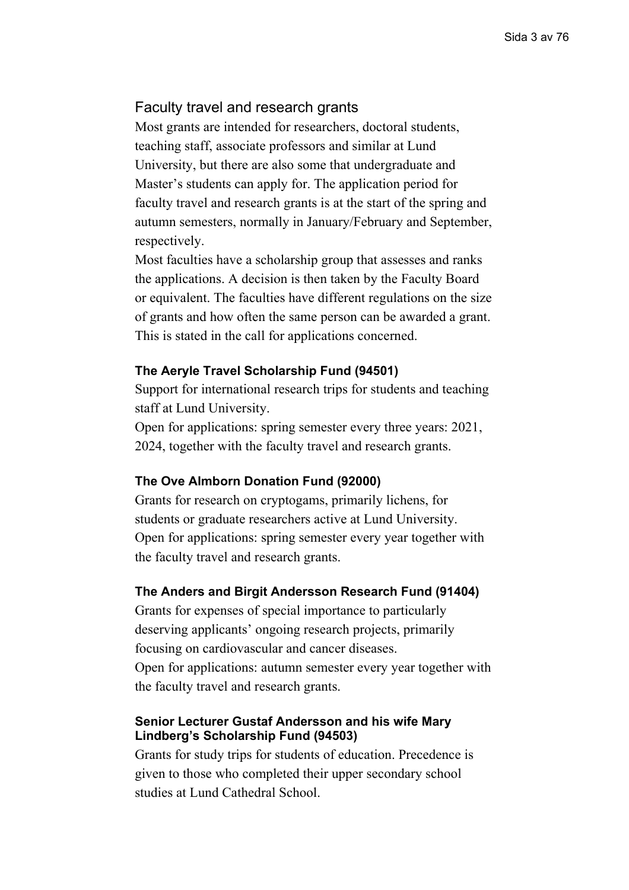## Faculty travel and research grants

Most grants are intended for researchers, doctoral students, teaching staff, associate professors and similar at Lund University, but there are also some that undergraduate and Master's students can apply for. The application period for faculty travel and research grants is at the start of the spring and autumn semesters, normally in January/February and September, respectively.

Most faculties have a scholarship group that assesses and ranks the applications. A decision is then taken by the Faculty Board or equivalent. The faculties have different regulations on the size of grants and how often the same person can be awarded a grant. This is stated in the call for applications concerned.

### The Aeryle Travel Scholarship Fund (94501)

Support for international research trips for students and teaching staff at Lund University.

Open for applications: spring semester every three years: 2021, 2024, together with the faculty travel and research grants.

### The Ove Almborn Donation Fund (92000)

Grants for research on cryptogams, primarily lichens, for students or graduate researchers active at Lund University.

Open for applications: spring semester every year together with the faculty travel and research grants.

### The Anders and Birgit Andersson Research Fund (91404)

Grants for expenses of special importance to particularly deserving applicants' ongoing research projects, primarily focusing on cardiovascular and cancer diseases.

Open for applications: autumn semester every year together with the faculty travel and research grants.

### Senior Lecturer Gustaf Andersson and his wife Mary Lindberg's Scholarship Fund (94503)

Grants for study trips for students of education. Precedence is given to those who completed their upper secondary school studies at Lund Cathedral School.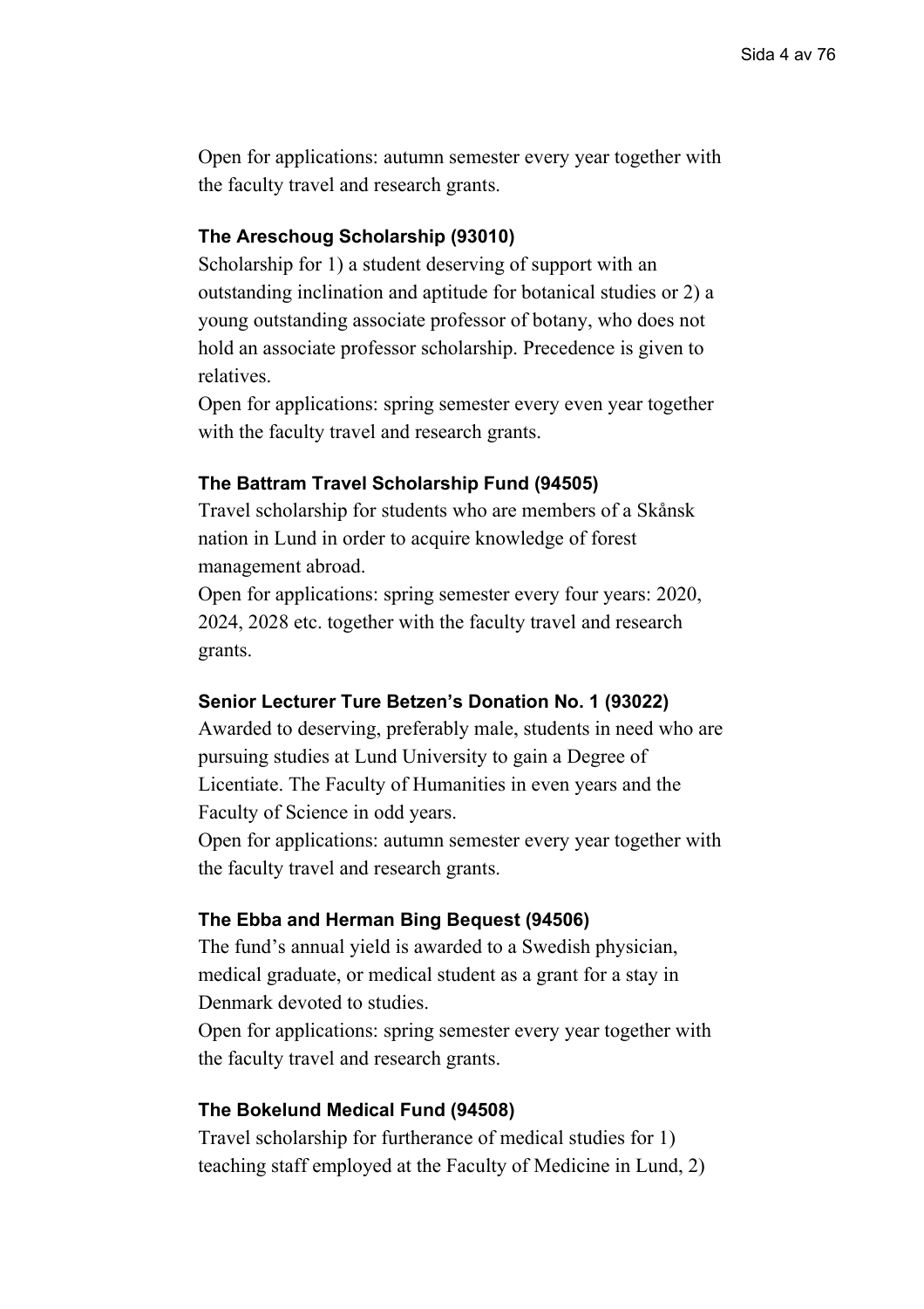Open for applications: autumn semester every year together with the faculty travel and research grants.

### The Areschoug Scholarship (93010)

Scholarship for 1) a student deserving of support with an outstanding inclination and aptitude for botanical studies or 2) a young outstanding associate professor of botany, who does not hold an associate professor scholarship. Precedence is given to relatives.

Open for applications: spring semester every even year together with the faculty travel and research grants.

### The Battram Travel Scholarship Fund (94505)

Travel scholarship for students who are members of a Skånsk nation in Lund in order to acquire knowledge of forest management abroad.

Open for applications: spring semester every four years: 2020, 2024, 2028 etc. together with the faculty travel and research grants.

### Senior Lecturer Ture Betzen's Donation No. 1 (93022)

Awarded to deserving, preferably male, students in need who are pursuing studies at Lund University to gain a Degree of Licentiate. The Faculty of Humanities in even years and the Faculty of Science in odd years.

Open for applications: autumn semester every year together with the faculty travel and research grants.

### The Ebba and Herman Bing Bequest (94506)

The fund's annual yield is awarded to a Swedish physician, medical graduate, or medical student as a grant for a stay in Denmark devoted to studies.

Open for applications: spring semester every year together with the faculty travel and research grants.

### The Bokelund Medical Fund (94508)

Travel scholarship for furtherance of medical studies for 1) teaching staff employed at the Faculty of Medicine in Lund, 2)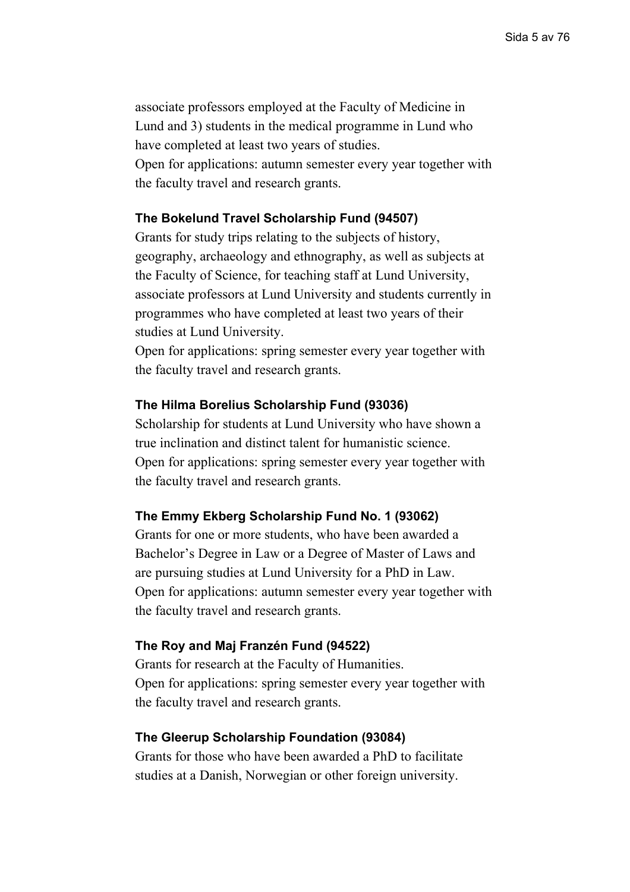associate professors employed at the Faculty of Medicine in Lund and 3) students in the medical programme in Lund who have completed at least two years of studies.
Open for applications: autumn semester every year together with the faculty travel and research grants.

### The Bokelund Travel Scholarship Fund (94507)

Grants for study trips relating to the subjects of history, geography, archaeology and ethnography, as well as subjects at the Faculty of Science, for teaching staff at Lund University, associate professors at Lund University and students currently in programmes who have completed at least two years of their studies at Lund University.
Open for applications: spring semester every year together with the faculty travel and research grants.

### The Hilma Borelius Scholarship Fund (93036)

Scholarship for students at Lund University who have shown a true inclination and distinct talent for humanistic science.
Open for applications: spring semester every year together with the faculty travel and research grants.

### The Emmy Ekberg Scholarship Fund No. 1 (93062)

Grants for one or more students, who have been awarded a Bachelor's Degree in Law or a Degree of Master of Laws and are pursuing studies at Lund University for a PhD in Law.
Open for applications: autumn semester every year together with the faculty travel and research grants.

### The Roy and Maj Franzén Fund (94522)

Grants for research at the Faculty of Humanities.
Open for applications: spring semester every year together with the faculty travel and research grants.

### The Gleerup Scholarship Foundation (93084)

Grants for those who have been awarded a PhD to facilitate studies at a Danish, Norwegian or other foreign university.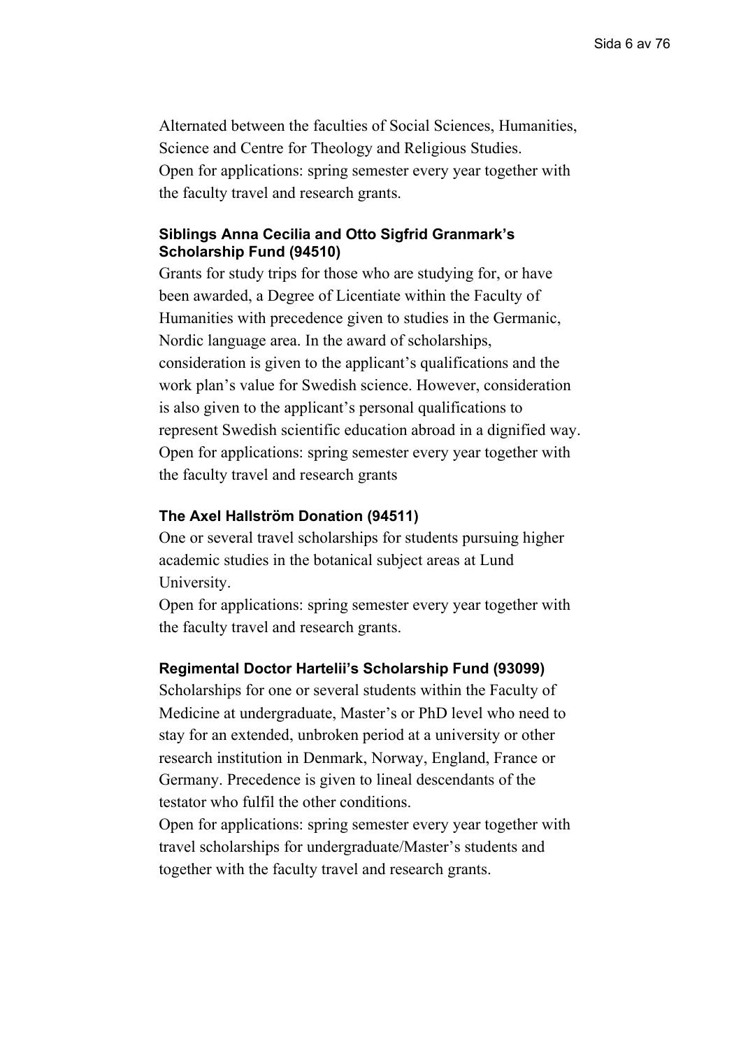Alternated between the faculties of Social Sciences, Humanities, Science and Centre for Theology and Religious Studies.
Open for applications: spring semester every year together with the faculty travel and research grants.

### Siblings Anna Cecilia and Otto Sigfrid Granmark's Scholarship Fund (94510)

Grants for study trips for those who are studying for, or have been awarded, a Degree of Licentiate within the Faculty of Humanities with precedence given to studies in the Germanic, Nordic language area. In the award of scholarships, consideration is given to the applicant's qualifications and the work plan's value for Swedish science. However, consideration is also given to the applicant's personal qualifications to represent Swedish scientific education abroad in a dignified way.
Open for applications: spring semester every year together with the faculty travel and research grants

### The Axel Hallström Donation (94511)

One or several travel scholarships for students pursuing higher academic studies in the botanical subject areas at Lund University.
Open for applications: spring semester every year together with the faculty travel and research grants.

### Regimental Doctor Hartelii's Scholarship Fund (93099)

Scholarships for one or several students within the Faculty of Medicine at undergraduate, Master's or PhD level who need to stay for an extended, unbroken period at a university or other research institution in Denmark, Norway, England, France or Germany. Precedence is given to lineal descendants of the testator who fulfil the other conditions.
Open for applications: spring semester every year together with travel scholarships for undergraduate/Master's students and together with the faculty travel and research grants.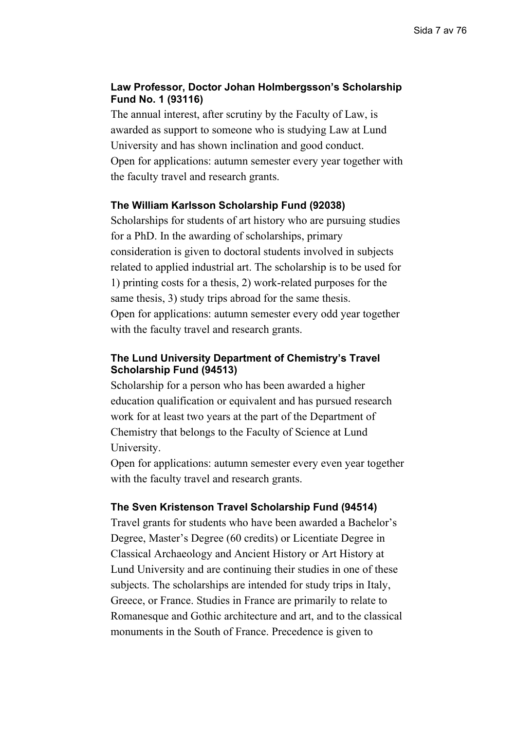### Law Professor, Doctor Johan Holmbergsson's Scholarship Fund No. 1 (93116)

The annual interest, after scrutiny by the Faculty of Law, is awarded as support to someone who is studying Law at Lund University and has shown inclination and good conduct.
Open for applications: autumn semester every year together with the faculty travel and research grants.

### The William Karlsson Scholarship Fund (92038)

Scholarships for students of art history who are pursuing studies for a PhD. In the awarding of scholarships, primary consideration is given to doctoral students involved in subjects related to applied industrial art. The scholarship is to be used for 1) printing costs for a thesis, 2) work-related purposes for the same thesis, 3) study trips abroad for the same thesis.
Open for applications: autumn semester every odd year together with the faculty travel and research grants.

### The Lund University Department of Chemistry's Travel Scholarship Fund (94513)

Scholarship for a person who has been awarded a higher education qualification or equivalent and has pursued research work for at least two years at the part of the Department of Chemistry that belongs to the Faculty of Science at Lund University.
Open for applications: autumn semester every even year together with the faculty travel and research grants.

### The Sven Kristenson Travel Scholarship Fund (94514)

Travel grants for students who have been awarded a Bachelor's Degree, Master's Degree (60 credits) or Licentiate Degree in Classical Archaeology and Ancient History or Art History at Lund University and are continuing their studies in one of these subjects. The scholarships are intended for study trips in Italy, Greece, or France. Studies in France are primarily to relate to Romanesque and Gothic architecture and art, and to the classical monuments in the South of France. Precedence is given to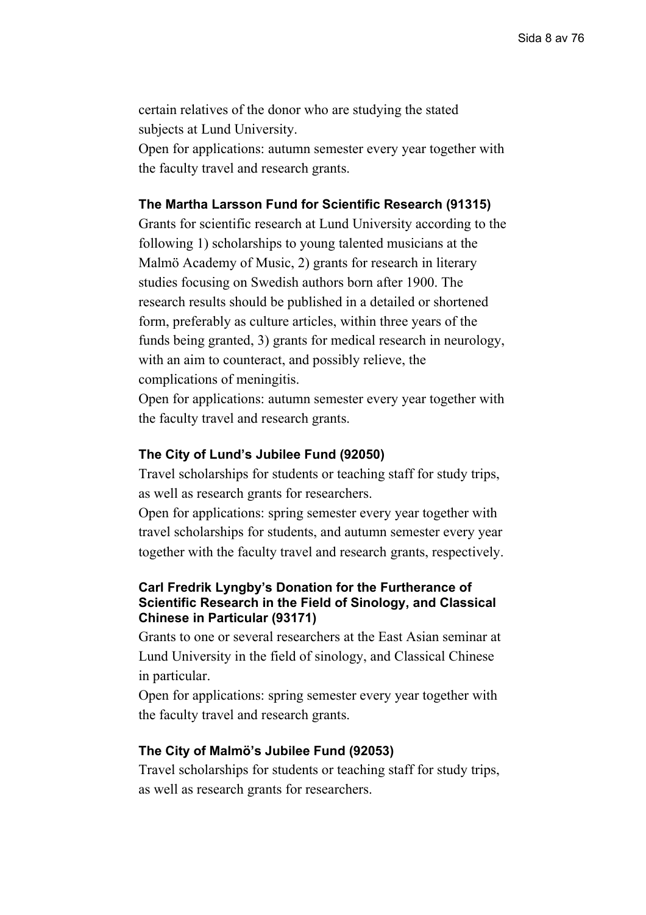certain relatives of the donor who are studying the stated subjects at Lund University.

Open for applications: autumn semester every year together with the faculty travel and research grants.

### The Martha Larsson Fund for Scientific Research (91315)

Grants for scientific research at Lund University according to the following 1) scholarships to young talented musicians at the Malmö Academy of Music, 2) grants for research in literary studies focusing on Swedish authors born after 1900. The research results should be published in a detailed or shortened form, preferably as culture articles, within three years of the funds being granted, 3) grants for medical research in neurology, with an aim to counteract, and possibly relieve, the complications of meningitis.

Open for applications: autumn semester every year together with the faculty travel and research grants.

### The City of Lund's Jubilee Fund (92050)

Travel scholarships for students or teaching staff for study trips, as well as research grants for researchers.

Open for applications: spring semester every year together with travel scholarships for students, and autumn semester every year together with the faculty travel and research grants, respectively.

### Carl Fredrik Lyngby's Donation for the Furtherance of Scientific Research in the Field of Sinology, and Classical Chinese in Particular (93171)

Grants to one or several researchers at the East Asian seminar at Lund University in the field of sinology, and Classical Chinese in particular.

Open for applications: spring semester every year together with the faculty travel and research grants.

### The City of Malmö's Jubilee Fund (92053)

Travel scholarships for students or teaching staff for study trips, as well as research grants for researchers.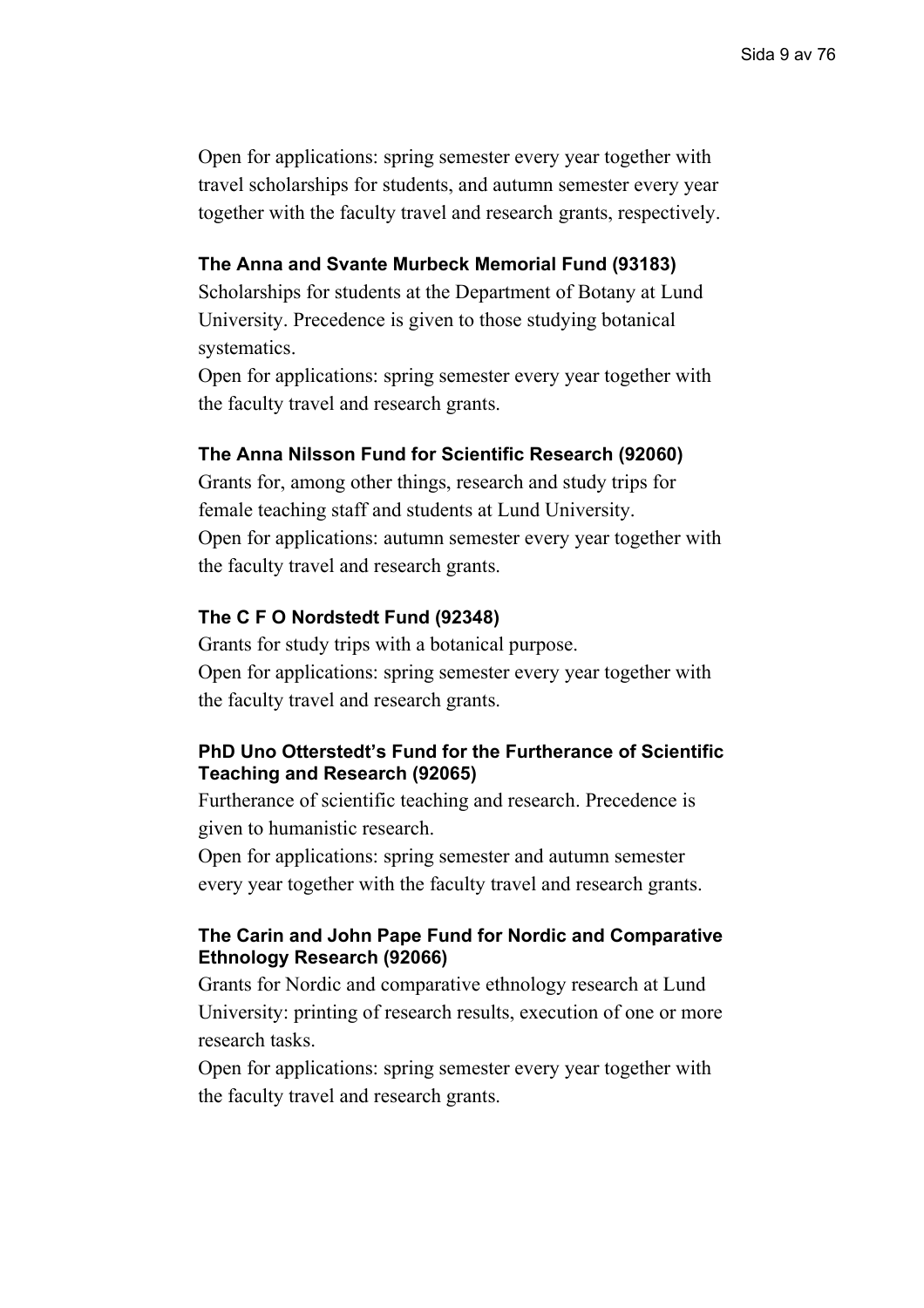Open for applications: spring semester every year together with travel scholarships for students, and autumn semester every year together with the faculty travel and research grants, respectively.

### The Anna and Svante Murbeck Memorial Fund (93183)

Scholarships for students at the Department of Botany at Lund University. Precedence is given to those studying botanical systematics.

Open for applications: spring semester every year together with the faculty travel and research grants.

### The Anna Nilsson Fund for Scientific Research (92060)

Grants for, among other things, research and study trips for female teaching staff and students at Lund University.

Open for applications: autumn semester every year together with the faculty travel and research grants.

### The C F O Nordstedt Fund (92348)

Grants for study trips with a botanical purpose.

Open for applications: spring semester every year together with the faculty travel and research grants.

### PhD Uno Otterstedt's Fund for the Furtherance of Scientific Teaching and Research (92065)

Furtherance of scientific teaching and research. Precedence is given to humanistic research.

Open for applications: spring semester and autumn semester every year together with the faculty travel and research grants.

### The Carin and John Pape Fund for Nordic and Comparative Ethnology Research (92066)

Grants for Nordic and comparative ethnology research at Lund University: printing of research results, execution of one or more research tasks.

Open for applications: spring semester every year together with the faculty travel and research grants.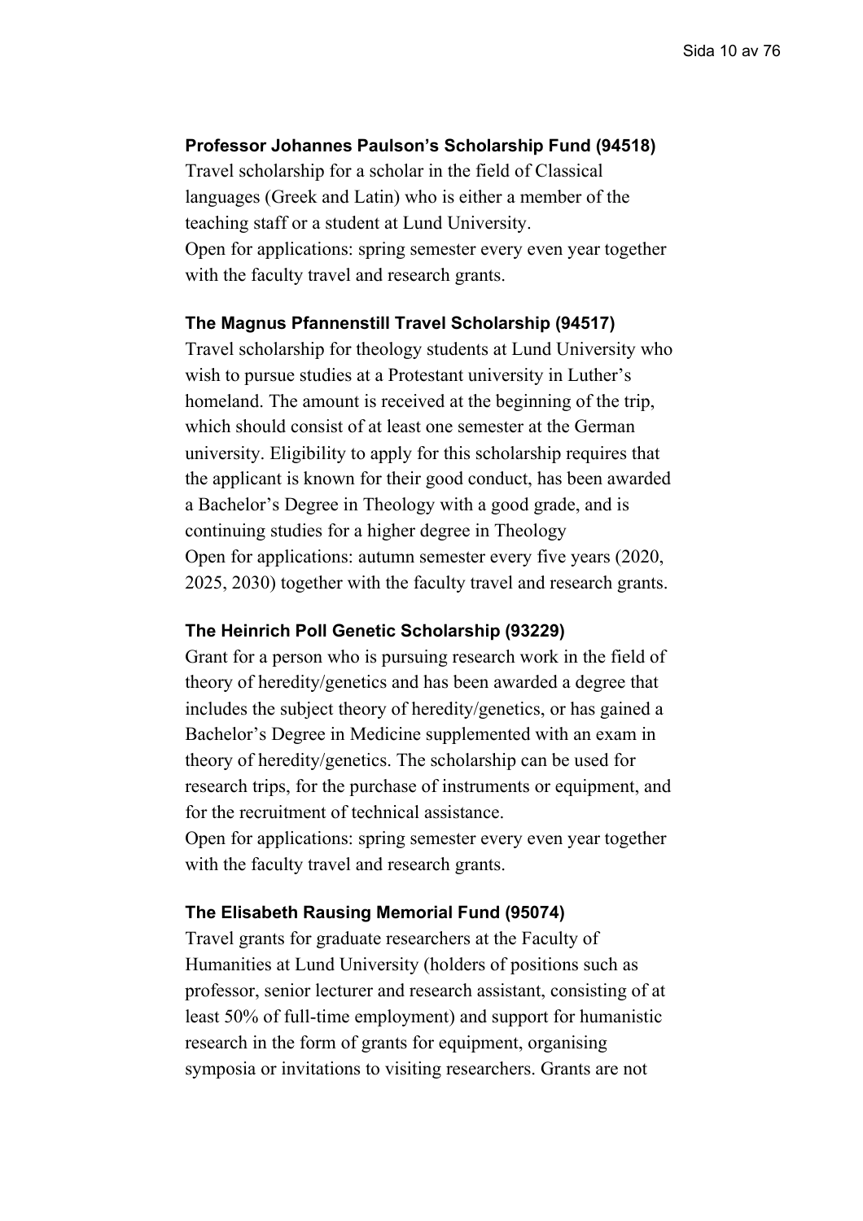**Professor Johannes Paulson's Scholarship Fund (94518)**

Travel scholarship for a scholar in the field of Classical languages (Greek and Latin) who is either a member of the teaching staff or a student at Lund University.
Open for applications: spring semester every even year together with the faculty travel and research grants.

**The Magnus Pfannenstill Travel Scholarship (94517)**

Travel scholarship for theology students at Lund University who wish to pursue studies at a Protestant university in Luther's homeland. The amount is received at the beginning of the trip, which should consist of at least one semester at the German university. Eligibility to apply for this scholarship requires that the applicant is known for their good conduct, has been awarded a Bachelor's Degree in Theology with a good grade, and is continuing studies for a higher degree in Theology
Open for applications: autumn semester every five years (2020, 2025, 2030) together with the faculty travel and research grants.

**The Heinrich Poll Genetic Scholarship (93229)**

Grant for a person who is pursuing research work in the field of theory of heredity/genetics and has been awarded a degree that includes the subject theory of heredity/genetics, or has gained a Bachelor's Degree in Medicine supplemented with an exam in theory of heredity/genetics. The scholarship can be used for research trips, for the purchase of instruments or equipment, and for the recruitment of technical assistance.
Open for applications: spring semester every even year together with the faculty travel and research grants.

**The Elisabeth Rausing Memorial Fund (95074)**

Travel grants for graduate researchers at the Faculty of Humanities at Lund University (holders of positions such as professor, senior lecturer and research assistant, consisting of at least 50% of full-time employment) and support for humanistic research in the form of grants for equipment, organising symposia or invitations to visiting researchers. Grants are not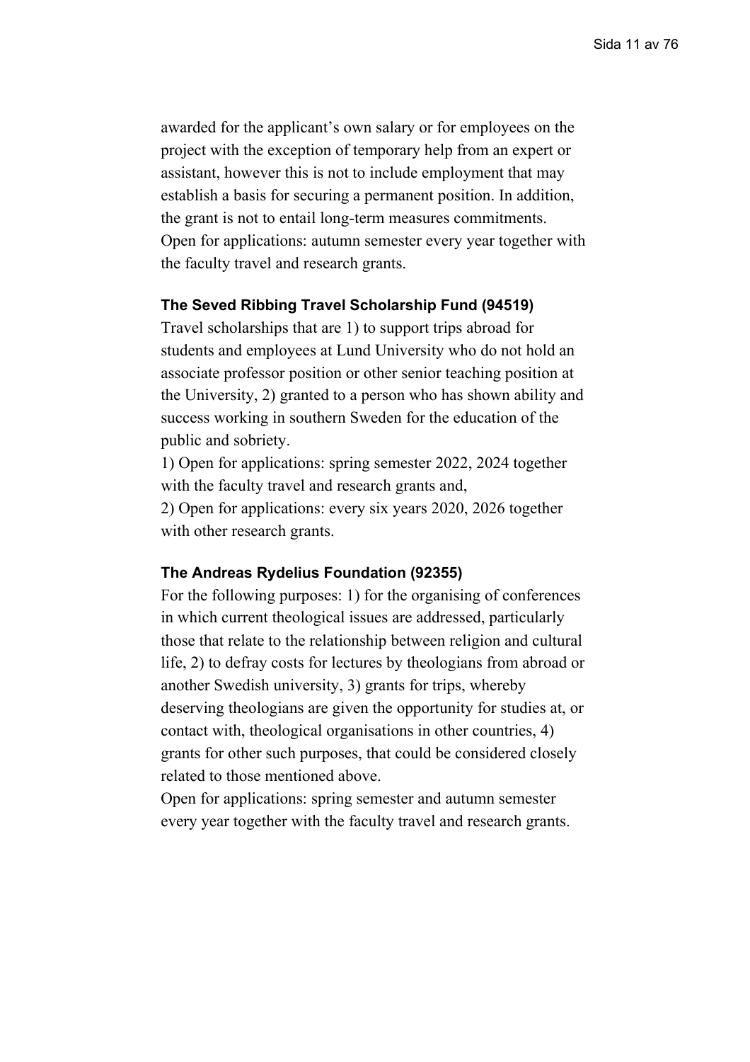awarded for the applicant's own salary or for employees on the project with the exception of temporary help from an expert or assistant, however this is not to include employment that may establish a basis for securing a permanent position. In addition, the grant is not to entail long-term measures commitments.
Open for applications: autumn semester every year together with the faculty travel and research grants.

#### The Seved Ribbing Travel Scholarship Fund (94519)

Travel scholarships that are 1) to support trips abroad for students and employees at Lund University who do not hold an associate professor position or other senior teaching position at the University, 2) granted to a person who has shown ability and success working in southern Sweden for the education of the public and sobriety.

1) Open for applications: spring semester 2022, 2024 together with the faculty travel and research grants and,

2) Open for applications: every six years 2020, 2026 together with other research grants.

#### The Andreas Rydelius Foundation (92355)

For the following purposes: 1) for the organising of conferences in which current theological issues are addressed, particularly those that relate to the relationship between religion and cultural life, 2) to defray costs for lectures by theologians from abroad or another Swedish university, 3) grants for trips, whereby deserving theologians are given the opportunity for studies at, or contact with, theological organisations in other countries, 4) grants for other such purposes, that could be considered closely related to those mentioned above.

Open for applications: spring semester and autumn semester every year together with the faculty travel and research grants.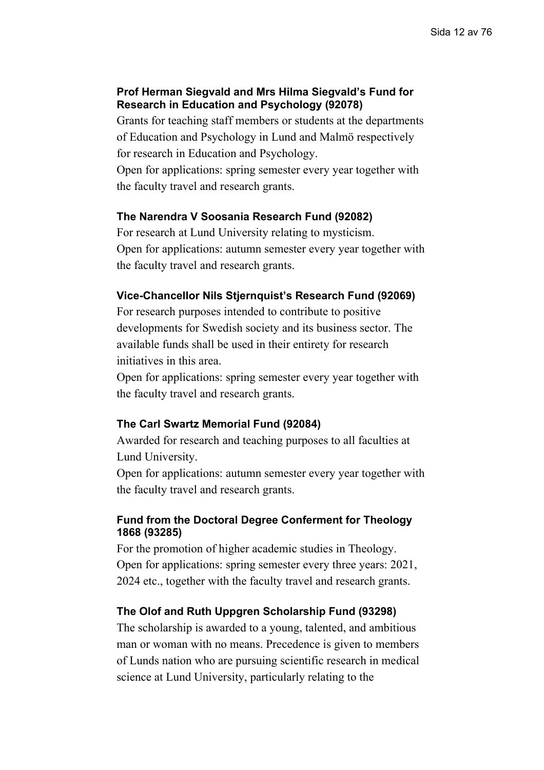### Prof Herman Siegvald and Mrs Hilma Siegvald's Fund for Research in Education and Psychology (92078)

Grants for teaching staff members or students at the departments of Education and Psychology in Lund and Malmö respectively for research in Education and Psychology.

Open for applications: spring semester every year together with the faculty travel and research grants.

### The Narendra V Soosania Research Fund (92082)

For research at Lund University relating to mysticism.

Open for applications: autumn semester every year together with the faculty travel and research grants.

### Vice-Chancellor Nils Stjernquist's Research Fund (92069)

For research purposes intended to contribute to positive developments for Swedish society and its business sector. The available funds shall be used in their entirety for research initiatives in this area.

Open for applications: spring semester every year together with the faculty travel and research grants.

### The Carl Swartz Memorial Fund (92084)

Awarded for research and teaching purposes to all faculties at Lund University.

Open for applications: autumn semester every year together with the faculty travel and research grants.

### Fund from the Doctoral Degree Conferment for Theology 1868 (93285)

For the promotion of higher academic studies in Theology.

Open for applications: spring semester every three years: 2021, 2024 etc., together with the faculty travel and research grants.

### The Olof and Ruth Uppgren Scholarship Fund (93298)

The scholarship is awarded to a young, talented, and ambitious man or woman with no means. Precedence is given to members of Lunds nation who are pursuing scientific research in medical science at Lund University, particularly relating to the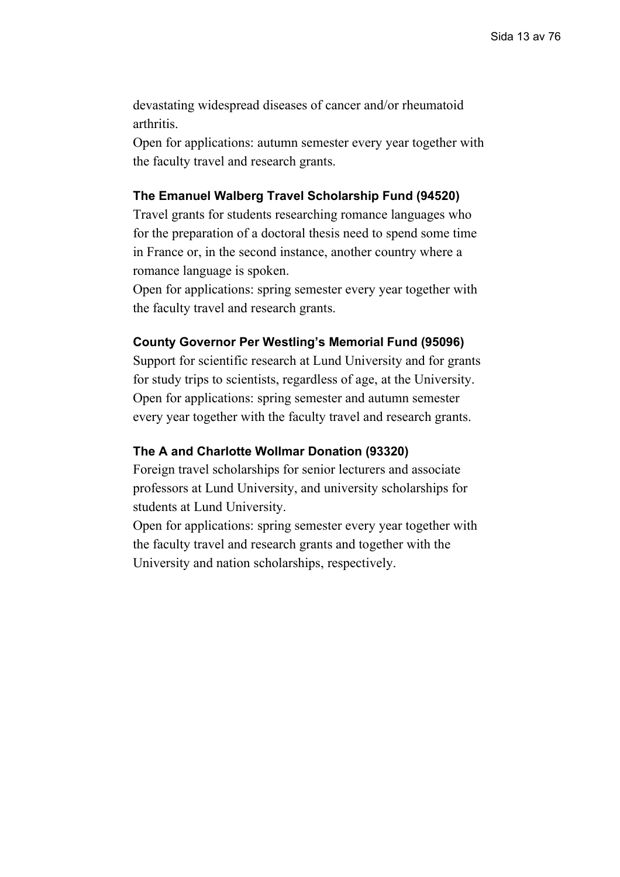devastating widespread diseases of cancer and/or rheumatoid arthritis.

Open for applications: autumn semester every year together with the faculty travel and research grants.

### The Emanuel Walberg Travel Scholarship Fund (94520)

Travel grants for students researching romance languages who for the preparation of a doctoral thesis need to spend some time in France or, in the second instance, another country where a romance language is spoken.

Open for applications: spring semester every year together with the faculty travel and research grants.

### County Governor Per Westling's Memorial Fund (95096)

Support for scientific research at Lund University and for grants for study trips to scientists, regardless of age, at the University.

Open for applications: spring semester and autumn semester every year together with the faculty travel and research grants.

### The A and Charlotte Wollmar Donation (93320)

Foreign travel scholarships for senior lecturers and associate professors at Lund University, and university scholarships for students at Lund University.

Open for applications: spring semester every year together with the faculty travel and research grants and together with the University and nation scholarships, respectively.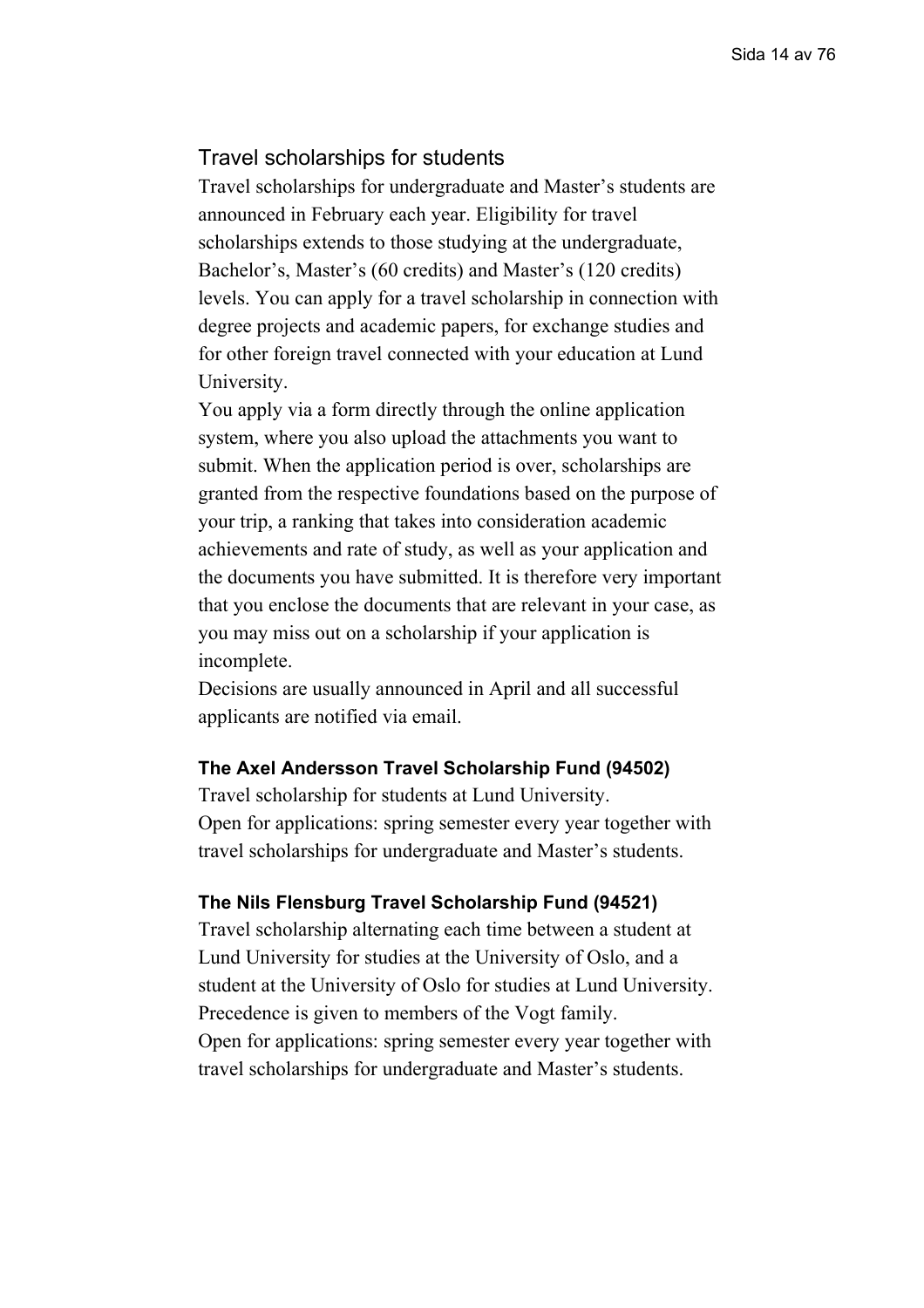## Travel scholarships for students

Travel scholarships for undergraduate and Master's students are announced in February each year. Eligibility for travel scholarships extends to those studying at the undergraduate, Bachelor's, Master's (60 credits) and Master's (120 credits) levels. You can apply for a travel scholarship in connection with degree projects and academic papers, for exchange studies and for other foreign travel connected with your education at Lund University.

You apply via a form directly through the online application system, where you also upload the attachments you want to submit. When the application period is over, scholarships are granted from the respective foundations based on the purpose of your trip, a ranking that takes into consideration academic achievements and rate of study, as well as your application and the documents you have submitted. It is therefore very important that you enclose the documents that are relevant in your case, as you may miss out on a scholarship if your application is incomplete.

Decisions are usually announced in April and all successful applicants are notified via email.

### The Axel Andersson Travel Scholarship Fund (94502)

Travel scholarship for students at Lund University.

Open for applications: spring semester every year together with travel scholarships for undergraduate and Master's students.

### The Nils Flensburg Travel Scholarship Fund (94521)

Travel scholarship alternating each time between a student at Lund University for studies at the University of Oslo, and a student at the University of Oslo for studies at Lund University. Precedence is given to members of the Vogt family.

Open for applications: spring semester every year together with travel scholarships for undergraduate and Master's students.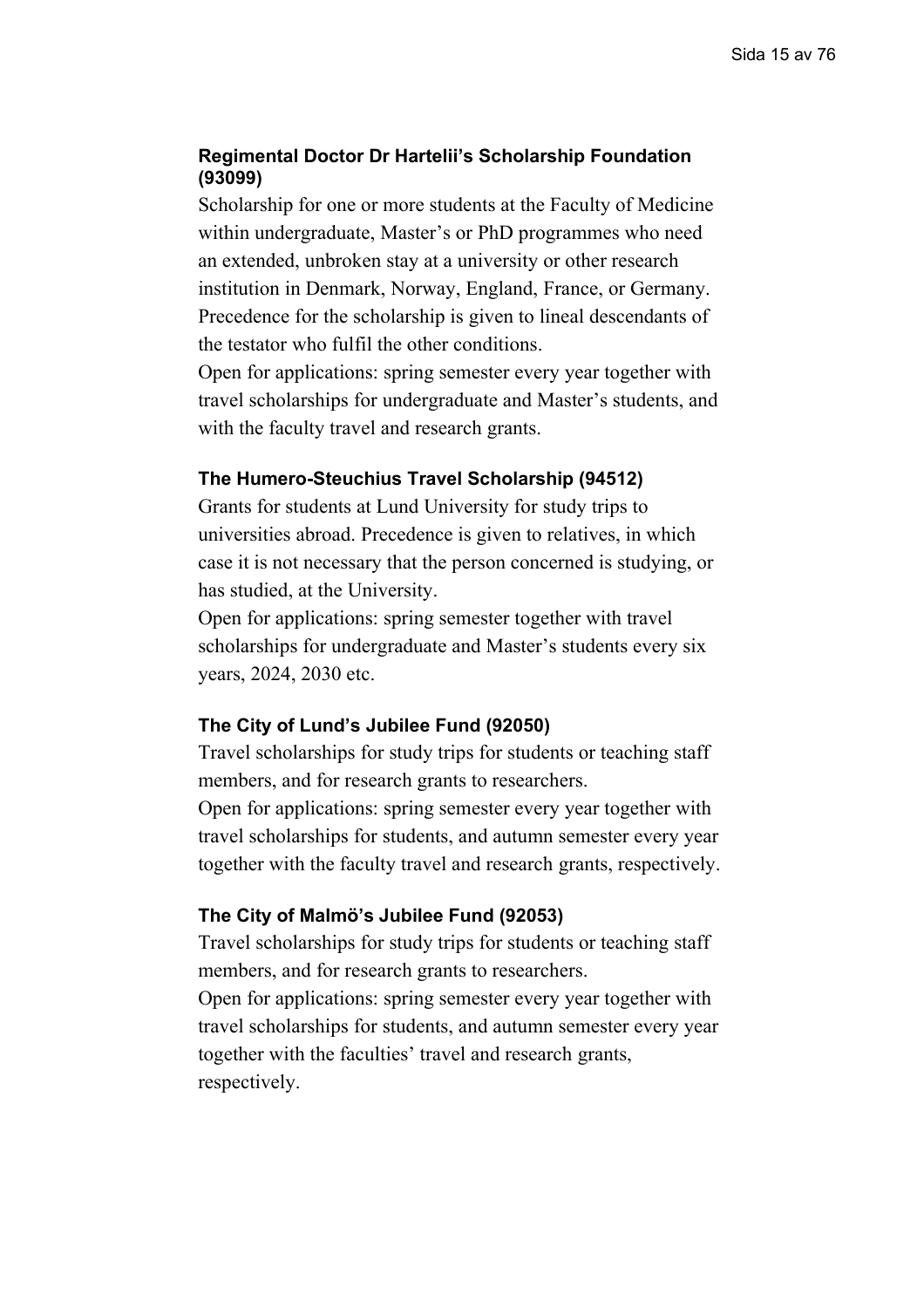### Regimental Doctor Dr Hartelii's Scholarship Foundation (93099)

Scholarship for one or more students at the Faculty of Medicine within undergraduate, Master's or PhD programmes who need an extended, unbroken stay at a university or other research institution in Denmark, Norway, England, France, or Germany. Precedence for the scholarship is given to lineal descendants of the testator who fulfil the other conditions.
Open for applications: spring semester every year together with travel scholarships for undergraduate and Master's students, and with the faculty travel and research grants.

### The Humero-Steuchius Travel Scholarship (94512)

Grants for students at Lund University for study trips to universities abroad. Precedence is given to relatives, in which case it is not necessary that the person concerned is studying, or has studied, at the University.
Open for applications: spring semester together with travel scholarships for undergraduate and Master's students every six years, 2024, 2030 etc.

### The City of Lund's Jubilee Fund (92050)

Travel scholarships for study trips for students or teaching staff members, and for research grants to researchers.
Open for applications: spring semester every year together with travel scholarships for students, and autumn semester every year together with the faculty travel and research grants, respectively.

### The City of Malmö's Jubilee Fund (92053)

Travel scholarships for study trips for students or teaching staff members, and for research grants to researchers.
Open for applications: spring semester every year together with travel scholarships for students, and autumn semester every year together with the faculties' travel and research grants, respectively.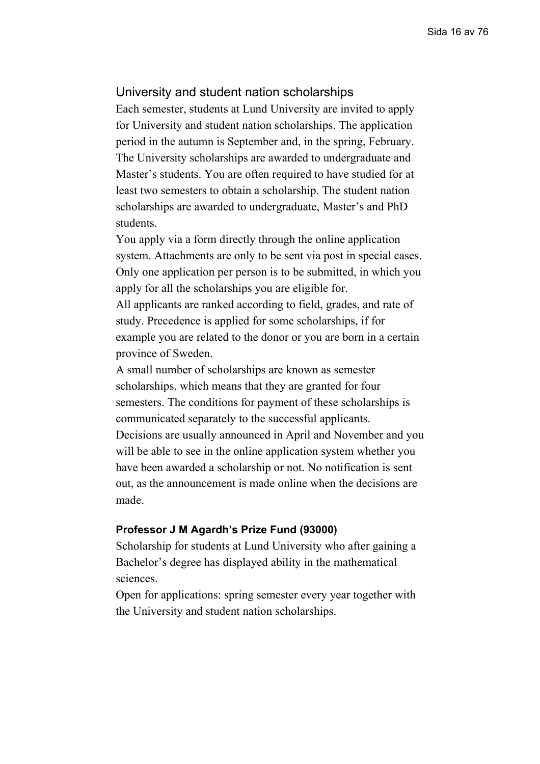## University and student nation scholarships

Each semester, students at Lund University are invited to apply for University and student nation scholarships. The application period in the autumn is September and, in the spring, February. The University scholarships are awarded to undergraduate and Master's students. You are often required to have studied for at least two semesters to obtain a scholarship. The student nation scholarships are awarded to undergraduate, Master's and PhD students.

You apply via a form directly through the online application system. Attachments are only to be sent via post in special cases. Only one application per person is to be submitted, in which you apply for all the scholarships you are eligible for.

All applicants are ranked according to field, grades, and rate of study. Precedence is applied for some scholarships, if for example you are related to the donor or you are born in a certain province of Sweden.

A small number of scholarships are known as semester scholarships, which means that they are granted for four semesters. The conditions for payment of these scholarships is communicated separately to the successful applicants.

Decisions are usually announced in April and November and you will be able to see in the online application system whether you have been awarded a scholarship or not. No notification is sent out, as the announcement is made online when the decisions are made.

### Professor J M Agardh's Prize Fund (93000)

Scholarship for students at Lund University who after gaining a Bachelor's degree has displayed ability in the mathematical sciences.

Open for applications: spring semester every year together with the University and student nation scholarships.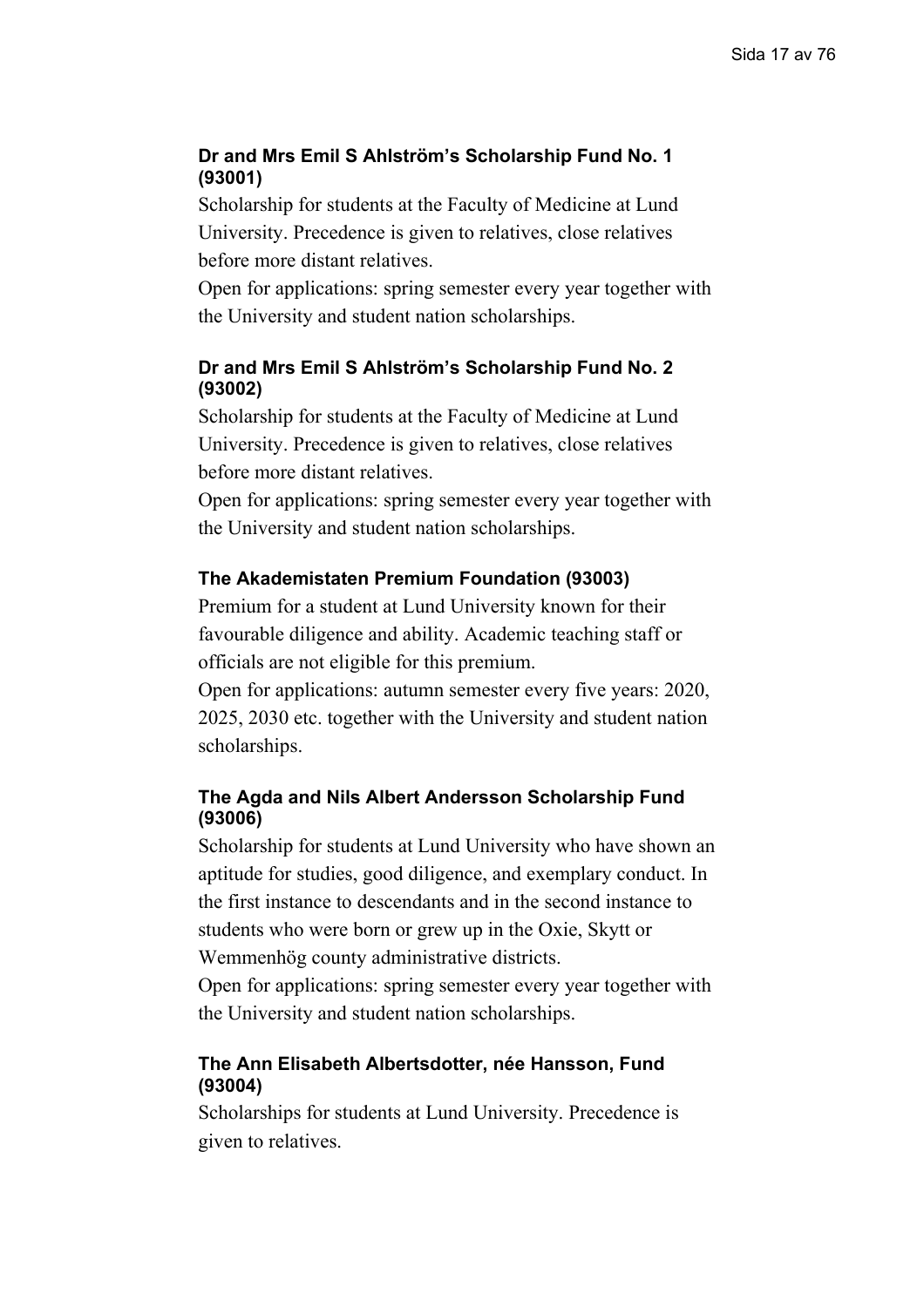### Dr and Mrs Emil S Ahlström's Scholarship Fund No. 1 (93001)

Scholarship for students at the Faculty of Medicine at Lund University. Precedence is given to relatives, close relatives before more distant relatives.

Open for applications: spring semester every year together with the University and student nation scholarships.

### Dr and Mrs Emil S Ahlström's Scholarship Fund No. 2 (93002)

Scholarship for students at the Faculty of Medicine at Lund University. Precedence is given to relatives, close relatives before more distant relatives.

Open for applications: spring semester every year together with the University and student nation scholarships.

### The Akademistaten Premium Foundation (93003)

Premium for a student at Lund University known for their favourable diligence and ability. Academic teaching staff or officials are not eligible for this premium.

Open for applications: autumn semester every five years: 2020, 2025, 2030 etc. together with the University and student nation scholarships.

### The Agda and Nils Albert Andersson Scholarship Fund (93006)

Scholarship for students at Lund University who have shown an aptitude for studies, good diligence, and exemplary conduct. In the first instance to descendants and in the second instance to students who were born or grew up in the Oxie, Skytt or Wemmenhög county administrative districts.

Open for applications: spring semester every year together with the University and student nation scholarships.

### The Ann Elisabeth Albertsdotter, née Hansson, Fund (93004)

Scholarships for students at Lund University. Precedence is given to relatives.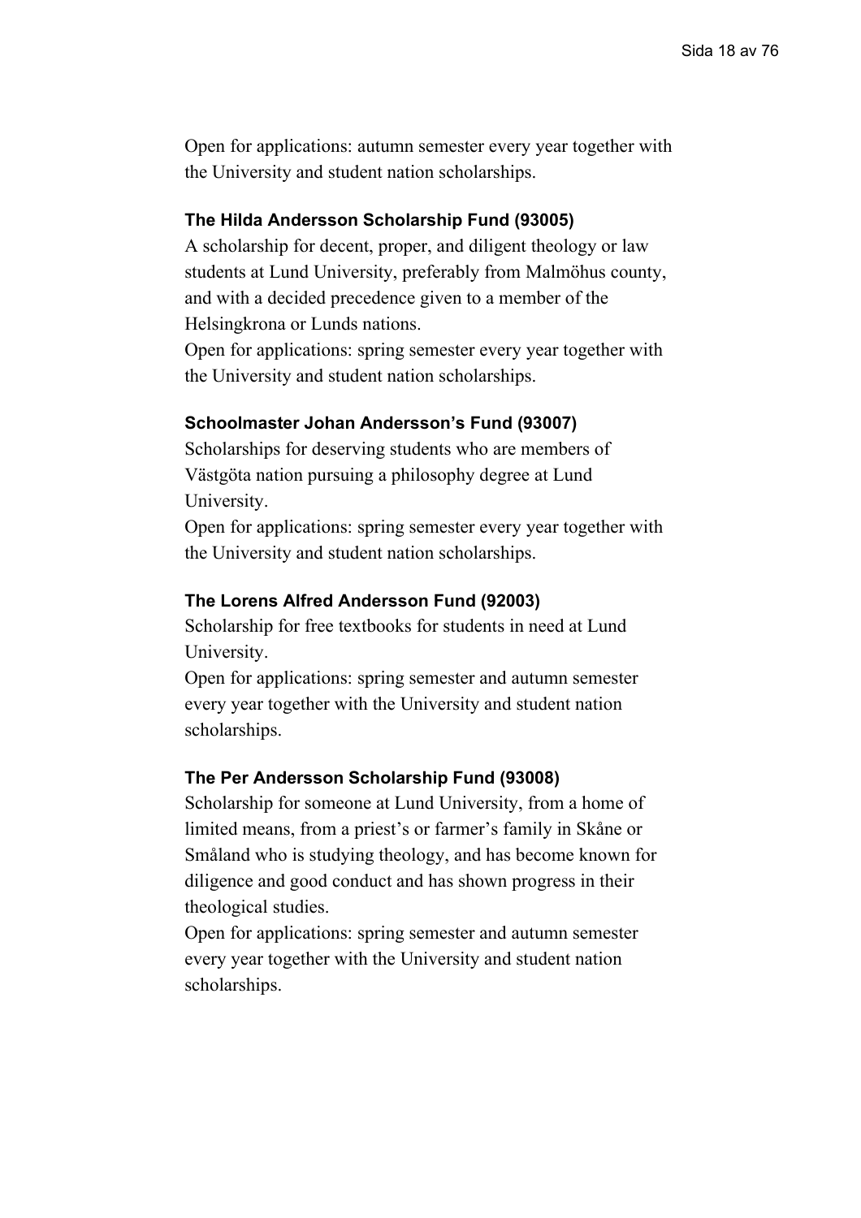Open for applications: autumn semester every year together with the University and student nation scholarships.

### The Hilda Andersson Scholarship Fund (93005)

A scholarship for decent, proper, and diligent theology or law students at Lund University, preferably from Malmöhus county, and with a decided precedence given to a member of the Helsingkrona or Lunds nations.

Open for applications: spring semester every year together with the University and student nation scholarships.

### Schoolmaster Johan Andersson's Fund (93007)

Scholarships for deserving students who are members of Västgöta nation pursuing a philosophy degree at Lund University.

Open for applications: spring semester every year together with the University and student nation scholarships.

### The Lorens Alfred Andersson Fund (92003)

Scholarship for free textbooks for students in need at Lund University.

Open for applications: spring semester and autumn semester every year together with the University and student nation scholarships.

### The Per Andersson Scholarship Fund (93008)

Scholarship for someone at Lund University, from a home of limited means, from a priest's or farmer's family in Skåne or Småland who is studying theology, and has become known for diligence and good conduct and has shown progress in their theological studies.

Open for applications: spring semester and autumn semester every year together with the University and student nation scholarships.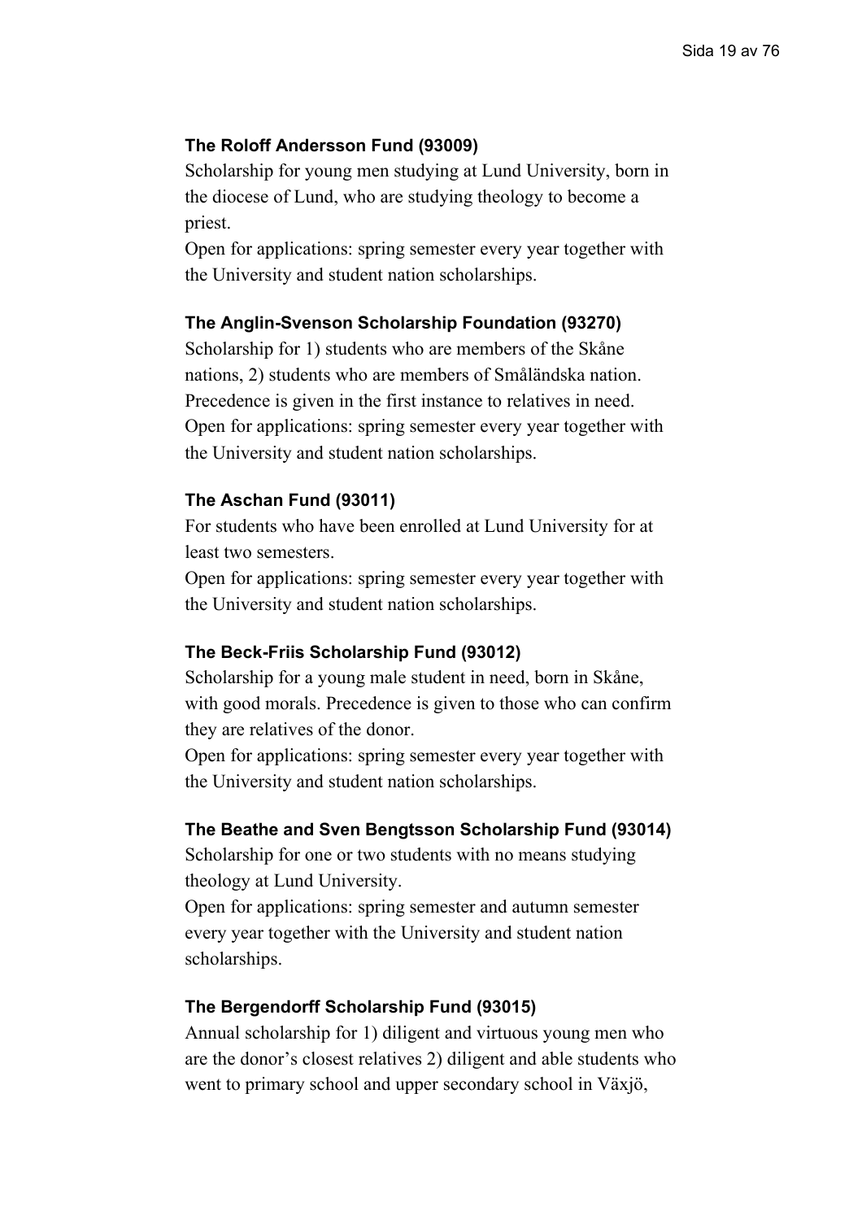### The Roloff Andersson Fund (93009)

Scholarship for young men studying at Lund University, born in the diocese of Lund, who are studying theology to become a priest.

Open for applications: spring semester every year together with the University and student nation scholarships.

### The Anglin-Svenson Scholarship Foundation (93270)

Scholarship for 1) students who are members of the Skåne nations, 2) students who are members of Småländska nation. Precedence is given in the first instance to relatives in need.

Open for applications: spring semester every year together with the University and student nation scholarships.

### The Aschan Fund (93011)

For students who have been enrolled at Lund University for at least two semesters.

Open for applications: spring semester every year together with the University and student nation scholarships.

### The Beck-Friis Scholarship Fund (93012)

Scholarship for a young male student in need, born in Skåne, with good morals. Precedence is given to those who can confirm they are relatives of the donor.

Open for applications: spring semester every year together with the University and student nation scholarships.

### The Beathe and Sven Bengtsson Scholarship Fund (93014)

Scholarship for one or two students with no means studying theology at Lund University.

Open for applications: spring semester and autumn semester every year together with the University and student nation scholarships.

### The Bergendorff Scholarship Fund (93015)

Annual scholarship for 1) diligent and virtuous young men who are the donor's closest relatives 2) diligent and able students who went to primary school and upper secondary school in Växjö,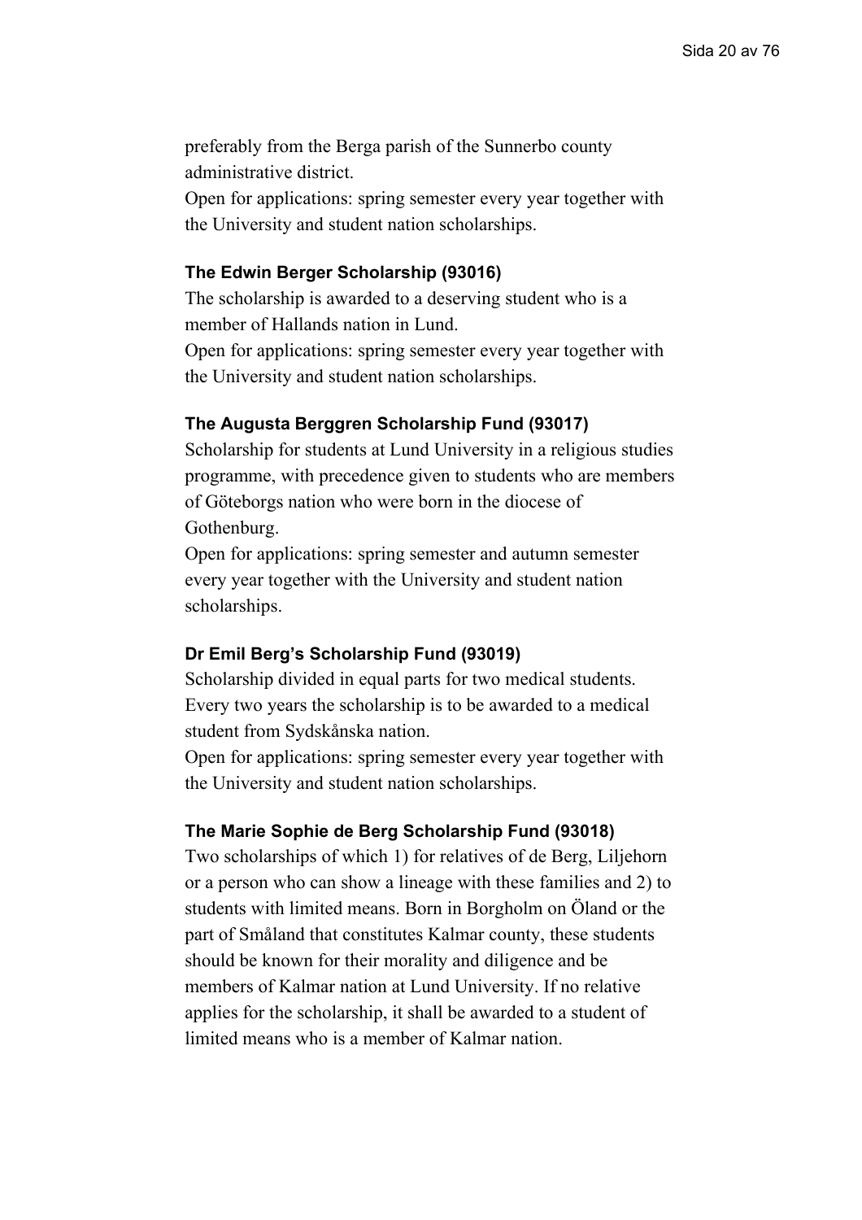preferably from the Berga parish of the Sunnerbo county administrative district.
Open for applications: spring semester every year together with the University and student nation scholarships.

#### The Edwin Berger Scholarship (93016)

The scholarship is awarded to a deserving student who is a member of Hallands nation in Lund.
Open for applications: spring semester every year together with the University and student nation scholarships.

#### The Augusta Berggren Scholarship Fund (93017)

Scholarship for students at Lund University in a religious studies programme, with precedence given to students who are members of Göteborgs nation who were born in the diocese of Gothenburg.
Open for applications: spring semester and autumn semester every year together with the University and student nation scholarships.

#### Dr Emil Berg's Scholarship Fund (93019)

Scholarship divided in equal parts for two medical students. Every two years the scholarship is to be awarded to a medical student from Sydskånska nation.
Open for applications: spring semester every year together with the University and student nation scholarships.

#### The Marie Sophie de Berg Scholarship Fund (93018)

Two scholarships of which 1) for relatives of de Berg, Liljehorn or a person who can show a lineage with these families and 2) to students with limited means. Born in Borgholm on Öland or the part of Småland that constitutes Kalmar county, these students should be known for their morality and diligence and be members of Kalmar nation at Lund University. If no relative applies for the scholarship, it shall be awarded to a student of limited means who is a member of Kalmar nation.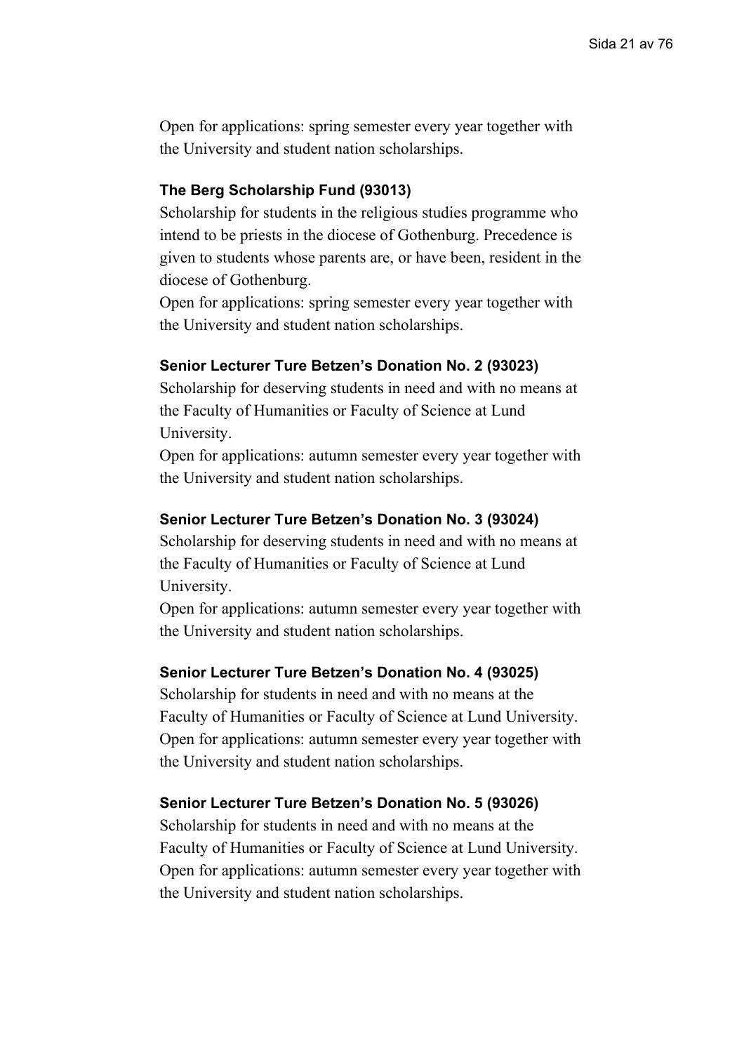Open for applications: spring semester every year together with the University and student nation scholarships.

### The Berg Scholarship Fund (93013)

Scholarship for students in the religious studies programme who intend to be priests in the diocese of Gothenburg. Precedence is given to students whose parents are, or have been, resident in the diocese of Gothenburg.

Open for applications: spring semester every year together with the University and student nation scholarships.

### Senior Lecturer Ture Betzen's Donation No. 2 (93023)

Scholarship for deserving students in need and with no means at the Faculty of Humanities or Faculty of Science at Lund University.

Open for applications: autumn semester every year together with the University and student nation scholarships.

### Senior Lecturer Ture Betzen's Donation No. 3 (93024)

Scholarship for deserving students in need and with no means at the Faculty of Humanities or Faculty of Science at Lund University.

Open for applications: autumn semester every year together with the University and student nation scholarships.

### Senior Lecturer Ture Betzen's Donation No. 4 (93025)

Scholarship for students in need and with no means at the Faculty of Humanities or Faculty of Science at Lund University.

Open for applications: autumn semester every year together with the University and student nation scholarships.

### Senior Lecturer Ture Betzen's Donation No. 5 (93026)

Scholarship for students in need and with no means at the Faculty of Humanities or Faculty of Science at Lund University.

Open for applications: autumn semester every year together with the University and student nation scholarships.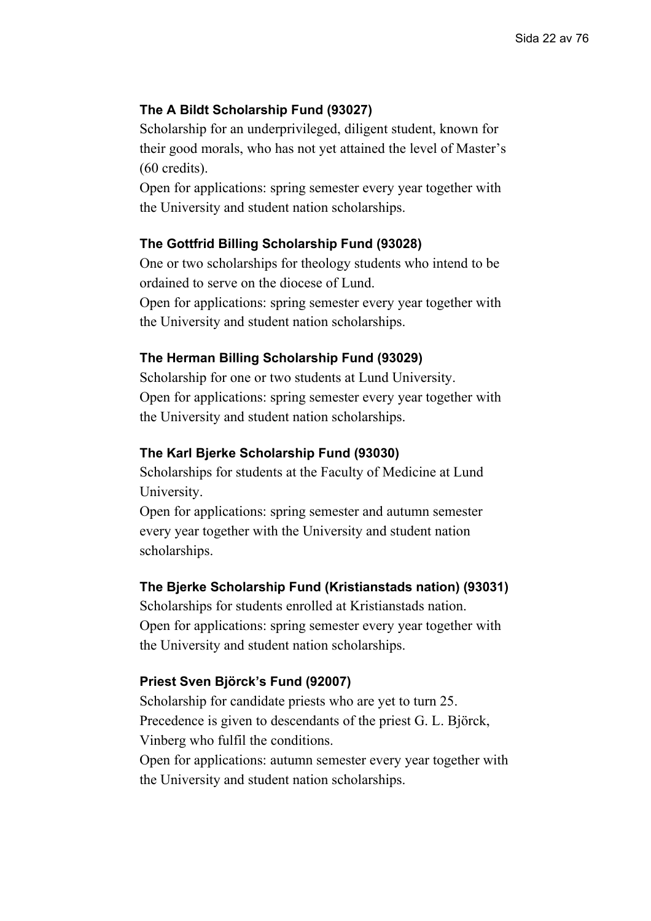### The A Bildt Scholarship Fund (93027)

Scholarship for an underprivileged, diligent student, known for their good morals, who has not yet attained the level of Master's (60 credits).

Open for applications: spring semester every year together with the University and student nation scholarships.

### The Gottfrid Billing Scholarship Fund (93028)

One or two scholarships for theology students who intend to be ordained to serve on the diocese of Lund.

Open for applications: spring semester every year together with the University and student nation scholarships.

### The Herman Billing Scholarship Fund (93029)

Scholarship for one or two students at Lund University.

Open for applications: spring semester every year together with the University and student nation scholarships.

### The Karl Bjerke Scholarship Fund (93030)

Scholarships for students at the Faculty of Medicine at Lund University.

Open for applications: spring semester and autumn semester every year together with the University and student nation scholarships.

### The Bjerke Scholarship Fund (Kristianstads nation) (93031)

Scholarships for students enrolled at Kristianstads nation.

Open for applications: spring semester every year together with the University and student nation scholarships.

### Priest Sven Björck's Fund (92007)

Scholarship for candidate priests who are yet to turn 25. Precedence is given to descendants of the priest G. L. Björck, Vinberg who fulfil the conditions.

Open for applications: autumn semester every year together with the University and student nation scholarships.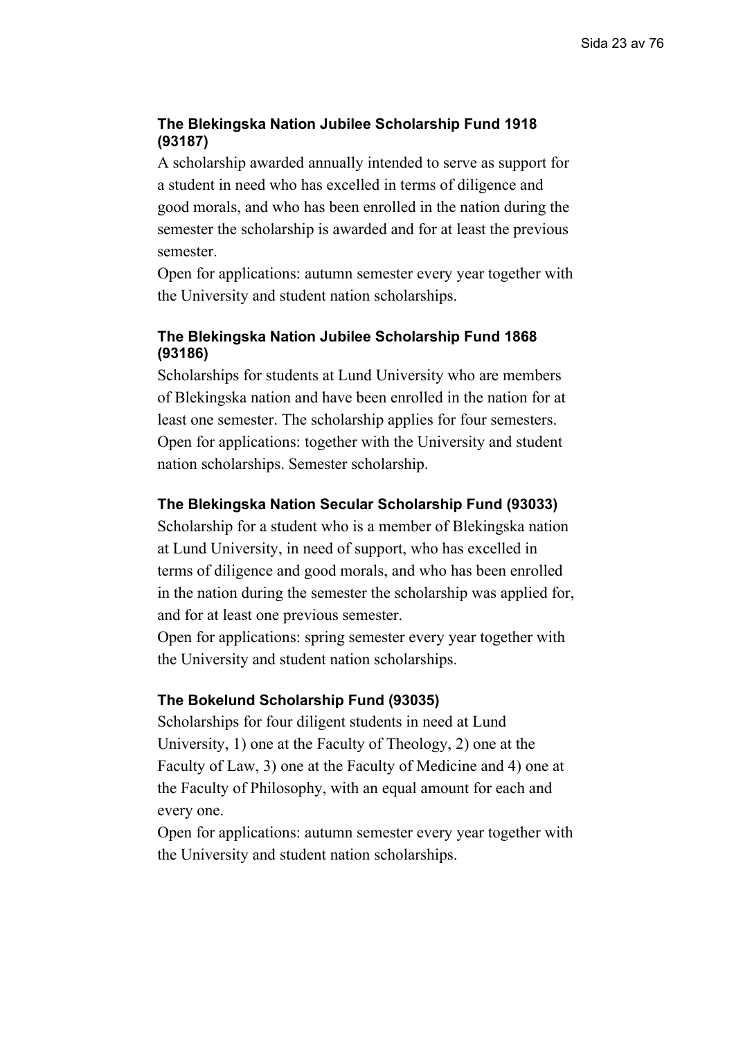### The Blekingska Nation Jubilee Scholarship Fund 1918 (93187)

A scholarship awarded annually intended to serve as support for a student in need who has excelled in terms of diligence and good morals, and who has been enrolled in the nation during the semester the scholarship is awarded and for at least the previous semester.
Open for applications: autumn semester every year together with the University and student nation scholarships.

### The Blekingska Nation Jubilee Scholarship Fund 1868 (93186)

Scholarships for students at Lund University who are members of Blekingska nation and have been enrolled in the nation for at least one semester. The scholarship applies for four semesters. Open for applications: together with the University and student nation scholarships. Semester scholarship.

### The Blekingska Nation Secular Scholarship Fund (93033)

Scholarship for a student who is a member of Blekingska nation at Lund University, in need of support, who has excelled in terms of diligence and good morals, and who has been enrolled in the nation during the semester the scholarship was applied for, and for at least one previous semester.
Open for applications: spring semester every year together with the University and student nation scholarships.

### The Bokelund Scholarship Fund (93035)

Scholarships for four diligent students in need at Lund University, 1) one at the Faculty of Theology, 2) one at the Faculty of Law, 3) one at the Faculty of Medicine and 4) one at the Faculty of Philosophy, with an equal amount for each and every one.
Open for applications: autumn semester every year together with the University and student nation scholarships.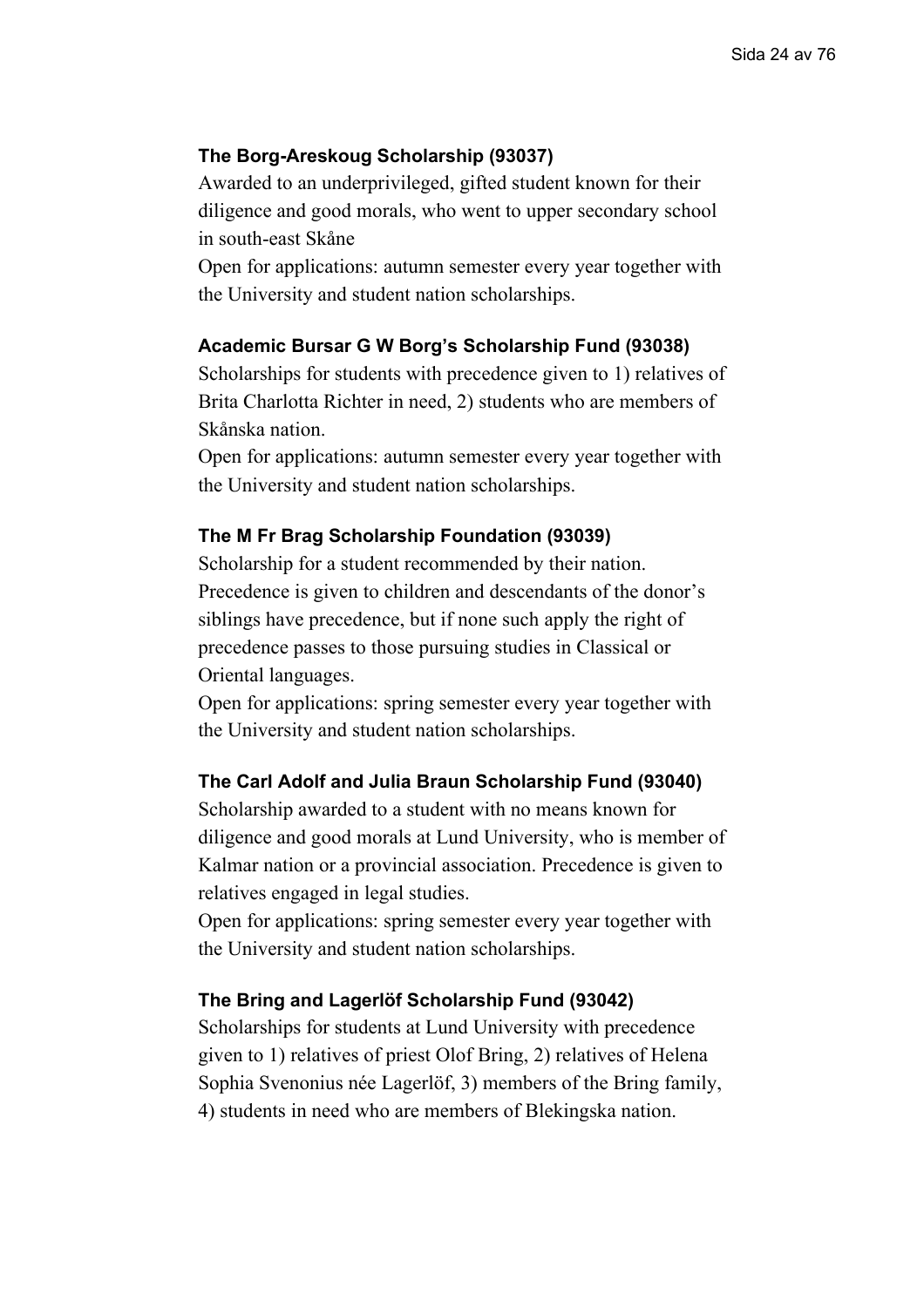### The Borg-Areskoug Scholarship (93037)

Awarded to an underprivileged, gifted student known for their diligence and good morals, who went to upper secondary school in south-east Skåne

Open for applications: autumn semester every year together with the University and student nation scholarships.

### Academic Bursar G W Borg's Scholarship Fund (93038)

Scholarships for students with precedence given to 1) relatives of Brita Charlotta Richter in need, 2) students who are members of Skånska nation.

Open for applications: autumn semester every year together with the University and student nation scholarships.

### The M Fr Brag Scholarship Foundation (93039)

Scholarship for a student recommended by their nation. Precedence is given to children and descendants of the donor's siblings have precedence, but if none such apply the right of precedence passes to those pursuing studies in Classical or Oriental languages.

Open for applications: spring semester every year together with the University and student nation scholarships.

### The Carl Adolf and Julia Braun Scholarship Fund (93040)

Scholarship awarded to a student with no means known for diligence and good morals at Lund University, who is member of Kalmar nation or a provincial association. Precedence is given to relatives engaged in legal studies.

Open for applications: spring semester every year together with the University and student nation scholarships.

### The Bring and Lagerlöf Scholarship Fund (93042)

Scholarships for students at Lund University with precedence given to 1) relatives of priest Olof Bring, 2) relatives of Helena Sophia Svenonius née Lagerlöf, 3) members of the Bring family, 4) students in need who are members of Blekingska nation.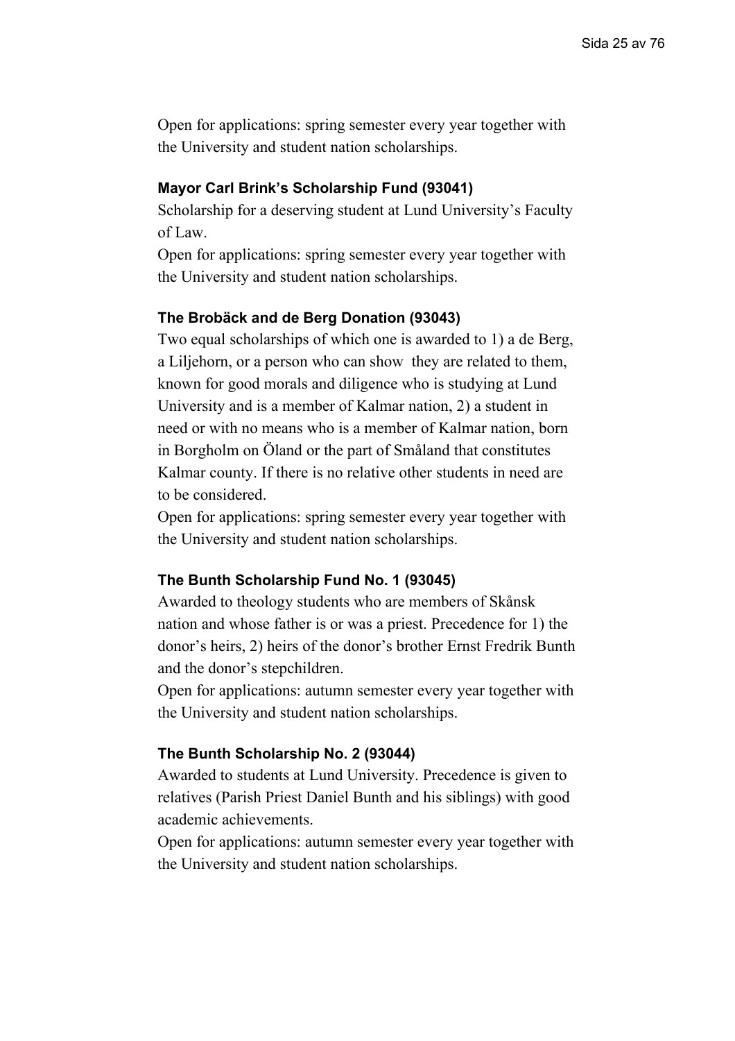Open for applications: spring semester every year together with the University and student nation scholarships.

**Mayor Carl Brink's Scholarship Fund (93041)**

Scholarship for a deserving student at Lund University's Faculty of Law.

Open for applications: spring semester every year together with the University and student nation scholarships.

**The Brobäck and de Berg Donation (93043)**

Two equal scholarships of which one is awarded to 1) a de Berg, a Liljehorn, or a person who can show they are related to them, known for good morals and diligence who is studying at Lund University and is a member of Kalmar nation, 2) a student in need or with no means who is a member of Kalmar nation, born in Borgholm on Öland or the part of Småland that constitutes Kalmar county. If there is no relative other students in need are to be considered.

Open for applications: spring semester every year together with the University and student nation scholarships.

**The Bunth Scholarship Fund No. 1 (93045)**

Awarded to theology students who are members of Skånsk nation and whose father is or was a priest. Precedence for 1) the donor's heirs, 2) heirs of the donor's brother Ernst Fredrik Bunth and the donor's stepchildren.

Open for applications: autumn semester every year together with the University and student nation scholarships.

**The Bunth Scholarship No. 2 (93044)**

Awarded to students at Lund University. Precedence is given to relatives (Parish Priest Daniel Bunth and his siblings) with good academic achievements.

Open for applications: autumn semester every year together with the University and student nation scholarships.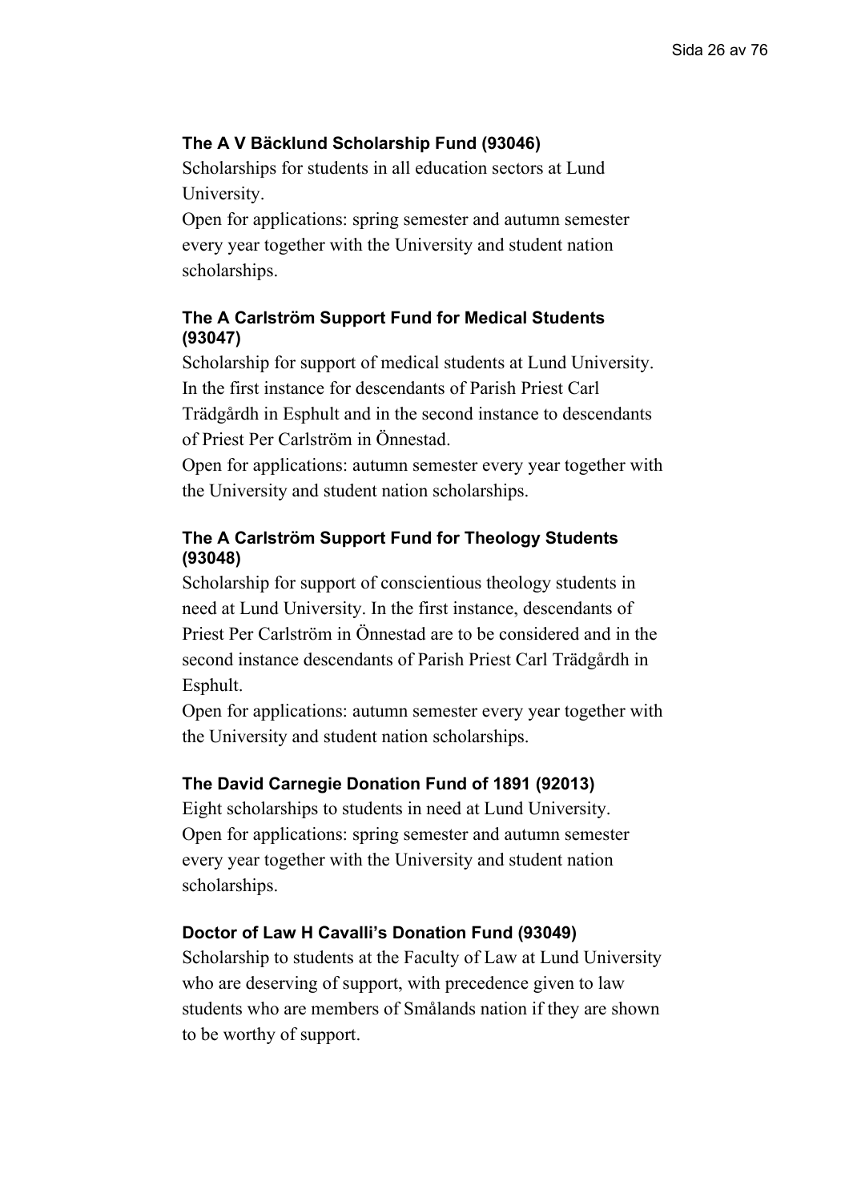### The A V Bäcklund Scholarship Fund (93046)

Scholarships for students in all education sectors at Lund University.

Open for applications: spring semester and autumn semester every year together with the University and student nation scholarships.

### The A Carlström Support Fund for Medical Students (93047)

Scholarship for support of medical students at Lund University. In the first instance for descendants of Parish Priest Carl Trädgårdh in Esphult and in the second instance to descendants of Priest Per Carlström in Önnestad.

Open for applications: autumn semester every year together with the University and student nation scholarships.

### The A Carlström Support Fund for Theology Students (93048)

Scholarship for support of conscientious theology students in need at Lund University. In the first instance, descendants of Priest Per Carlström in Önnestad are to be considered and in the second instance descendants of Parish Priest Carl Trädgårdh in Esphult.

Open for applications: autumn semester every year together with the University and student nation scholarships.

### The David Carnegie Donation Fund of 1891 (92013)

Eight scholarships to students in need at Lund University.

Open for applications: spring semester and autumn semester every year together with the University and student nation scholarships.

### Doctor of Law H Cavalli's Donation Fund (93049)

Scholarship to students at the Faculty of Law at Lund University who are deserving of support, with precedence given to law students who are members of Smålands nation if they are shown to be worthy of support.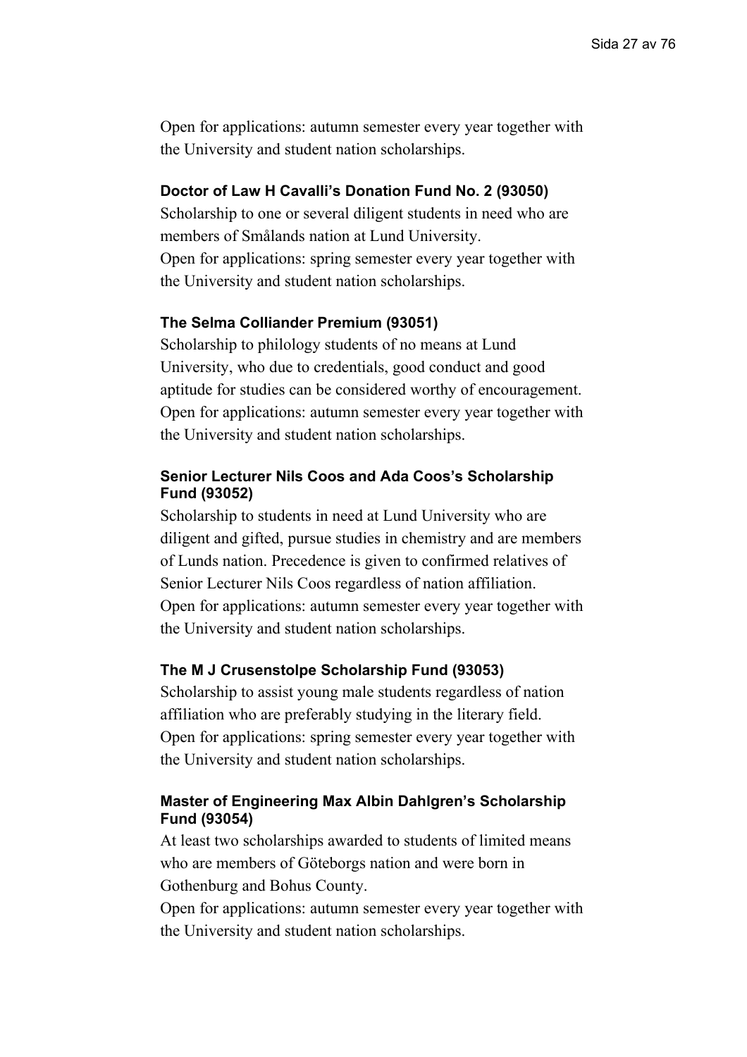Open for applications: autumn semester every year together with the University and student nation scholarships.

### Doctor of Law H Cavalli's Donation Fund No. 2 (93050)

Scholarship to one or several diligent students in need who are members of Smålands nation at Lund University.
Open for applications: spring semester every year together with the University and student nation scholarships.

### The Selma Colliander Premium (93051)

Scholarship to philology students of no means at Lund University, who due to credentials, good conduct and good aptitude for studies can be considered worthy of encouragement.
Open for applications: autumn semester every year together with the University and student nation scholarships.

### Senior Lecturer Nils Coos and Ada Coos's Scholarship Fund (93052)

Scholarship to students in need at Lund University who are diligent and gifted, pursue studies in chemistry and are members of Lunds nation. Precedence is given to confirmed relatives of Senior Lecturer Nils Coos regardless of nation affiliation.
Open for applications: autumn semester every year together with the University and student nation scholarships.

### The M J Crusenstolpe Scholarship Fund (93053)

Scholarship to assist young male students regardless of nation affiliation who are preferably studying in the literary field.
Open for applications: spring semester every year together with the University and student nation scholarships.

### Master of Engineering Max Albin Dahlgren's Scholarship Fund (93054)

At least two scholarships awarded to students of limited means who are members of Göteborgs nation and were born in Gothenburg and Bohus County.
Open for applications: autumn semester every year together with the University and student nation scholarships.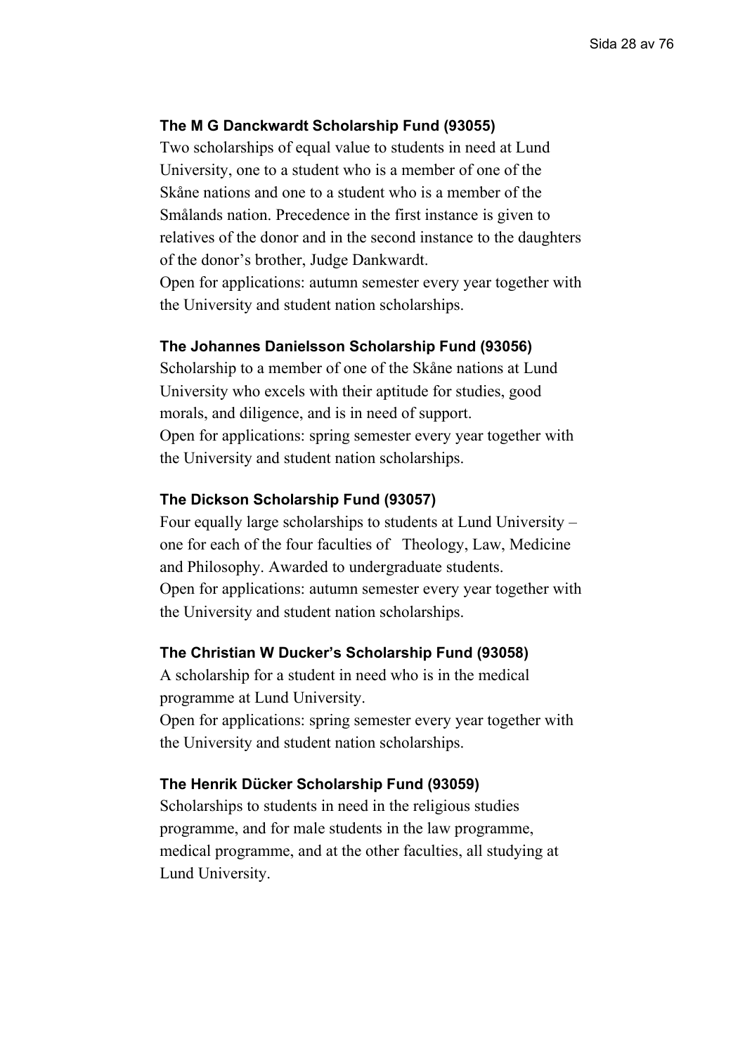### The M G Danckwardt Scholarship Fund (93055)

Two scholarships of equal value to students in need at Lund University, one to a student who is a member of one of the Skåne nations and one to a student who is a member of the Smålands nation. Precedence in the first instance is given to relatives of the donor and in the second instance to the daughters of the donor's brother, Judge Dankwardt.
Open for applications: autumn semester every year together with the University and student nation scholarships.

### The Johannes Danielsson Scholarship Fund (93056)

Scholarship to a member of one of the Skåne nations at Lund University who excels with their aptitude for studies, good morals, and diligence, and is in need of support.
Open for applications: spring semester every year together with the University and student nation scholarships.

### The Dickson Scholarship Fund (93057)

Four equally large scholarships to students at Lund University – one for each of the four faculties of Theology, Law, Medicine and Philosophy. Awarded to undergraduate students.
Open for applications: autumn semester every year together with the University and student nation scholarships.

### The Christian W Ducker's Scholarship Fund (93058)

A scholarship for a student in need who is in the medical programme at Lund University.
Open for applications: spring semester every year together with the University and student nation scholarships.

### The Henrik Dücker Scholarship Fund (93059)

Scholarships to students in need in the religious studies programme, and for male students in the law programme, medical programme, and at the other faculties, all studying at Lund University.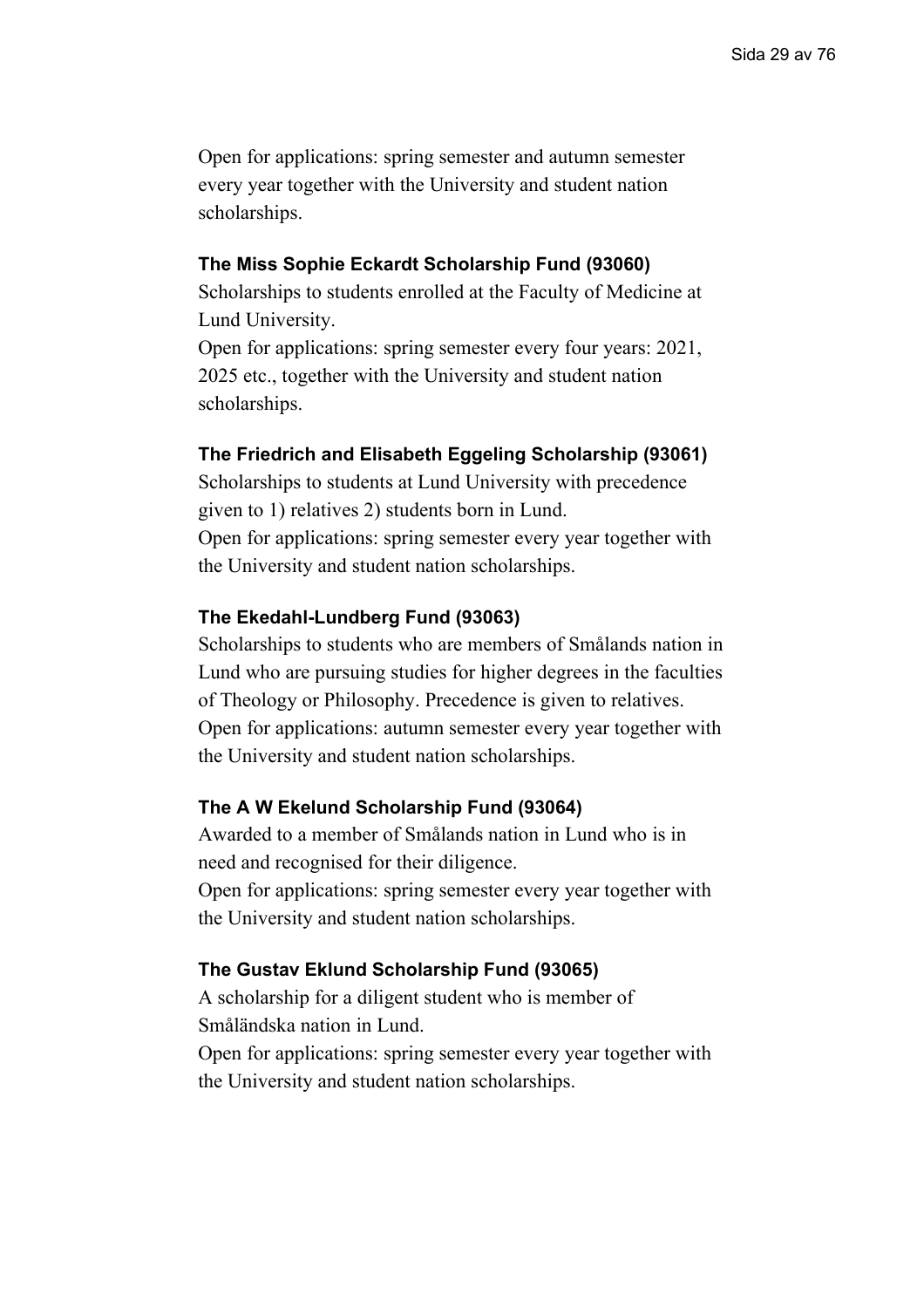Open for applications: spring semester and autumn semester every year together with the University and student nation scholarships.

#### The Miss Sophie Eckardt Scholarship Fund (93060)

Scholarships to students enrolled at the Faculty of Medicine at Lund University.

Open for applications: spring semester every four years: 2021, 2025 etc., together with the University and student nation scholarships.

#### The Friedrich and Elisabeth Eggeling Scholarship (93061)

Scholarships to students at Lund University with precedence given to 1) relatives 2) students born in Lund.

Open for applications: spring semester every year together with the University and student nation scholarships.

#### The Ekedahl-Lundberg Fund (93063)

Scholarships to students who are members of Smålands nation in Lund who are pursuing studies for higher degrees in the faculties of Theology or Philosophy. Precedence is given to relatives.

Open for applications: autumn semester every year together with the University and student nation scholarships.

#### The A W Ekelund Scholarship Fund (93064)

Awarded to a member of Smålands nation in Lund who is in need and recognised for their diligence.

Open for applications: spring semester every year together with the University and student nation scholarships.

#### The Gustav Eklund Scholarship Fund (93065)

A scholarship for a diligent student who is member of Småländska nation in Lund.

Open for applications: spring semester every year together with the University and student nation scholarships.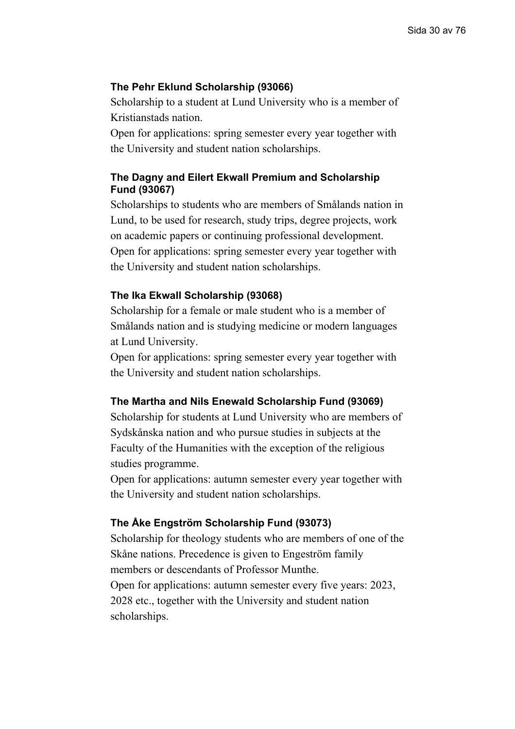### The Pehr Eklund Scholarship (93066)

Scholarship to a student at Lund University who is a member of Kristianstads nation.

Open for applications: spring semester every year together with the University and student nation scholarships.

### The Dagny and Eilert Ekwall Premium and Scholarship Fund (93067)

Scholarships to students who are members of Smålands nation in Lund, to be used for research, study trips, degree projects, work on academic papers or continuing professional development.

Open for applications: spring semester every year together with the University and student nation scholarships.

### The Ika Ekwall Scholarship (93068)

Scholarship for a female or male student who is a member of Smålands nation and is studying medicine or modern languages at Lund University.

Open for applications: spring semester every year together with the University and student nation scholarships.

### The Martha and Nils Enewald Scholarship Fund (93069)

Scholarship for students at Lund University who are members of Sydskånska nation and who pursue studies in subjects at the Faculty of the Humanities with the exception of the religious studies programme.

Open for applications: autumn semester every year together with the University and student nation scholarships.

### The Åke Engström Scholarship Fund (93073)

Scholarship for theology students who are members of one of the Skåne nations. Precedence is given to Engeström family members or descendants of Professor Munthe.

Open for applications: autumn semester every five years: 2023, 2028 etc., together with the University and student nation scholarships.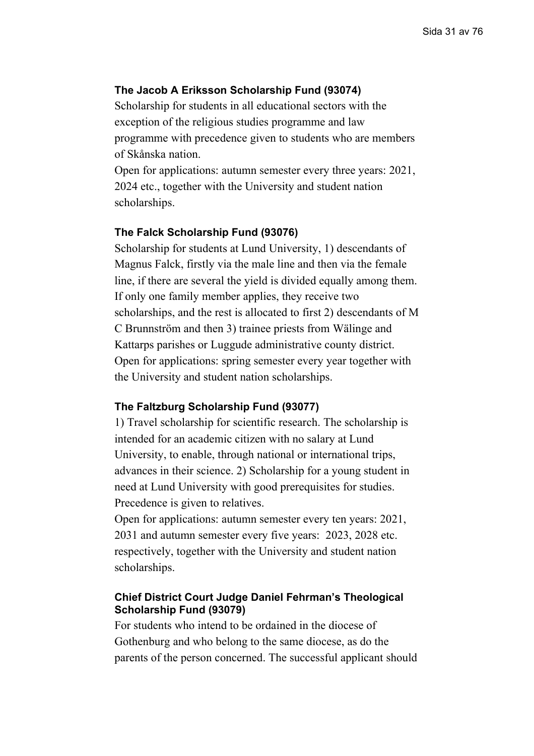### The Jacob A Eriksson Scholarship Fund (93074)

Scholarship for students in all educational sectors with the exception of the religious studies programme and law programme with precedence given to students who are members of Skånska nation.

Open for applications: autumn semester every three years: 2021, 2024 etc., together with the University and student nation scholarships.

### The Falck Scholarship Fund (93076)

Scholarship for students at Lund University, 1) descendants of Magnus Falck, firstly via the male line and then via the female line, if there are several the yield is divided equally among them. If only one family member applies, they receive two scholarships, and the rest is allocated to first 2) descendants of M C Brunnström and then 3) trainee priests from Wälinge and Kattarps parishes or Luggude administrative county district.

Open for applications: spring semester every year together with the University and student nation scholarships.

### The Faltzburg Scholarship Fund (93077)

1) Travel scholarship for scientific research. The scholarship is intended for an academic citizen with no salary at Lund University, to enable, through national or international trips, advances in their science. 2) Scholarship for a young student in need at Lund University with good prerequisites for studies. Precedence is given to relatives.

Open for applications: autumn semester every ten years: 2021, 2031 and autumn semester every five years: 2023, 2028 etc. respectively, together with the University and student nation scholarships.

### Chief District Court Judge Daniel Fehrman's Theological Scholarship Fund (93079)

For students who intend to be ordained in the diocese of Gothenburg and who belong to the same diocese, as do the parents of the person concerned. The successful applicant should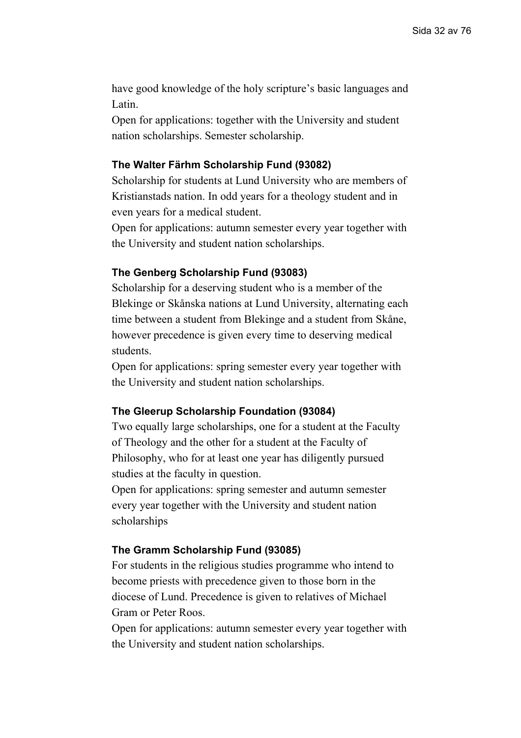have good knowledge of the holy scripture's basic languages and Latin.

Open for applications: together with the University and student nation scholarships. Semester scholarship.

### The Walter Färhm Scholarship Fund (93082)

Scholarship for students at Lund University who are members of Kristianstads nation. In odd years for a theology student and in even years for a medical student.

Open for applications: autumn semester every year together with the University and student nation scholarships.

### The Genberg Scholarship Fund (93083)

Scholarship for a deserving student who is a member of the Blekinge or Skånska nations at Lund University, alternating each time between a student from Blekinge and a student from Skåne, however precedence is given every time to deserving medical students.

Open for applications: spring semester every year together with the University and student nation scholarships.

### The Gleerup Scholarship Foundation (93084)

Two equally large scholarships, one for a student at the Faculty of Theology and the other for a student at the Faculty of Philosophy, who for at least one year has diligently pursued studies at the faculty in question.

Open for applications: spring semester and autumn semester every year together with the University and student nation scholarships

### The Gramm Scholarship Fund (93085)

For students in the religious studies programme who intend to become priests with precedence given to those born in the diocese of Lund. Precedence is given to relatives of Michael Gram or Peter Roos.

Open for applications: autumn semester every year together with the University and student nation scholarships.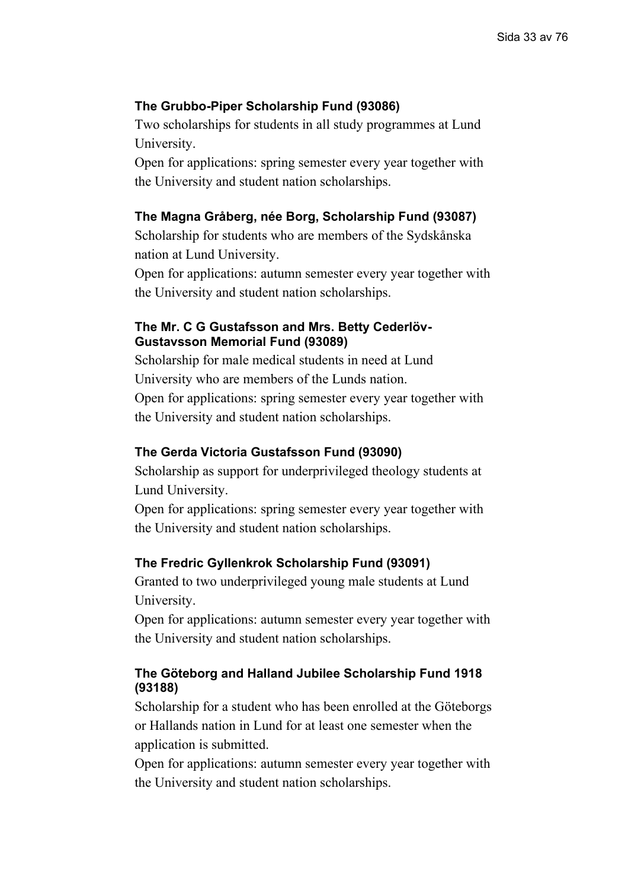### The Grubbo-Piper Scholarship Fund (93086)

Two scholarships for students in all study programmes at Lund University.

Open for applications: spring semester every year together with the University and student nation scholarships.

### The Magna Gråberg, née Borg, Scholarship Fund (93087)

Scholarship for students who are members of the Sydskånska nation at Lund University.

Open for applications: autumn semester every year together with the University and student nation scholarships.

### The Mr. C G Gustafsson and Mrs. Betty Cederlöv-Gustavsson Memorial Fund (93089)

Scholarship for male medical students in need at Lund University who are members of the Lunds nation.

Open for applications: spring semester every year together with the University and student nation scholarships.

### The Gerda Victoria Gustafsson Fund (93090)

Scholarship as support for underprivileged theology students at Lund University.

Open for applications: spring semester every year together with the University and student nation scholarships.

### The Fredric Gyllenkrok Scholarship Fund (93091)

Granted to two underprivileged young male students at Lund University.

Open for applications: autumn semester every year together with the University and student nation scholarships.

### The Göteborg and Halland Jubilee Scholarship Fund 1918 (93188)

Scholarship for a student who has been enrolled at the Göteborgs or Hallands nation in Lund for at least one semester when the application is submitted.

Open for applications: autumn semester every year together with the University and student nation scholarships.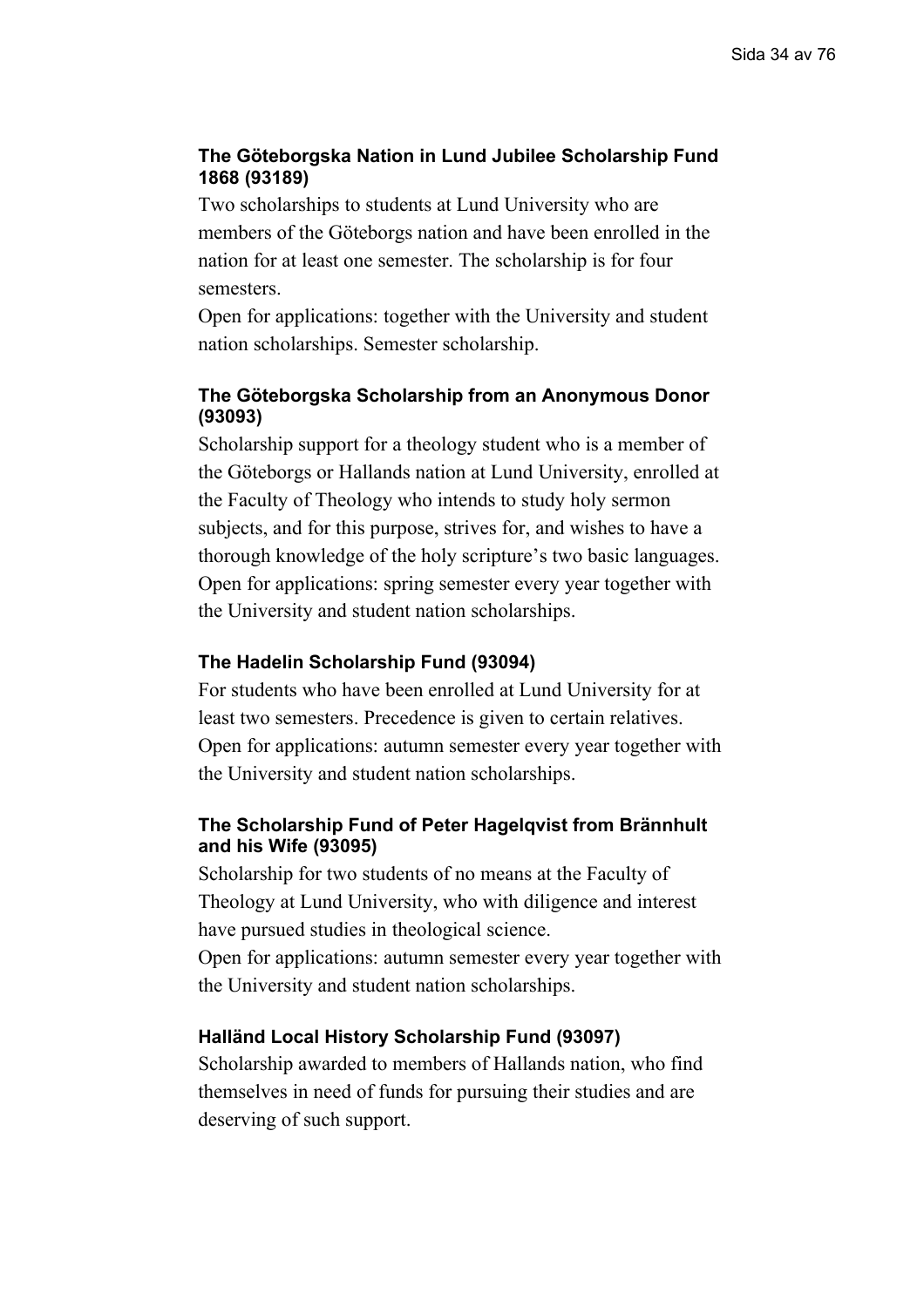### The Göteborgska Nation in Lund Jubilee Scholarship Fund 1868 (93189)

Two scholarships to students at Lund University who are members of the Göteborgs nation and have been enrolled in the nation for at least one semester. The scholarship is for four semesters.
Open for applications: together with the University and student nation scholarships. Semester scholarship.

### The Göteborgska Scholarship from an Anonymous Donor (93093)

Scholarship support for a theology student who is a member of the Göteborgs or Hallands nation at Lund University, enrolled at the Faculty of Theology who intends to study holy sermon subjects, and for this purpose, strives for, and wishes to have a thorough knowledge of the holy scripture's two basic languages.
Open for applications: spring semester every year together with the University and student nation scholarships.

### The Hadelin Scholarship Fund (93094)

For students who have been enrolled at Lund University for at least two semesters. Precedence is given to certain relatives.
Open for applications: autumn semester every year together with the University and student nation scholarships.

### The Scholarship Fund of Peter Hagelqvist from Brännhult and his Wife (93095)

Scholarship for two students of no means at the Faculty of Theology at Lund University, who with diligence and interest have pursued studies in theological science.
Open for applications: autumn semester every year together with the University and student nation scholarships.

### Halländ Local History Scholarship Fund (93097)

Scholarship awarded to members of Hallands nation, who find themselves in need of funds for pursuing their studies and are deserving of such support.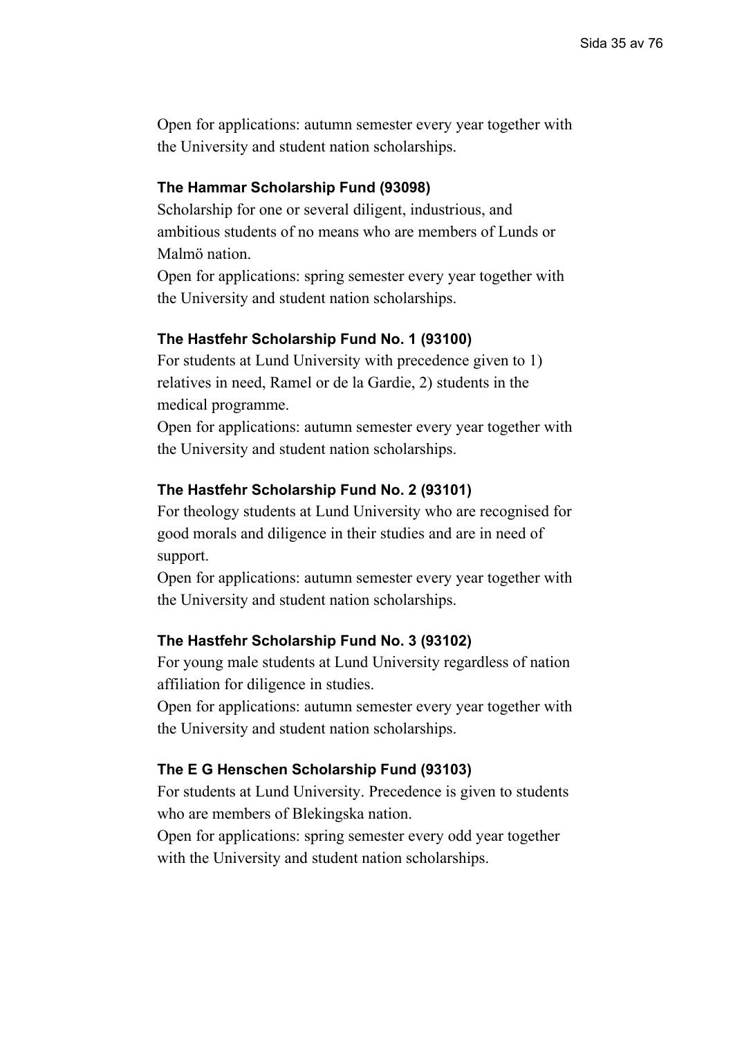Open for applications: autumn semester every year together with the University and student nation scholarships.

**The Hammar Scholarship Fund (93098)**

Scholarship for one or several diligent, industrious, and ambitious students of no means who are members of Lunds or Malmö nation.

Open for applications: spring semester every year together with the University and student nation scholarships.

**The Hastfehr Scholarship Fund No. 1 (93100)**

For students at Lund University with precedence given to 1) relatives in need, Ramel or de la Gardie, 2) students in the medical programme.

Open for applications: autumn semester every year together with the University and student nation scholarships.

**The Hastfehr Scholarship Fund No. 2 (93101)**

For theology students at Lund University who are recognised for good morals and diligence in their studies and are in need of support.

Open for applications: autumn semester every year together with the University and student nation scholarships.

**The Hastfehr Scholarship Fund No. 3 (93102)**

For young male students at Lund University regardless of nation affiliation for diligence in studies.

Open for applications: autumn semester every year together with the University and student nation scholarships.

**The E G Henschen Scholarship Fund (93103)**

For students at Lund University. Precedence is given to students who are members of Blekingska nation.

Open for applications: spring semester every odd year together with the University and student nation scholarships.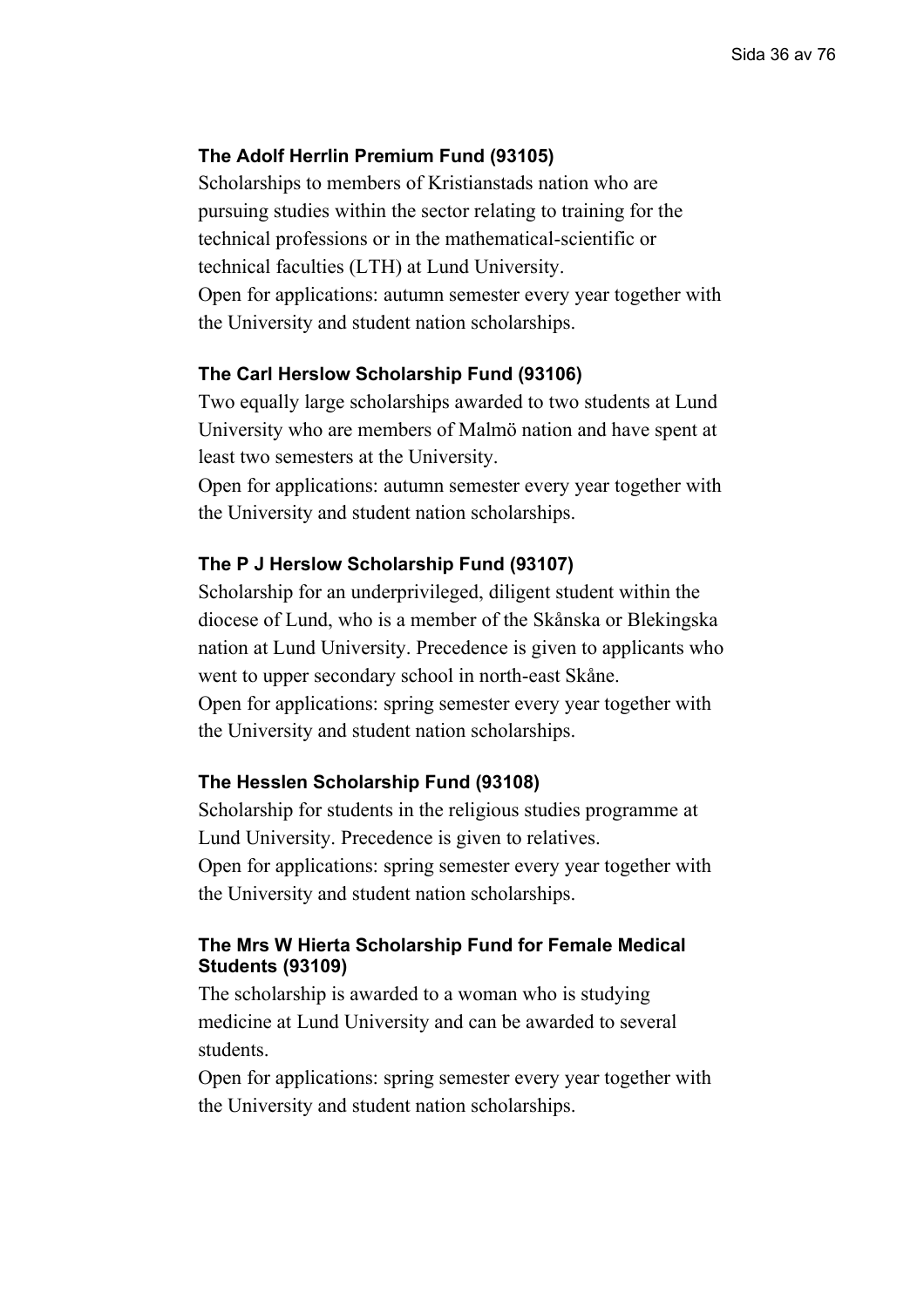### The Adolf Herrlin Premium Fund (93105)

Scholarships to members of Kristianstads nation who are pursuing studies within the sector relating to training for the technical professions or in the mathematical-scientific or technical faculties (LTH) at Lund University.
Open for applications: autumn semester every year together with the University and student nation scholarships.

### The Carl Herslow Scholarship Fund (93106)

Two equally large scholarships awarded to two students at Lund University who are members of Malmö nation and have spent at least two semesters at the University.
Open for applications: autumn semester every year together with the University and student nation scholarships.

### The P J Herslow Scholarship Fund (93107)

Scholarship for an underprivileged, diligent student within the diocese of Lund, who is a member of the Skånska or Blekingska nation at Lund University. Precedence is given to applicants who went to upper secondary school in north-east Skåne.
Open for applications: spring semester every year together with the University and student nation scholarships.

### The Hesslen Scholarship Fund (93108)

Scholarship for students in the religious studies programme at Lund University. Precedence is given to relatives.
Open for applications: spring semester every year together with the University and student nation scholarships.

### The Mrs W Hierta Scholarship Fund for Female Medical Students (93109)

The scholarship is awarded to a woman who is studying medicine at Lund University and can be awarded to several students.
Open for applications: spring semester every year together with the University and student nation scholarships.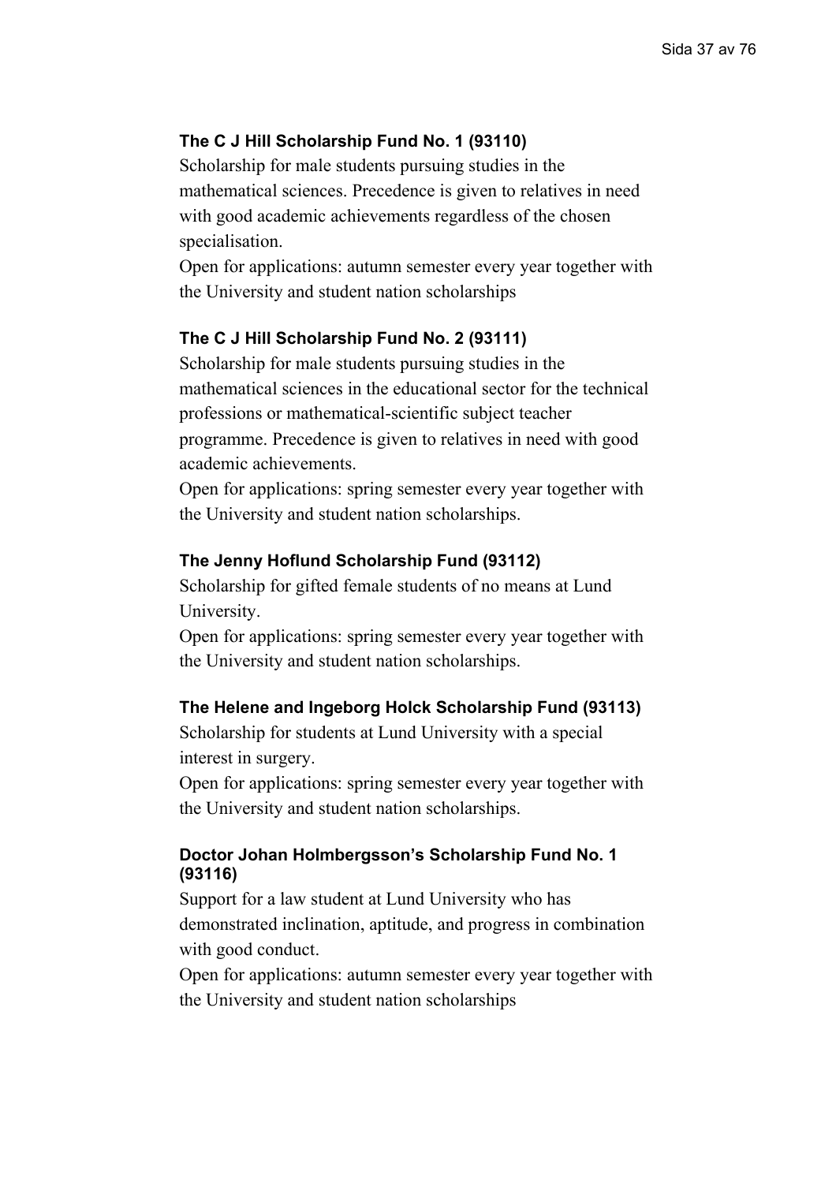### The C J Hill Scholarship Fund No. 1 (93110)

Scholarship for male students pursuing studies in the mathematical sciences. Precedence is given to relatives in need with good academic achievements regardless of the chosen specialisation.

Open for applications: autumn semester every year together with the University and student nation scholarships

### The C J Hill Scholarship Fund No. 2 (93111)

Scholarship for male students pursuing studies in the mathematical sciences in the educational sector for the technical professions or mathematical-scientific subject teacher programme. Precedence is given to relatives in need with good academic achievements.

Open for applications: spring semester every year together with the University and student nation scholarships.

### The Jenny Hoflund Scholarship Fund (93112)

Scholarship for gifted female students of no means at Lund University.

Open for applications: spring semester every year together with the University and student nation scholarships.

### The Helene and Ingeborg Holck Scholarship Fund (93113)

Scholarship for students at Lund University with a special interest in surgery.

Open for applications: spring semester every year together with the University and student nation scholarships.

### Doctor Johan Holmbergsson's Scholarship Fund No. 1 (93116)

Support for a law student at Lund University who has demonstrated inclination, aptitude, and progress in combination with good conduct.

Open for applications: autumn semester every year together with the University and student nation scholarships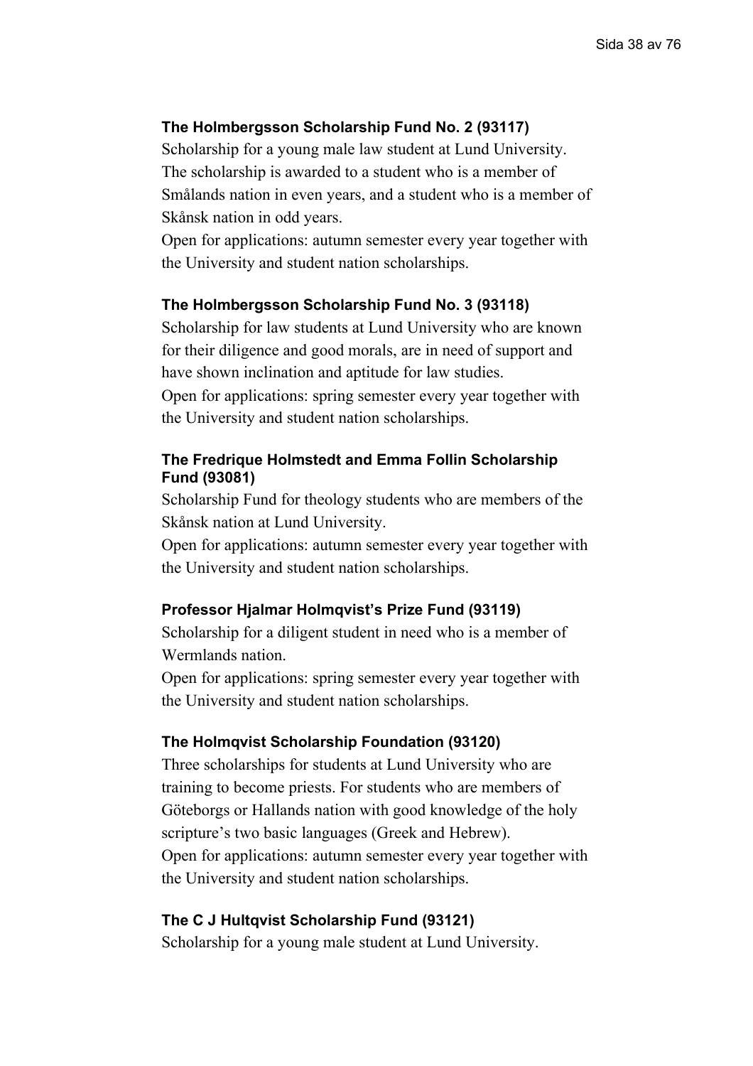**The Holmbergsson Scholarship Fund No. 2 (93117)**

Scholarship for a young male law student at Lund University. The scholarship is awarded to a student who is a member of Smålands nation in even years, and a student who is a member of Skånsk nation in odd years.

Open for applications: autumn semester every year together with the University and student nation scholarships.

**The Holmbergsson Scholarship Fund No. 3 (93118)**

Scholarship for law students at Lund University who are known for their diligence and good morals, are in need of support and have shown inclination and aptitude for law studies.

Open for applications: spring semester every year together with the University and student nation scholarships.

**The Fredrique Holmstedt and Emma Follin Scholarship Fund (93081)**

Scholarship Fund for theology students who are members of the Skånsk nation at Lund University.

Open for applications: autumn semester every year together with the University and student nation scholarships.

**Professor Hjalmar Holmqvist's Prize Fund (93119)**

Scholarship for a diligent student in need who is a member of Wermlands nation.

Open for applications: spring semester every year together with the University and student nation scholarships.

**The Holmqvist Scholarship Foundation (93120)**

Three scholarships for students at Lund University who are training to become priests. For students who are members of Göteborgs or Hallands nation with good knowledge of the holy scripture's two basic languages (Greek and Hebrew).

Open for applications: autumn semester every year together with the University and student nation scholarships.

**The C J Hultqvist Scholarship Fund (93121)**

Scholarship for a young male student at Lund University.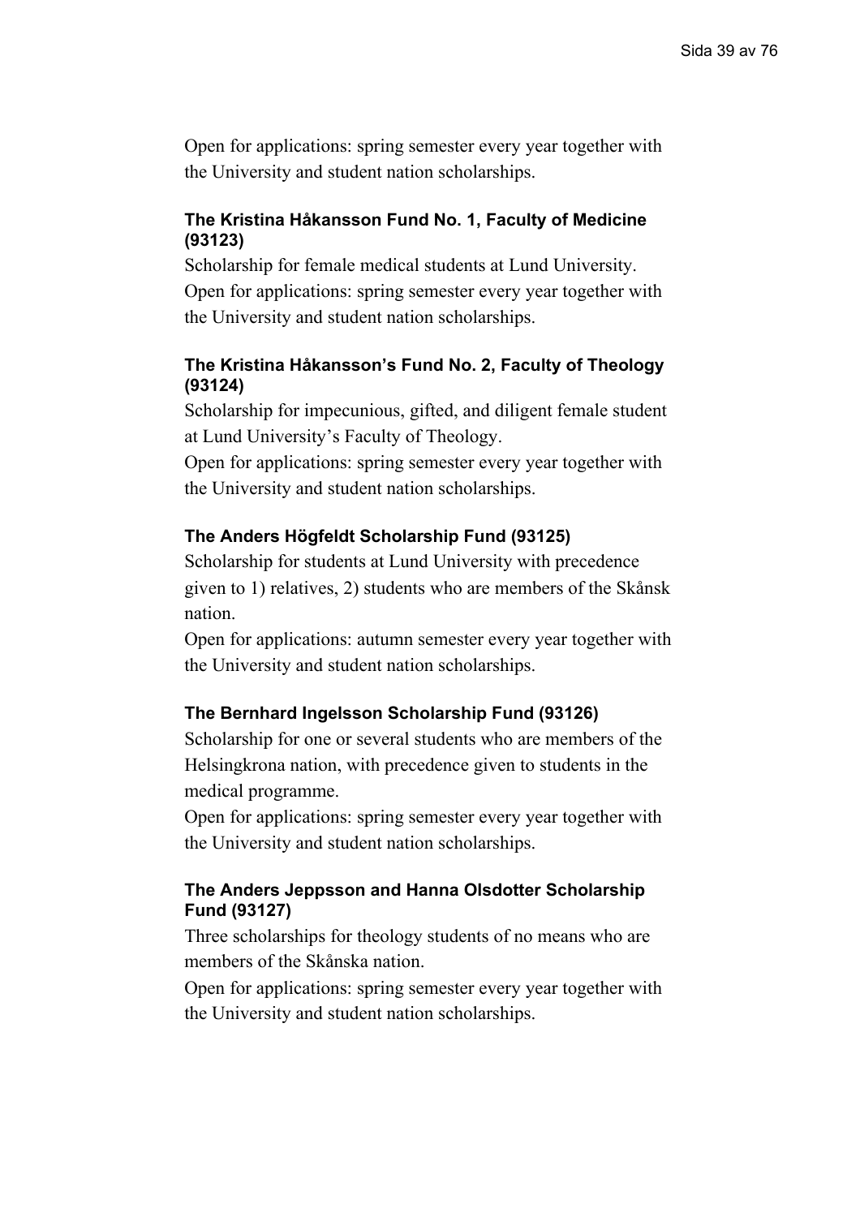Open for applications: spring semester every year together with the University and student nation scholarships.

### The Kristina Håkansson Fund No. 1, Faculty of Medicine (93123)

Scholarship for female medical students at Lund University.
Open for applications: spring semester every year together with the University and student nation scholarships.

### The Kristina Håkansson's Fund No. 2, Faculty of Theology (93124)

Scholarship for impecunious, gifted, and diligent female student at Lund University's Faculty of Theology.
Open for applications: spring semester every year together with the University and student nation scholarships.

### The Anders Högfeldt Scholarship Fund (93125)

Scholarship for students at Lund University with precedence given to 1) relatives, 2) students who are members of the Skånsk nation.
Open for applications: autumn semester every year together with the University and student nation scholarships.

### The Bernhard Ingelsson Scholarship Fund (93126)

Scholarship for one or several students who are members of the Helsingkrona nation, with precedence given to students in the medical programme.
Open for applications: spring semester every year together with the University and student nation scholarships.

### The Anders Jeppsson and Hanna Olsdotter Scholarship Fund (93127)

Three scholarships for theology students of no means who are members of the Skånska nation.
Open for applications: spring semester every year together with the University and student nation scholarships.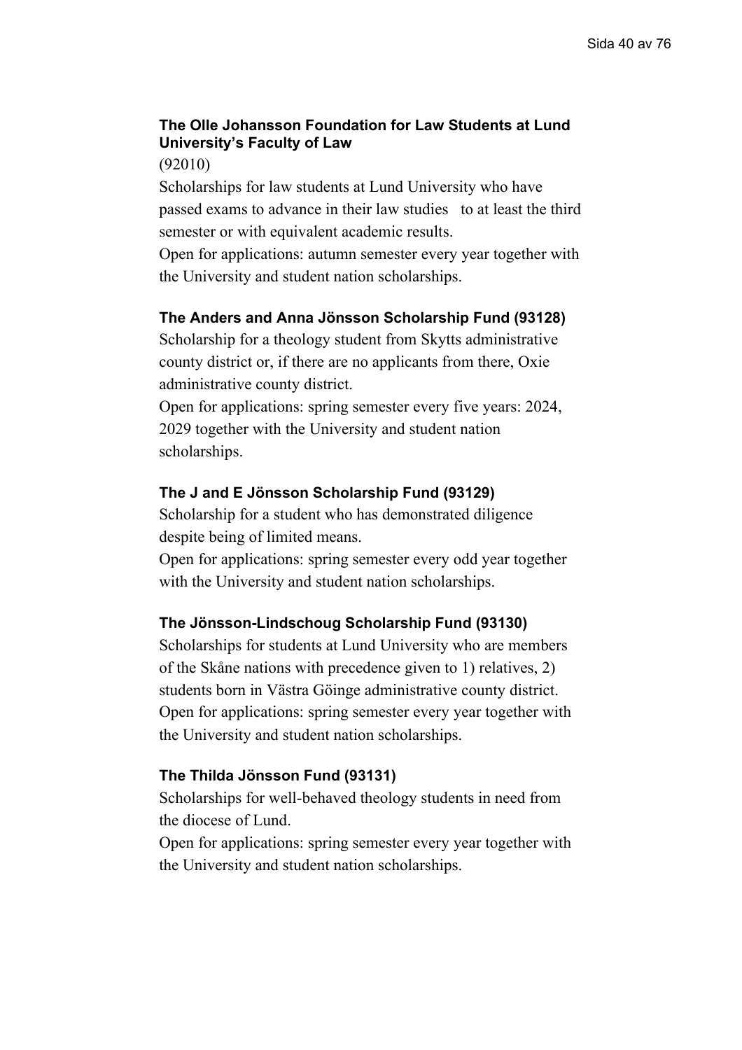**The Olle Johansson Foundation for Law Students at Lund University's Faculty of Law**

(92010)

Scholarships for law students at Lund University who have passed exams to advance in their law studies to at least the third semester or with equivalent academic results.

Open for applications: autumn semester every year together with the University and student nation scholarships.

**The Anders and Anna Jönsson Scholarship Fund (93128)**

Scholarship for a theology student from Skytts administrative county district or, if there are no applicants from there, Oxie administrative county district.

Open for applications: spring semester every five years: 2024, 2029 together with the University and student nation scholarships.

**The J and E Jönsson Scholarship Fund (93129)**

Scholarship for a student who has demonstrated diligence despite being of limited means.

Open for applications: spring semester every odd year together with the University and student nation scholarships.

**The Jönsson-Lindschoug Scholarship Fund (93130)**

Scholarships for students at Lund University who are members of the Skåne nations with precedence given to 1) relatives, 2) students born in Västra Göinge administrative county district.

Open for applications: spring semester every year together with the University and student nation scholarships.

**The Thilda Jönsson Fund (93131)**

Scholarships for well-behaved theology students in need from the diocese of Lund.

Open for applications: spring semester every year together with the University and student nation scholarships.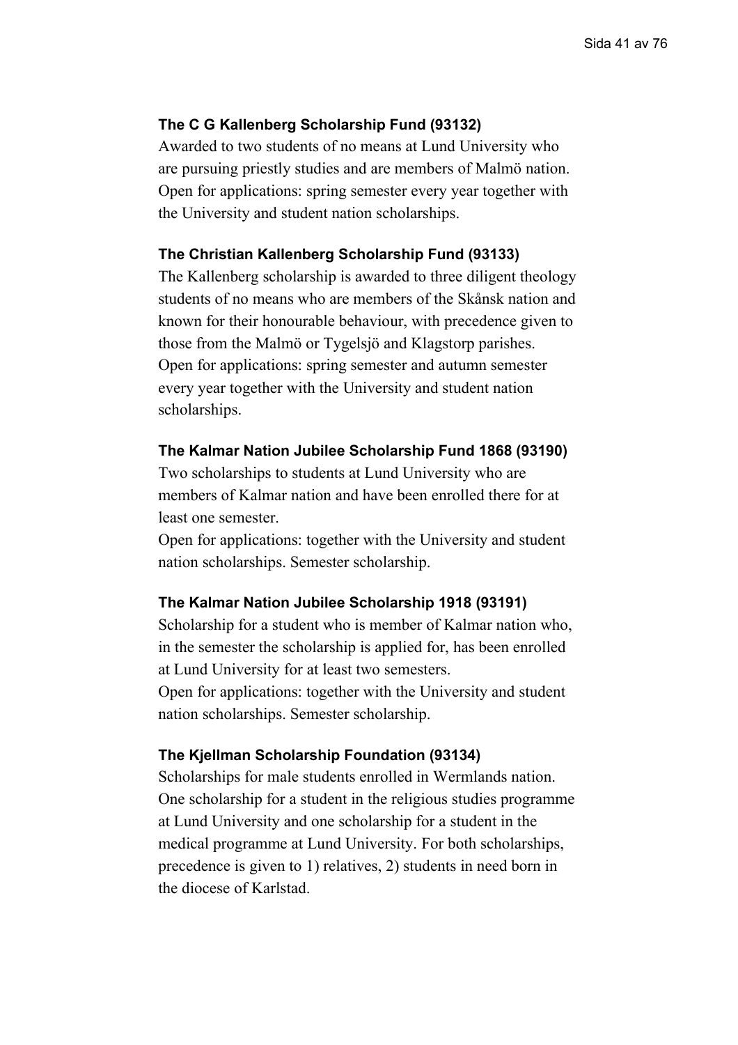### The C G Kallenberg Scholarship Fund (93132)

Awarded to two students of no means at Lund University who are pursuing priestly studies and are members of Malmö nation. Open for applications: spring semester every year together with the University and student nation scholarships.

### The Christian Kallenberg Scholarship Fund (93133)

The Kallenberg scholarship is awarded to three diligent theology students of no means who are members of the Skånsk nation and known for their honourable behaviour, with precedence given to those from the Malmö or Tygelsjö and Klagstorp parishes. Open for applications: spring semester and autumn semester every year together with the University and student nation scholarships.

### The Kalmar Nation Jubilee Scholarship Fund 1868 (93190)

Two scholarships to students at Lund University who are members of Kalmar nation and have been enrolled there for at least one semester.

Open for applications: together with the University and student nation scholarships. Semester scholarship.

### The Kalmar Nation Jubilee Scholarship 1918 (93191)

Scholarship for a student who is member of Kalmar nation who, in the semester the scholarship is applied for, has been enrolled at Lund University for at least two semesters.

Open for applications: together with the University and student nation scholarships. Semester scholarship.

### The Kjellman Scholarship Foundation (93134)

Scholarships for male students enrolled in Wermlands nation. One scholarship for a student in the religious studies programme at Lund University and one scholarship for a student in the medical programme at Lund University. For both scholarships, precedence is given to 1) relatives, 2) students in need born in the diocese of Karlstad.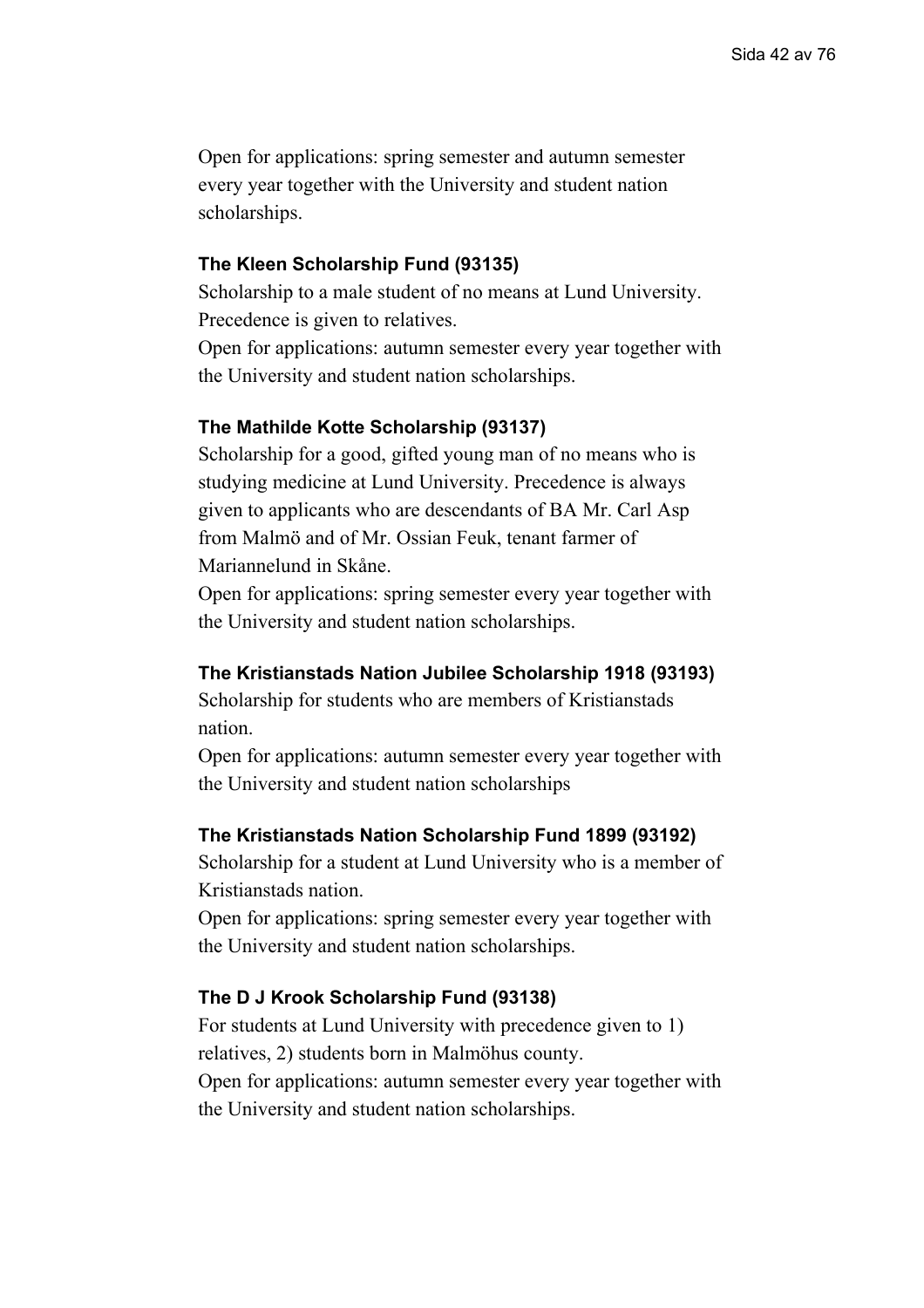Open for applications: spring semester and autumn semester every year together with the University and student nation scholarships.

### The Kleen Scholarship Fund (93135)

Scholarship to a male student of no means at Lund University. Precedence is given to relatives.
Open for applications: autumn semester every year together with the University and student nation scholarships.

### The Mathilde Kotte Scholarship (93137)

Scholarship for a good, gifted young man of no means who is studying medicine at Lund University. Precedence is always given to applicants who are descendants of BA Mr. Carl Asp from Malmö and of Mr. Ossian Feuk, tenant farmer of Mariannelund in Skåne.
Open for applications: spring semester every year together with the University and student nation scholarships.

### The Kristianstads Nation Jubilee Scholarship 1918 (93193)

Scholarship for students who are members of Kristianstads nation.
Open for applications: autumn semester every year together with the University and student nation scholarships

### The Kristianstads Nation Scholarship Fund 1899 (93192)

Scholarship for a student at Lund University who is a member of Kristianstads nation.
Open for applications: spring semester every year together with the University and student nation scholarships.

### The D J Krook Scholarship Fund (93138)

For students at Lund University with precedence given to 1) relatives, 2) students born in Malmöhus county.
Open for applications: autumn semester every year together with the University and student nation scholarships.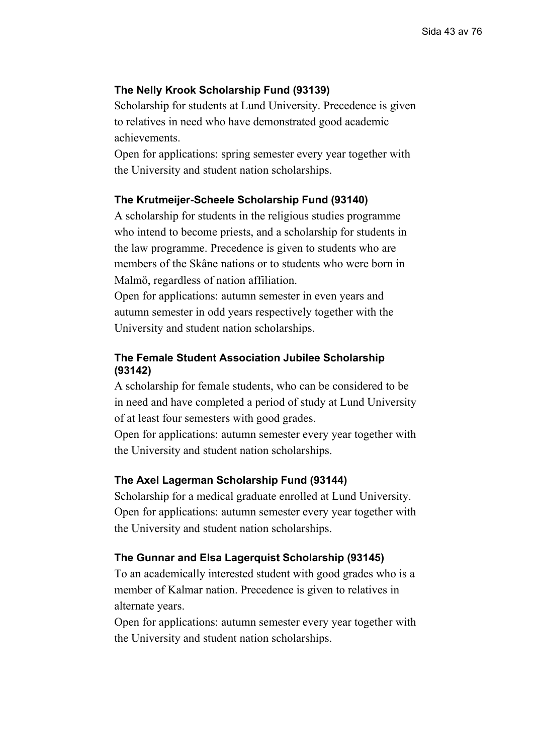### The Nelly Krook Scholarship Fund (93139)

Scholarship for students at Lund University. Precedence is given to relatives in need who have demonstrated good academic achievements.

Open for applications: spring semester every year together with the University and student nation scholarships.

### The Krutmeijer-Scheele Scholarship Fund (93140)

A scholarship for students in the religious studies programme who intend to become priests, and a scholarship for students in the law programme. Precedence is given to students who are members of the Skåne nations or to students who were born in Malmö, regardless of nation affiliation.

Open for applications: autumn semester in even years and autumn semester in odd years respectively together with the University and student nation scholarships.

### The Female Student Association Jubilee Scholarship (93142)

A scholarship for female students, who can be considered to be in need and have completed a period of study at Lund University of at least four semesters with good grades.

Open for applications: autumn semester every year together with the University and student nation scholarships.

### The Axel Lagerman Scholarship Fund (93144)

Scholarship for a medical graduate enrolled at Lund University.

Open for applications: autumn semester every year together with the University and student nation scholarships.

### The Gunnar and Elsa Lagerquist Scholarship (93145)

To an academically interested student with good grades who is a member of Kalmar nation. Precedence is given to relatives in alternate years.

Open for applications: autumn semester every year together with the University and student nation scholarships.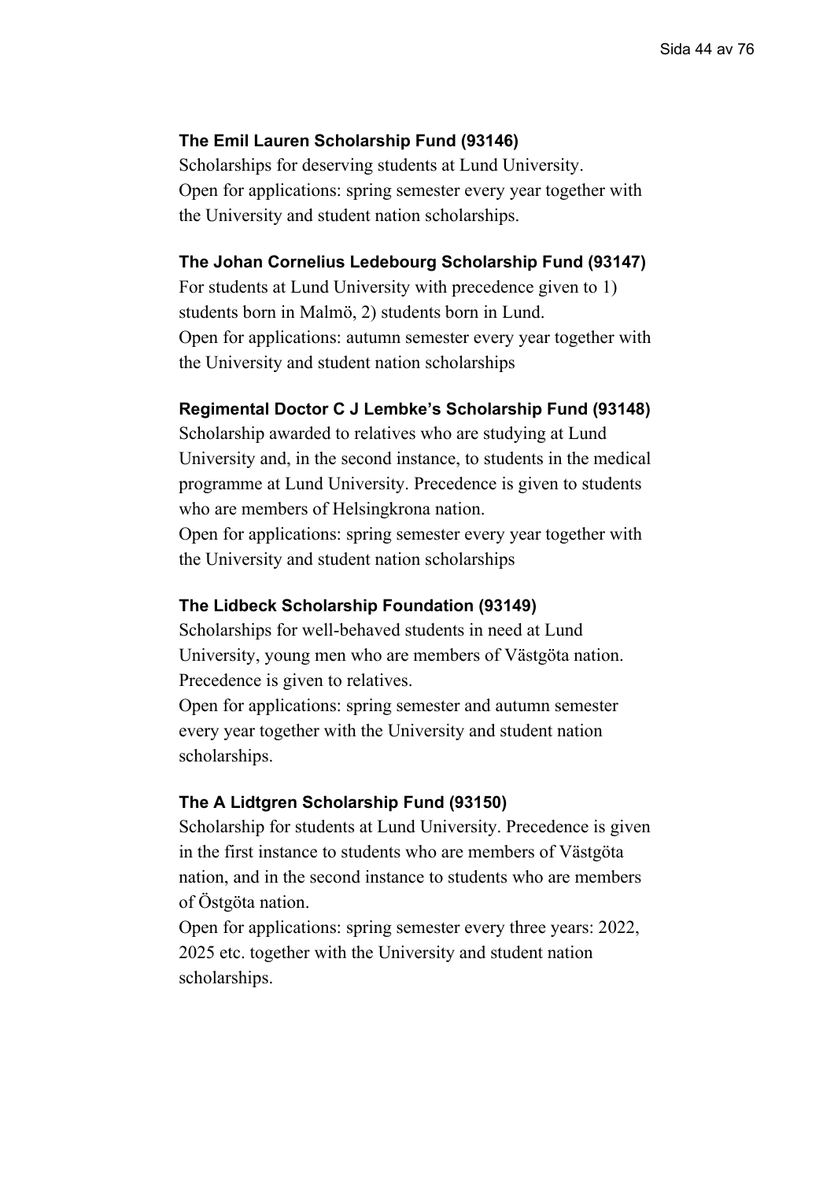**The Emil Lauren Scholarship Fund (93146)**

Scholarships for deserving students at Lund University.
Open for applications: spring semester every year together with the University and student nation scholarships.

**The Johan Cornelius Ledebourg Scholarship Fund (93147)**

For students at Lund University with precedence given to 1) students born in Malmö, 2) students born in Lund.
Open for applications: autumn semester every year together with the University and student nation scholarships

**Regimental Doctor C J Lembke's Scholarship Fund (93148)**

Scholarship awarded to relatives who are studying at Lund University and, in the second instance, to students in the medical programme at Lund University. Precedence is given to students who are members of Helsingkrona nation.
Open for applications: spring semester every year together with the University and student nation scholarships

**The Lidbeck Scholarship Foundation (93149)**

Scholarships for well-behaved students in need at Lund University, young men who are members of Västgöta nation. Precedence is given to relatives.
Open for applications: spring semester and autumn semester every year together with the University and student nation scholarships.

**The A Lidtgren Scholarship Fund (93150)**

Scholarship for students at Lund University. Precedence is given in the first instance to students who are members of Västgöta nation, and in the second instance to students who are members of Östgöta nation.
Open for applications: spring semester every three years: 2022, 2025 etc. together with the University and student nation scholarships.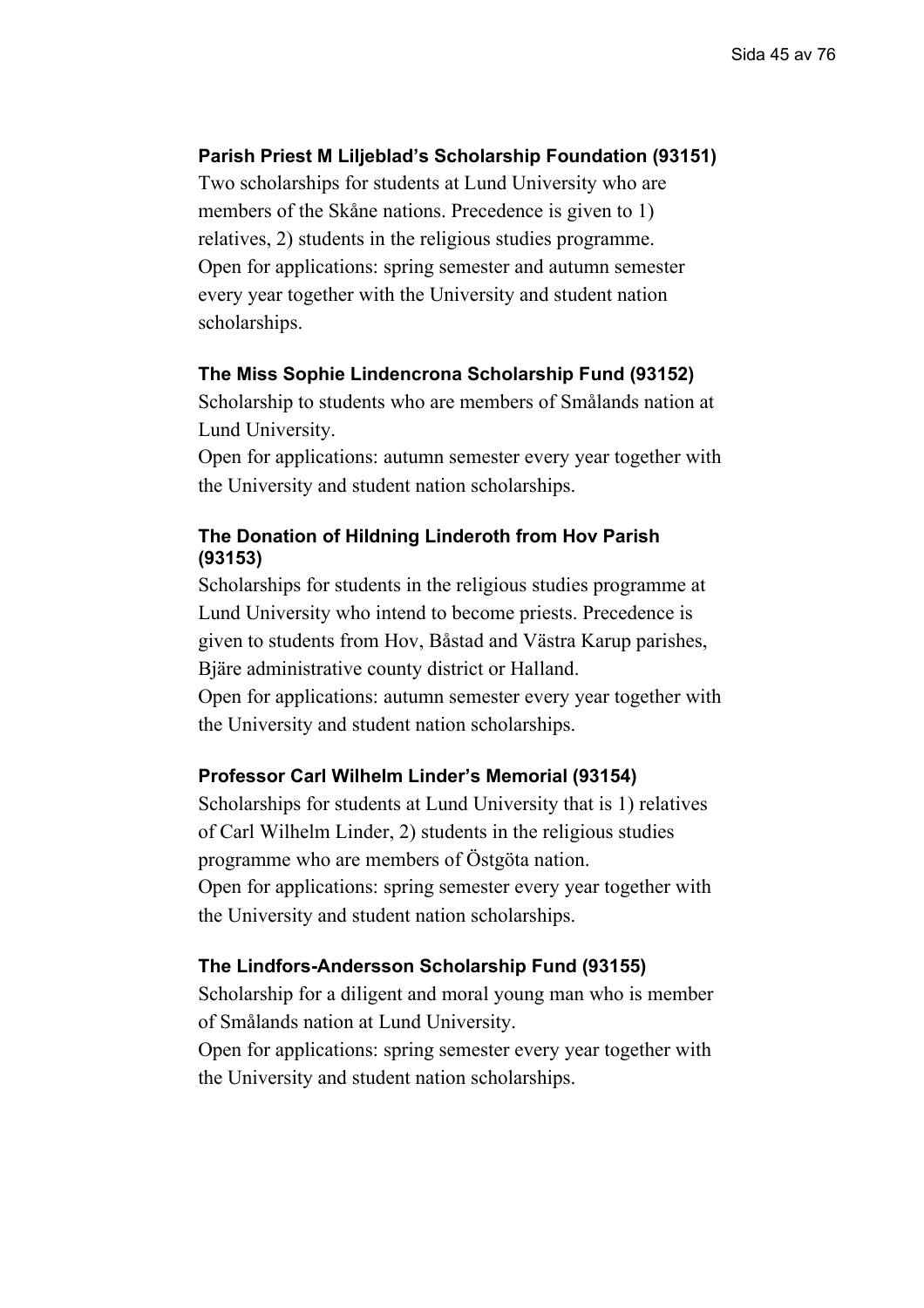### Parish Priest M Liljeblad's Scholarship Foundation (93151)

Two scholarships for students at Lund University who are members of the Skåne nations. Precedence is given to 1) relatives, 2) students in the religious studies programme.
Open for applications: spring semester and autumn semester every year together with the University and student nation scholarships.

### The Miss Sophie Lindencrona Scholarship Fund (93152)

Scholarship to students who are members of Smålands nation at Lund University.
Open for applications: autumn semester every year together with the University and student nation scholarships.

### The Donation of Hildning Linderoth from Hov Parish (93153)

Scholarships for students in the religious studies programme at Lund University who intend to become priests. Precedence is given to students from Hov, Båstad and Västra Karup parishes, Bjäre administrative county district or Halland.
Open for applications: autumn semester every year together with the University and student nation scholarships.

### Professor Carl Wilhelm Linder's Memorial (93154)

Scholarships for students at Lund University that is 1) relatives of Carl Wilhelm Linder, 2) students in the religious studies programme who are members of Östgöta nation.
Open for applications: spring semester every year together with the University and student nation scholarships.

### The Lindfors-Andersson Scholarship Fund (93155)

Scholarship for a diligent and moral young man who is member of Smålands nation at Lund University.
Open for applications: spring semester every year together with the University and student nation scholarships.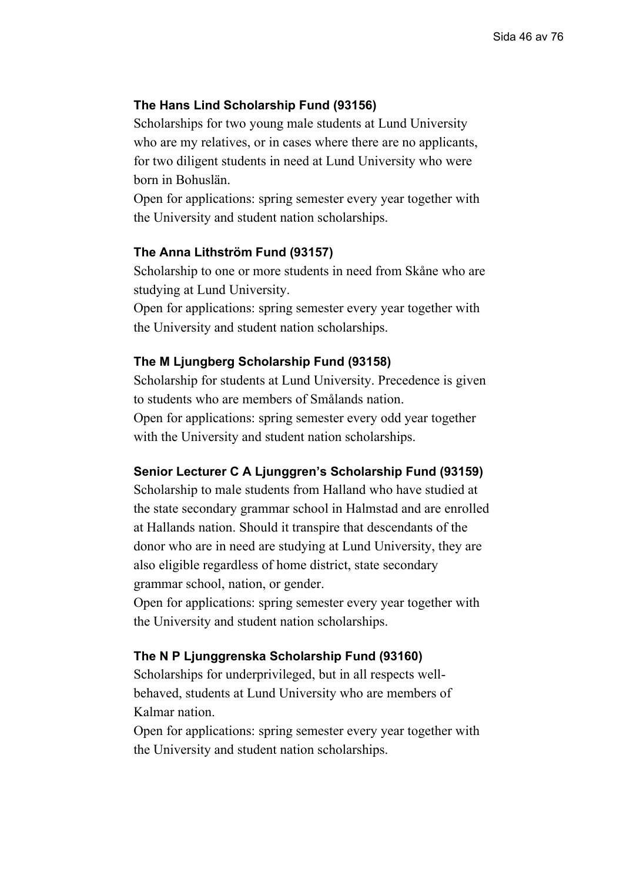### The Hans Lind Scholarship Fund (93156)

Scholarships for two young male students at Lund University who are my relatives, or in cases where there are no applicants, for two diligent students in need at Lund University who were born in Bohuslän.

Open for applications: spring semester every year together with the University and student nation scholarships.

### The Anna Lithström Fund (93157)

Scholarship to one or more students in need from Skåne who are studying at Lund University.

Open for applications: spring semester every year together with the University and student nation scholarships.

### The M Ljungberg Scholarship Fund (93158)

Scholarship for students at Lund University. Precedence is given to students who are members of Smålands nation.

Open for applications: spring semester every odd year together with the University and student nation scholarships.

### Senior Lecturer C A Ljunggren's Scholarship Fund (93159)

Scholarship to male students from Halland who have studied at the state secondary grammar school in Halmstad and are enrolled at Hallands nation. Should it transpire that descendants of the donor who are in need are studying at Lund University, they are also eligible regardless of home district, state secondary grammar school, nation, or gender.

Open for applications: spring semester every year together with the University and student nation scholarships.

### The N P Ljunggrenska Scholarship Fund (93160)

Scholarships for underprivileged, but in all respects well-behaved, students at Lund University who are members of Kalmar nation.

Open for applications: spring semester every year together with the University and student nation scholarships.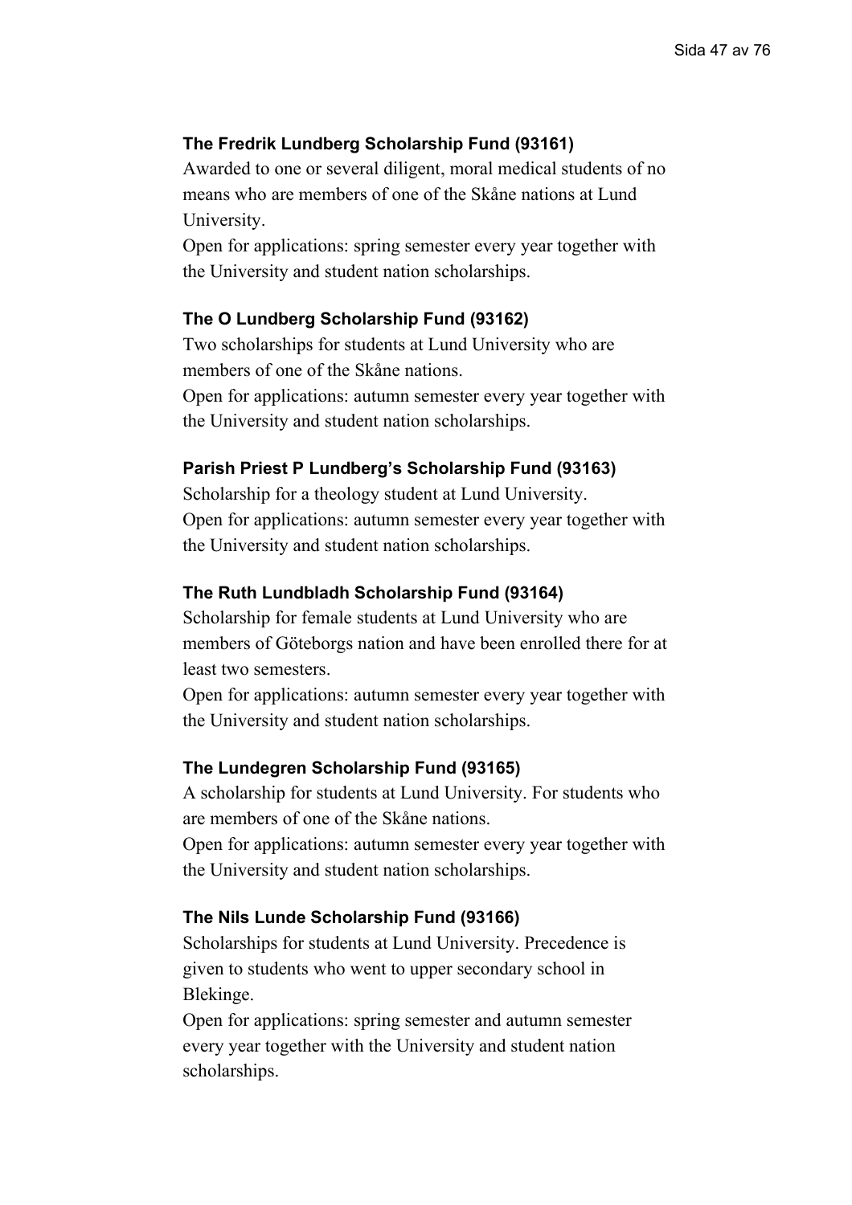### The Fredrik Lundberg Scholarship Fund (93161)

Awarded to one or several diligent, moral medical students of no means who are members of one of the Skåne nations at Lund University.

Open for applications: spring semester every year together with the University and student nation scholarships.

### The O Lundberg Scholarship Fund (93162)

Two scholarships for students at Lund University who are members of one of the Skåne nations.

Open for applications: autumn semester every year together with the University and student nation scholarships.

### Parish Priest P Lundberg's Scholarship Fund (93163)

Scholarship for a theology student at Lund University.

Open for applications: autumn semester every year together with the University and student nation scholarships.

### The Ruth Lundbladh Scholarship Fund (93164)

Scholarship for female students at Lund University who are members of Göteborgs nation and have been enrolled there for at least two semesters.

Open for applications: autumn semester every year together with the University and student nation scholarships.

### The Lundegren Scholarship Fund (93165)

A scholarship for students at Lund University. For students who are members of one of the Skåne nations.

Open for applications: autumn semester every year together with the University and student nation scholarships.

### The Nils Lunde Scholarship Fund (93166)

Scholarships for students at Lund University. Precedence is given to students who went to upper secondary school in Blekinge.

Open for applications: spring semester and autumn semester every year together with the University and student nation scholarships.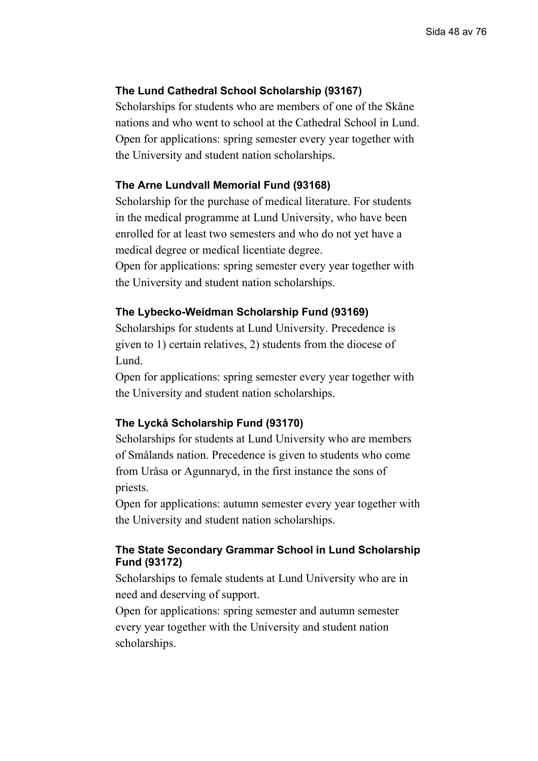**The Lund Cathedral School Scholarship (93167)**

Scholarships for students who are members of one of the Skåne nations and who went to school at the Cathedral School in Lund. Open for applications: spring semester every year together with the University and student nation scholarships.

**The Arne Lundvall Memorial Fund (93168)**

Scholarship for the purchase of medical literature. For students in the medical programme at Lund University, who have been enrolled for at least two semesters and who do not yet have a medical degree or medical licentiate degree.
Open for applications: spring semester every year together with the University and student nation scholarships.

**The Lybecko-Weidman Scholarship Fund (93169)**

Scholarships for students at Lund University. Precedence is given to 1) certain relatives, 2) students from the diocese of Lund.
Open for applications: spring semester every year together with the University and student nation scholarships.

**The Lyckå Scholarship Fund (93170)**

Scholarships for students at Lund University who are members of Smålands nation. Precedence is given to students who come from Uråsa or Agunnaryd, in the first instance the sons of priests.
Open for applications: autumn semester every year together with the University and student nation scholarships.

**The State Secondary Grammar School in Lund Scholarship Fund (93172)**

Scholarships to female students at Lund University who are in need and deserving of support.
Open for applications: spring semester and autumn semester every year together with the University and student nation scholarships.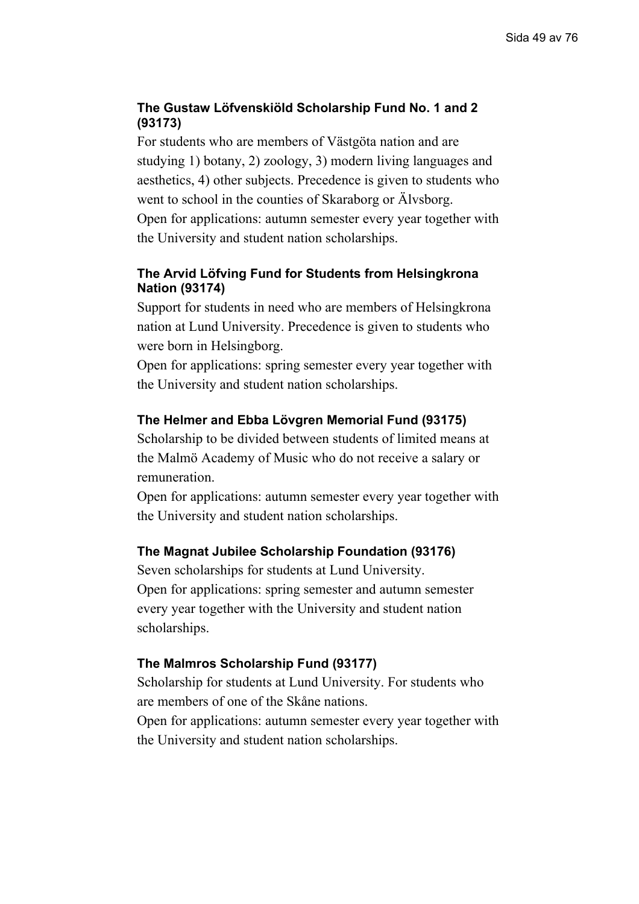### The Gustaw Löfvenskiöld Scholarship Fund No. 1 and 2 (93173)

For students who are members of Västgöta nation and are studying 1) botany, 2) zoology, 3) modern living languages and aesthetics, 4) other subjects. Precedence is given to students who went to school in the counties of Skaraborg or Älvsborg.
Open for applications: autumn semester every year together with the University and student nation scholarships.

### The Arvid Löfving Fund for Students from Helsingkrona Nation (93174)

Support for students in need who are members of Helsingkrona nation at Lund University. Precedence is given to students who were born in Helsingborg.
Open for applications: spring semester every year together with the University and student nation scholarships.

### The Helmer and Ebba Lövgren Memorial Fund (93175)

Scholarship to be divided between students of limited means at the Malmö Academy of Music who do not receive a salary or remuneration.
Open for applications: autumn semester every year together with the University and student nation scholarships.

### The Magnat Jubilee Scholarship Foundation (93176)

Seven scholarships for students at Lund University.
Open for applications: spring semester and autumn semester every year together with the University and student nation scholarships.

### The Malmros Scholarship Fund (93177)

Scholarship for students at Lund University. For students who are members of one of the Skåne nations.
Open for applications: autumn semester every year together with the University and student nation scholarships.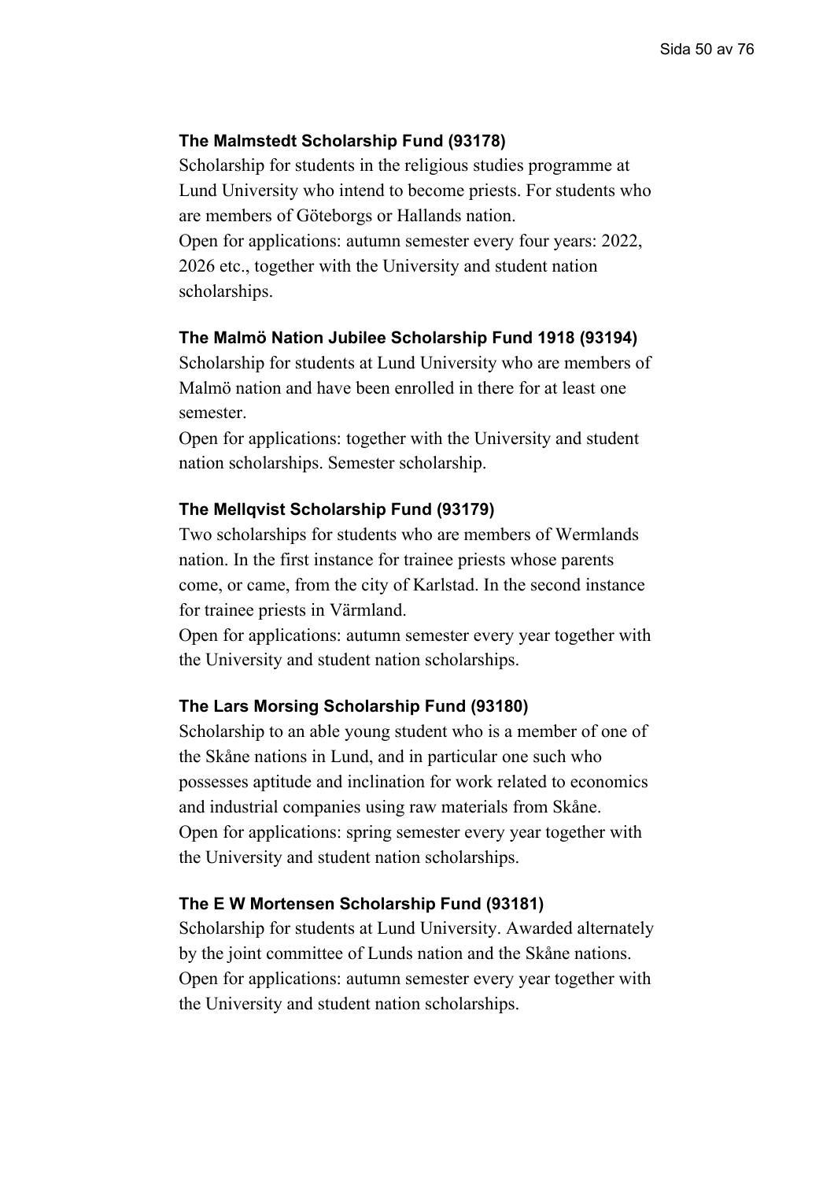**The Malmstedt Scholarship Fund (93178)**

Scholarship for students in the religious studies programme at Lund University who intend to become priests. For students who are members of Göteborgs or Hallands nation.
Open for applications: autumn semester every four years: 2022, 2026 etc., together with the University and student nation scholarships.

**The Malmö Nation Jubilee Scholarship Fund 1918 (93194)**

Scholarship for students at Lund University who are members of Malmö nation and have been enrolled in there for at least one semester.
Open for applications: together with the University and student nation scholarships. Semester scholarship.

**The Mellqvist Scholarship Fund (93179)**

Two scholarships for students who are members of Wermlands nation. In the first instance for trainee priests whose parents come, or came, from the city of Karlstad. In the second instance for trainee priests in Värmland.
Open for applications: autumn semester every year together with the University and student nation scholarships.

**The Lars Morsing Scholarship Fund (93180)**

Scholarship to an able young student who is a member of one of the Skåne nations in Lund, and in particular one such who possesses aptitude and inclination for work related to economics and industrial companies using raw materials from Skåne.
Open for applications: spring semester every year together with the University and student nation scholarships.

**The E W Mortensen Scholarship Fund (93181)**

Scholarship for students at Lund University. Awarded alternately by the joint committee of Lunds nation and the Skåne nations.
Open for applications: autumn semester every year together with the University and student nation scholarships.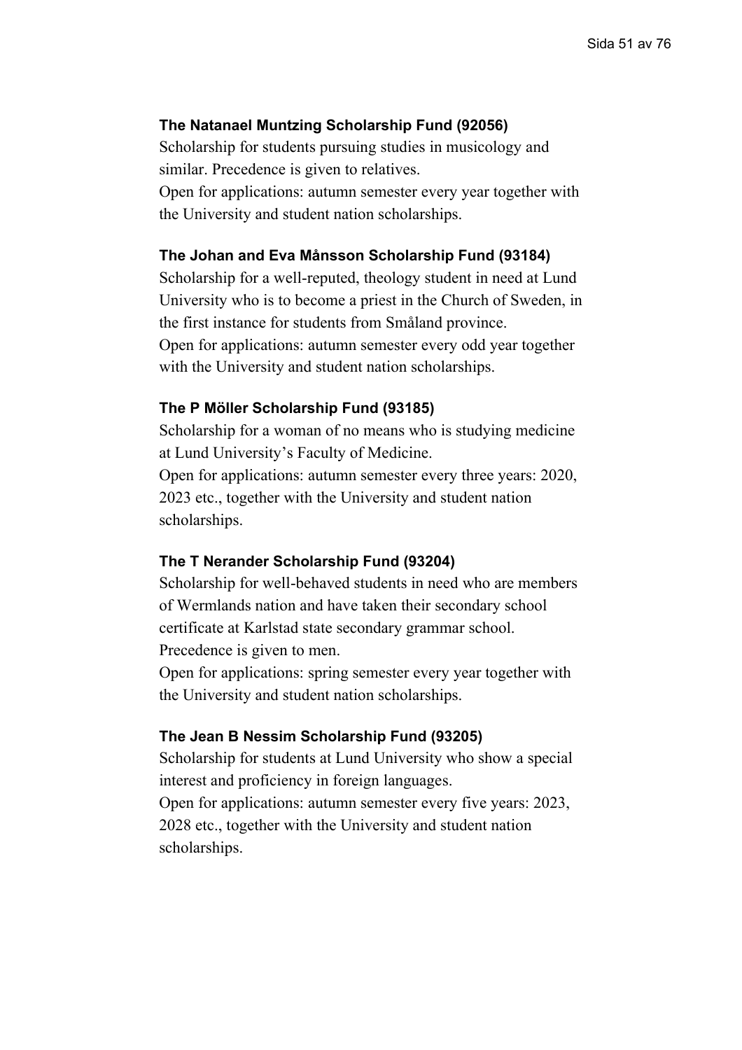**The Natanael Muntzing Scholarship Fund (92056)**

Scholarship for students pursuing studies in musicology and similar. Precedence is given to relatives.
Open for applications: autumn semester every year together with the University and student nation scholarships.

**The Johan and Eva Månsson Scholarship Fund (93184)**

Scholarship for a well-reputed, theology student in need at Lund University who is to become a priest in the Church of Sweden, in the first instance for students from Småland province.
Open for applications: autumn semester every odd year together with the University and student nation scholarships.

**The P Möller Scholarship Fund (93185)**

Scholarship for a woman of no means who is studying medicine at Lund University's Faculty of Medicine.
Open for applications: autumn semester every three years: 2020, 2023 etc., together with the University and student nation scholarships.

**The T Nerander Scholarship Fund (93204)**

Scholarship for well-behaved students in need who are members of Wermlands nation and have taken their secondary school certificate at Karlstad state secondary grammar school. Precedence is given to men.
Open for applications: spring semester every year together with the University and student nation scholarships.

**The Jean B Nessim Scholarship Fund (93205)**

Scholarship for students at Lund University who show a special interest and proficiency in foreign languages.
Open for applications: autumn semester every five years: 2023, 2028 etc., together with the University and student nation scholarships.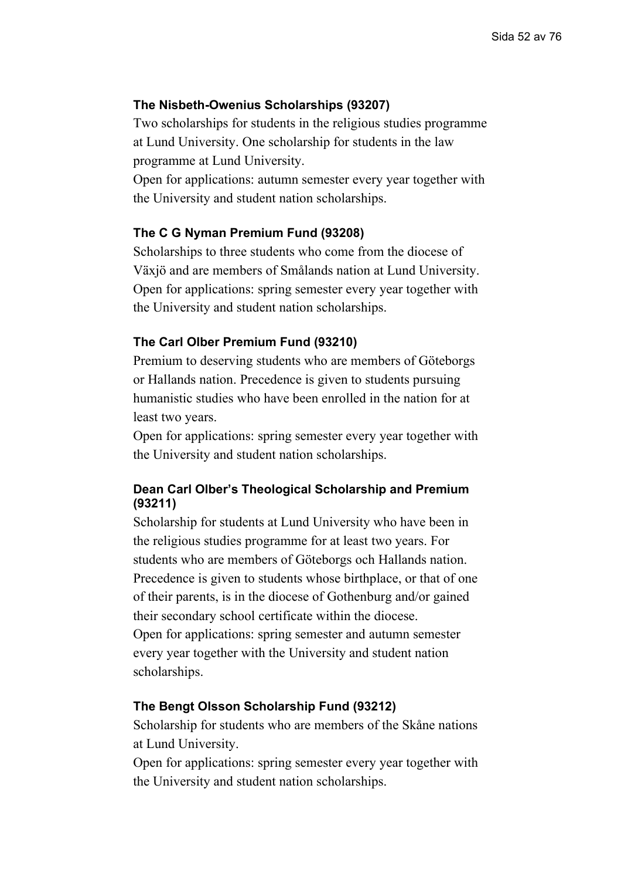### The Nisbeth-Owenius Scholarships (93207)

Two scholarships for students in the religious studies programme at Lund University. One scholarship for students in the law programme at Lund University.

Open for applications: autumn semester every year together with the University and student nation scholarships.

### The C G Nyman Premium Fund (93208)

Scholarships to three students who come from the diocese of Växjö and are members of Smålands nation at Lund University.

Open for applications: spring semester every year together with the University and student nation scholarships.

### The Carl Olber Premium Fund (93210)

Premium to deserving students who are members of Göteborgs or Hallands nation. Precedence is given to students pursuing humanistic studies who have been enrolled in the nation for at least two years.

Open for applications: spring semester every year together with the University and student nation scholarships.

### Dean Carl Olber's Theological Scholarship and Premium (93211)

Scholarship for students at Lund University who have been in the religious studies programme for at least two years. For students who are members of Göteborgs och Hallands nation. Precedence is given to students whose birthplace, or that of one of their parents, is in the diocese of Gothenburg and/or gained their secondary school certificate within the diocese.

Open for applications: spring semester and autumn semester every year together with the University and student nation scholarships.

### The Bengt Olsson Scholarship Fund (93212)

Scholarship for students who are members of the Skåne nations at Lund University.

Open for applications: spring semester every year together with the University and student nation scholarships.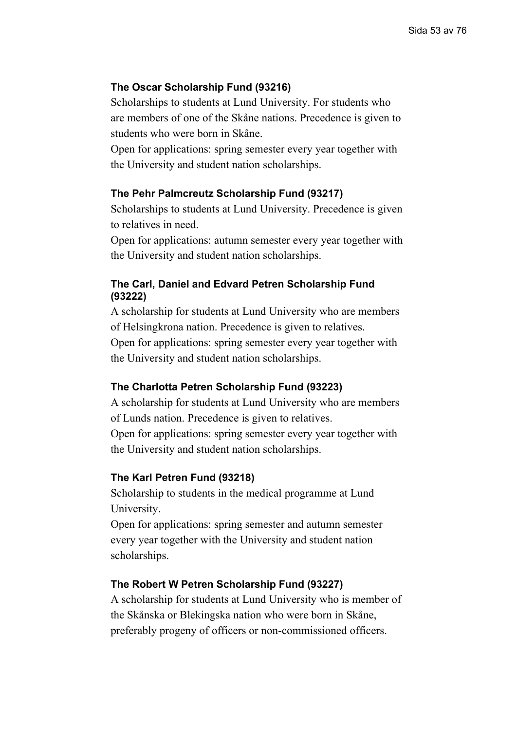### The Oscar Scholarship Fund (93216)

Scholarships to students at Lund University. For students who are members of one of the Skåne nations. Precedence is given to students who were born in Skåne.
Open for applications: spring semester every year together with the University and student nation scholarships.

### The Pehr Palmcreutz Scholarship Fund (93217)

Scholarships to students at Lund University. Precedence is given to relatives in need.
Open for applications: autumn semester every year together with the University and student nation scholarships.

### The Carl, Daniel and Edvard Petren Scholarship Fund (93222)

A scholarship for students at Lund University who are members of Helsingkrona nation. Precedence is given to relatives.
Open for applications: spring semester every year together with the University and student nation scholarships.

### The Charlotta Petren Scholarship Fund (93223)

A scholarship for students at Lund University who are members of Lunds nation. Precedence is given to relatives.
Open for applications: spring semester every year together with the University and student nation scholarships.

### The Karl Petren Fund (93218)

Scholarship to students in the medical programme at Lund University.
Open for applications: spring semester and autumn semester every year together with the University and student nation scholarships.

### The Robert W Petren Scholarship Fund (93227)

A scholarship for students at Lund University who is member of the Skånska or Blekingska nation who were born in Skåne, preferably progeny of officers or non-commissioned officers.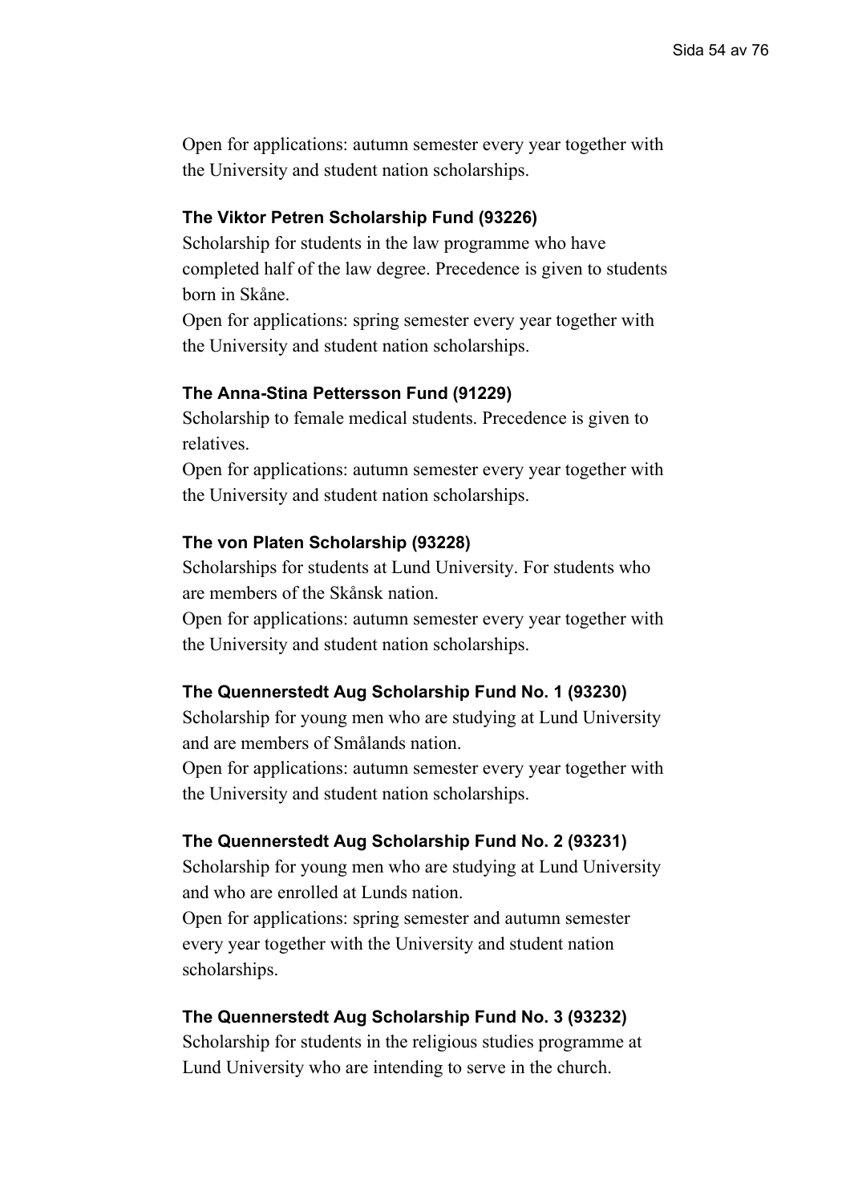Open for applications: autumn semester every year together with the University and student nation scholarships.

### The Viktor Petren Scholarship Fund (93226)

Scholarship for students in the law programme who have completed half of the law degree. Precedence is given to students born in Skåne.
Open for applications: spring semester every year together with the University and student nation scholarships.

### The Anna-Stina Pettersson Fund (91229)

Scholarship to female medical students. Precedence is given to relatives.
Open for applications: autumn semester every year together with the University and student nation scholarships.

### The von Platen Scholarship (93228)

Scholarships for students at Lund University. For students who are members of the Skånsk nation.
Open for applications: autumn semester every year together with the University and student nation scholarships.

### The Quennerstedt Aug Scholarship Fund No. 1 (93230)

Scholarship for young men who are studying at Lund University and are members of Smålands nation.
Open for applications: autumn semester every year together with the University and student nation scholarships.

### The Quennerstedt Aug Scholarship Fund No. 2 (93231)

Scholarship for young men who are studying at Lund University and who are enrolled at Lunds nation.
Open for applications: spring semester and autumn semester every year together with the University and student nation scholarships.

### The Quennerstedt Aug Scholarship Fund No. 3 (93232)

Scholarship for students in the religious studies programme at Lund University who are intending to serve in the church.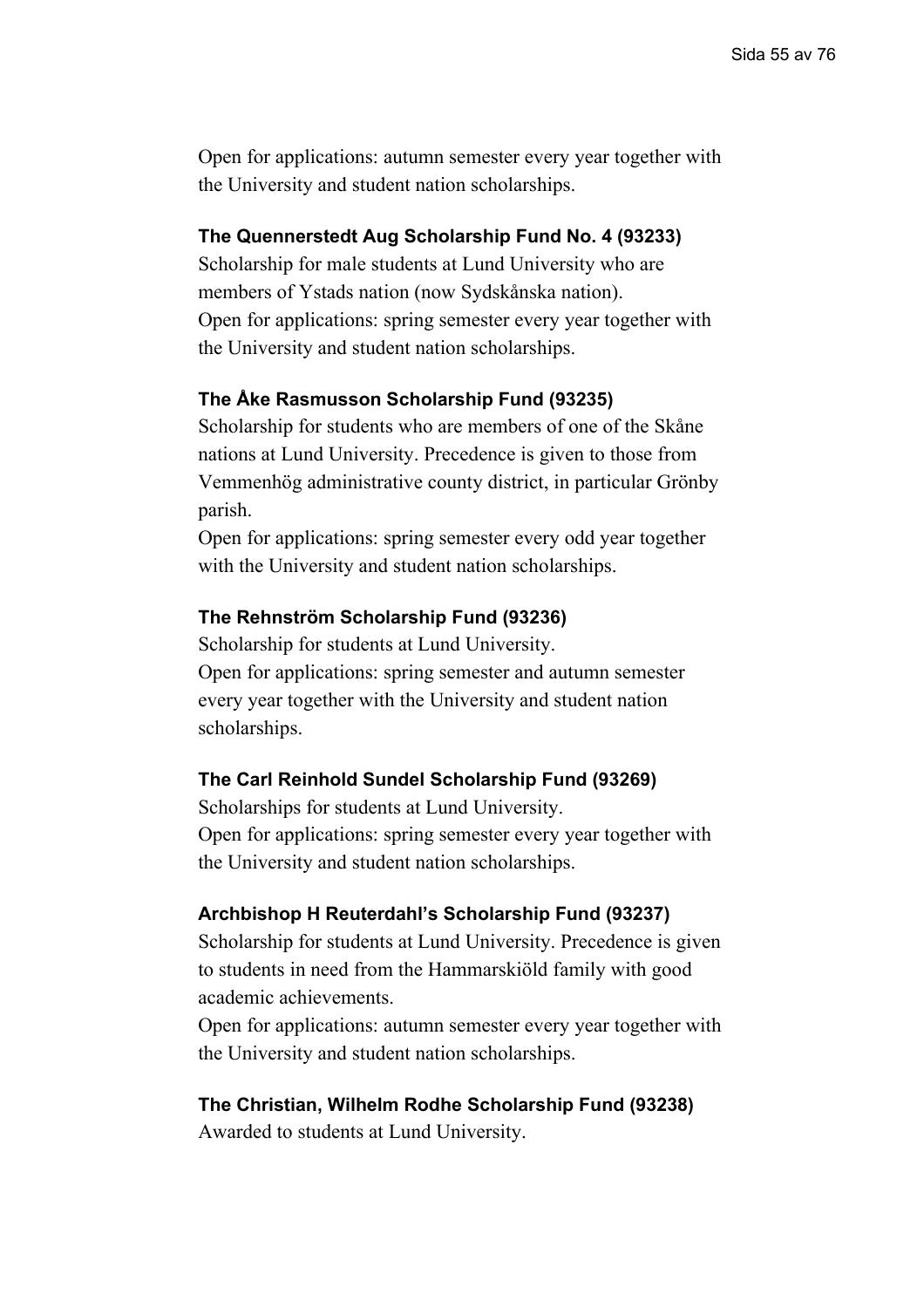Open for applications: autumn semester every year together with the University and student nation scholarships.

### The Quennerstedt Aug Scholarship Fund No. 4 (93233)

Scholarship for male students at Lund University who are members of Ystads nation (now Sydskånska nation).
Open for applications: spring semester every year together with the University and student nation scholarships.

### The Åke Rasmusson Scholarship Fund (93235)

Scholarship for students who are members of one of the Skåne nations at Lund University. Precedence is given to those from Vemmenhög administrative county district, in particular Grönby parish.
Open for applications: spring semester every odd year together with the University and student nation scholarships.

### The Rehnström Scholarship Fund (93236)

Scholarship for students at Lund University.
Open for applications: spring semester and autumn semester every year together with the University and student nation scholarships.

### The Carl Reinhold Sundel Scholarship Fund (93269)

Scholarships for students at Lund University.
Open for applications: spring semester every year together with the University and student nation scholarships.

### Archbishop H Reuterdahl's Scholarship Fund (93237)

Scholarship for students at Lund University. Precedence is given to students in need from the Hammarskiöld family with good academic achievements.
Open for applications: autumn semester every year together with the University and student nation scholarships.

### The Christian, Wilhelm Rodhe Scholarship Fund (93238)

Awarded to students at Lund University.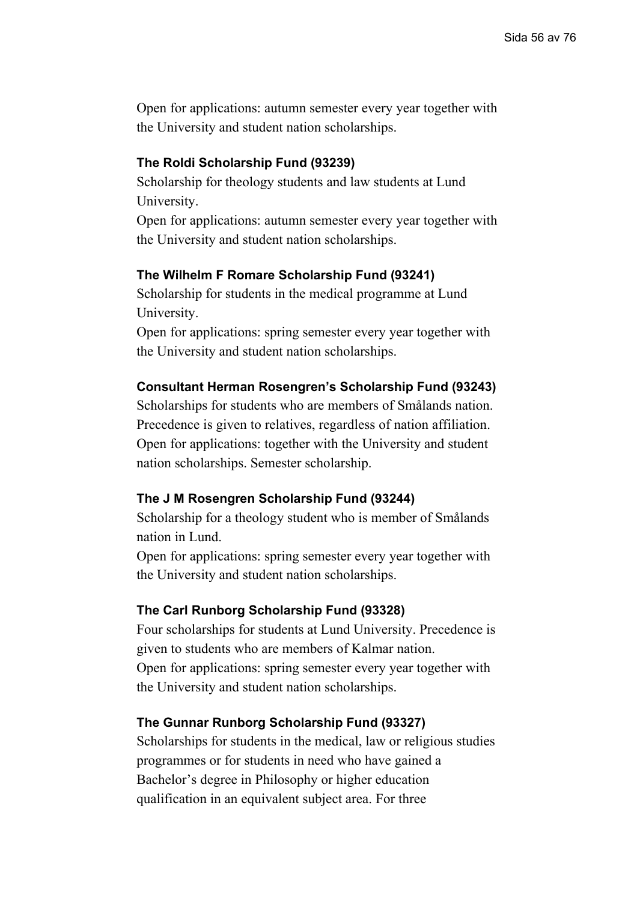Open for applications: autumn semester every year together with the University and student nation scholarships.

### The Roldi Scholarship Fund (93239)

Scholarship for theology students and law students at Lund University.

Open for applications: autumn semester every year together with the University and student nation scholarships.

### The Wilhelm F Romare Scholarship Fund (93241)

Scholarship for students in the medical programme at Lund University.

Open for applications: spring semester every year together with the University and student nation scholarships.

### Consultant Herman Rosengren's Scholarship Fund (93243)

Scholarships for students who are members of Smålands nation. Precedence is given to relatives, regardless of nation affiliation. Open for applications: together with the University and student nation scholarships. Semester scholarship.

### The J M Rosengren Scholarship Fund (93244)

Scholarship for a theology student who is member of Smålands nation in Lund.

Open for applications: spring semester every year together with the University and student nation scholarships.

### The Carl Runborg Scholarship Fund (93328)

Four scholarships for students at Lund University. Precedence is given to students who are members of Kalmar nation.

Open for applications: spring semester every year together with the University and student nation scholarships.

### The Gunnar Runborg Scholarship Fund (93327)

Scholarships for students in the medical, law or religious studies programmes or for students in need who have gained a Bachelor's degree in Philosophy or higher education qualification in an equivalent subject area. For three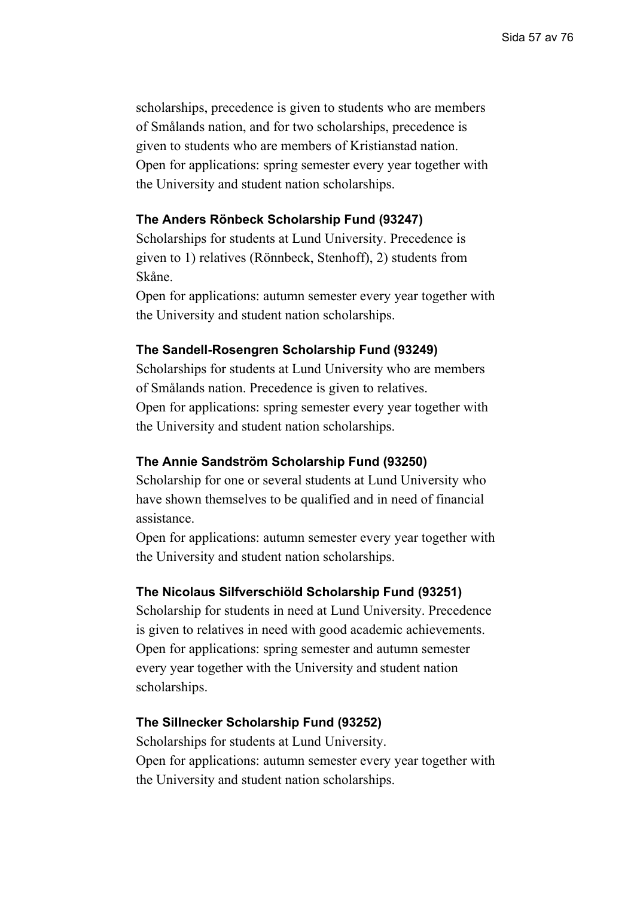scholarships, precedence is given to students who are members of Smålands nation, and for two scholarships, precedence is given to students who are members of Kristianstad nation. Open for applications: spring semester every year together with the University and student nation scholarships.

### The Anders Rönbeck Scholarship Fund (93247)

Scholarships for students at Lund University. Precedence is given to 1) relatives (Rönnbeck, Stenhoff), 2) students from Skåne.

Open for applications: autumn semester every year together with the University and student nation scholarships.

### The Sandell-Rosengren Scholarship Fund (93249)

Scholarships for students at Lund University who are members of Smålands nation. Precedence is given to relatives.
Open for applications: spring semester every year together with the University and student nation scholarships.

### The Annie Sandström Scholarship Fund (93250)

Scholarship for one or several students at Lund University who have shown themselves to be qualified and in need of financial assistance.

Open for applications: autumn semester every year together with the University and student nation scholarships.

### The Nicolaus Silfverschiöld Scholarship Fund (93251)

Scholarship for students in need at Lund University. Precedence is given to relatives in need with good academic achievements. Open for applications: spring semester and autumn semester every year together with the University and student nation scholarships.

### The Sillnecker Scholarship Fund (93252)

Scholarships for students at Lund University.
Open for applications: autumn semester every year together with the University and student nation scholarships.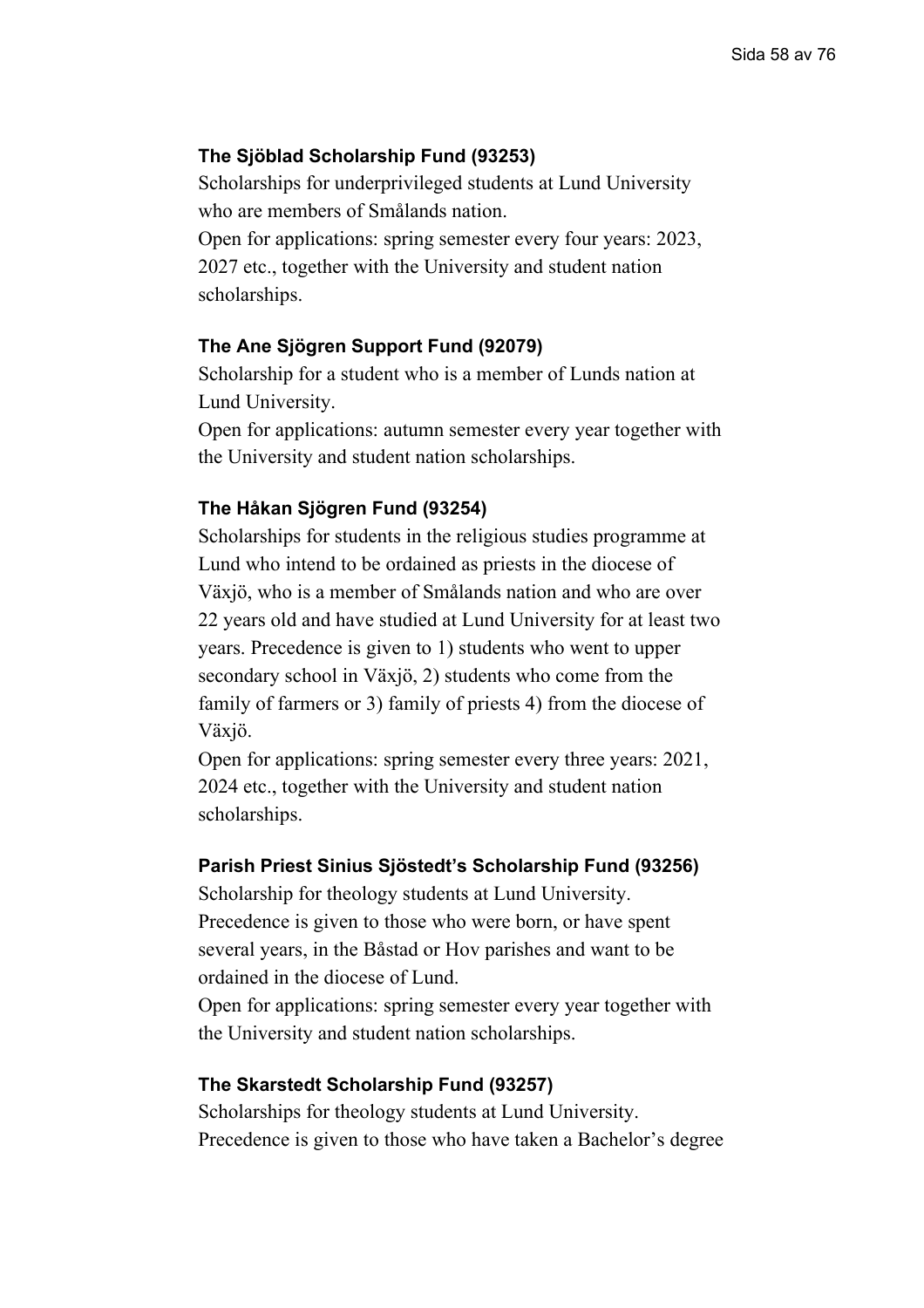**The Sjöblad Scholarship Fund (93253)**

Scholarships for underprivileged students at Lund University who are members of Smålands nation.

Open for applications: spring semester every four years: 2023, 2027 etc., together with the University and student nation scholarships.

**The Ane Sjögren Support Fund (92079)**

Scholarship for a student who is a member of Lunds nation at Lund University.

Open for applications: autumn semester every year together with the University and student nation scholarships.

**The Håkan Sjögren Fund (93254)**

Scholarships for students in the religious studies programme at Lund who intend to be ordained as priests in the diocese of Växjö, who is a member of Smålands nation and who are over 22 years old and have studied at Lund University for at least two years. Precedence is given to 1) students who went to upper secondary school in Växjö, 2) students who come from the family of farmers or 3) family of priests 4) from the diocese of Växjö.

Open for applications: spring semester every three years: 2021, 2024 etc., together with the University and student nation scholarships.

**Parish Priest Sinius Sjöstedt's Scholarship Fund (93256)**

Scholarship for theology students at Lund University. Precedence is given to those who were born, or have spent several years, in the Båstad or Hov parishes and want to be ordained in the diocese of Lund.

Open for applications: spring semester every year together with the University and student nation scholarships.

**The Skarstedt Scholarship Fund (93257)**

Scholarships for theology students at Lund University. Precedence is given to those who have taken a Bachelor's degree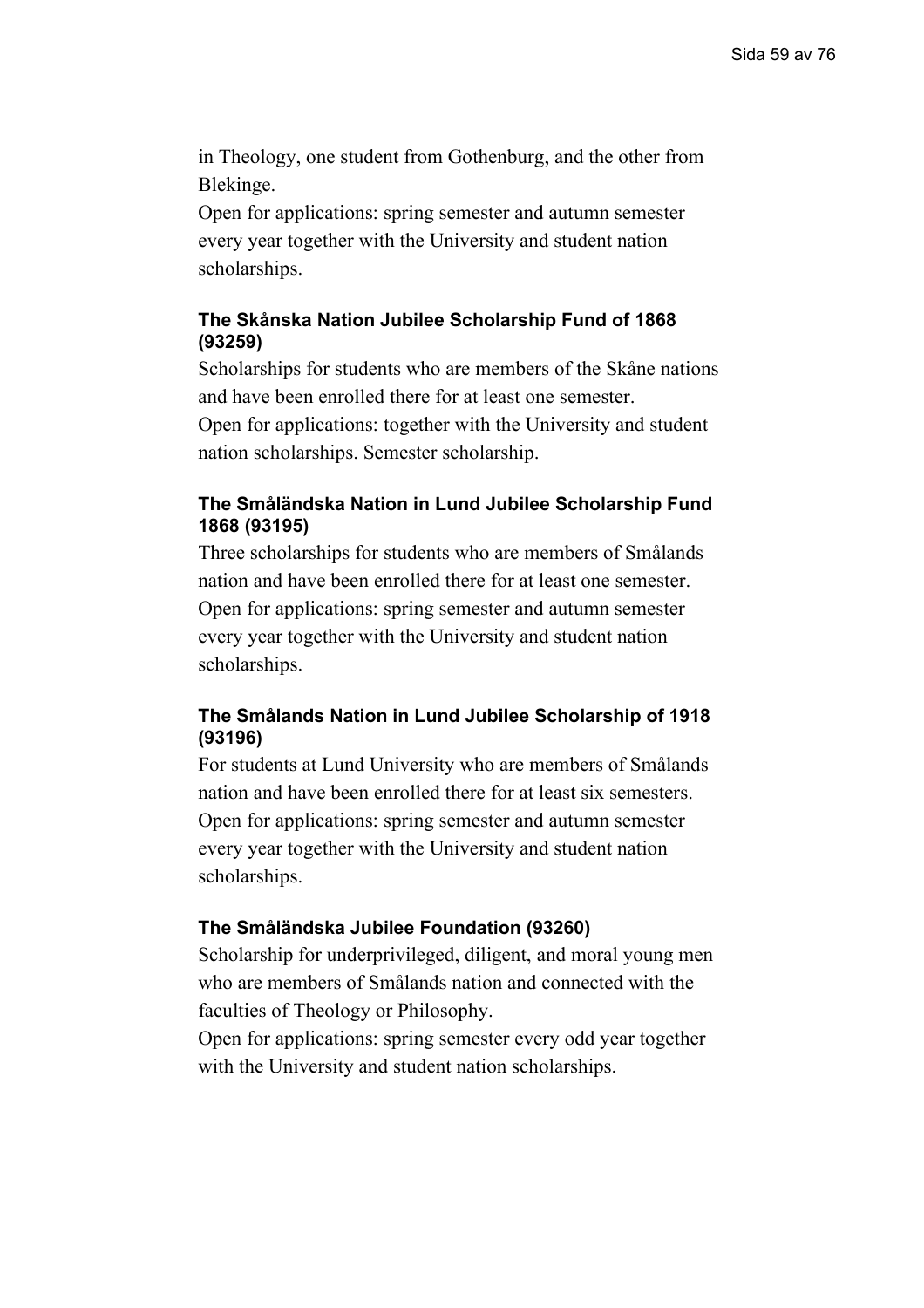in Theology, one student from Gothenburg, and the other from Blekinge.

Open for applications: spring semester and autumn semester every year together with the University and student nation scholarships.

### The Skånska Nation Jubilee Scholarship Fund of 1868 (93259)

Scholarships for students who are members of the Skåne nations and have been enrolled there for at least one semester.

Open for applications: together with the University and student nation scholarships. Semester scholarship.

### The Småländska Nation in Lund Jubilee Scholarship Fund 1868 (93195)

Three scholarships for students who are members of Smålands nation and have been enrolled there for at least one semester.

Open for applications: spring semester and autumn semester every year together with the University and student nation scholarships.

### The Smålands Nation in Lund Jubilee Scholarship of 1918 (93196)

For students at Lund University who are members of Smålands nation and have been enrolled there for at least six semesters.

Open for applications: spring semester and autumn semester every year together with the University and student nation scholarships.

### The Småländska Jubilee Foundation (93260)

Scholarship for underprivileged, diligent, and moral young men who are members of Smålands nation and connected with the faculties of Theology or Philosophy.

Open for applications: spring semester every odd year together with the University and student nation scholarships.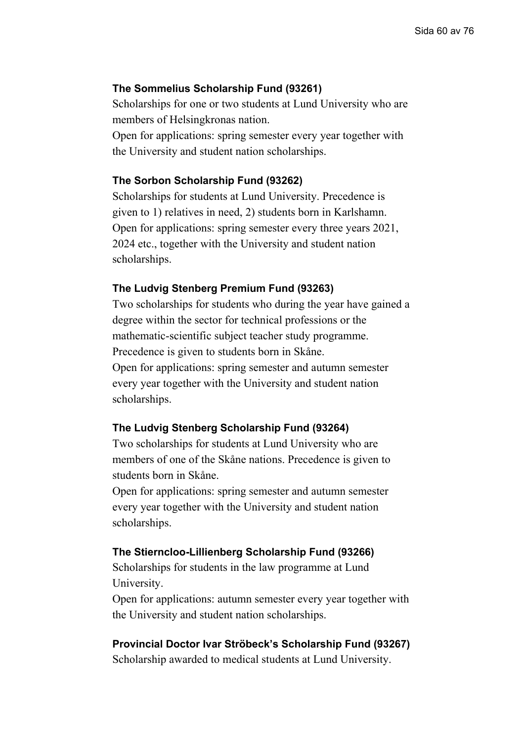**The Sommelius Scholarship Fund (93261)**

Scholarships for one or two students at Lund University who are members of Helsingkronas nation.
Open for applications: spring semester every year together with the University and student nation scholarships.

**The Sorbon Scholarship Fund (93262)**

Scholarships for students at Lund University. Precedence is given to 1) relatives in need, 2) students born in Karlshamn.
Open for applications: spring semester every three years 2021, 2024 etc., together with the University and student nation scholarships.

**The Ludvig Stenberg Premium Fund (93263)**

Two scholarships for students who during the year have gained a degree within the sector for technical professions or the mathematic-scientific subject teacher study programme.
Precedence is given to students born in Skåne.
Open for applications: spring semester and autumn semester every year together with the University and student nation scholarships.

**The Ludvig Stenberg Scholarship Fund (93264)**

Two scholarships for students at Lund University who are members of one of the Skåne nations. Precedence is given to students born in Skåne.
Open for applications: spring semester and autumn semester every year together with the University and student nation scholarships.

**The Stierncloo-Lillienberg Scholarship Fund (93266)**

Scholarships for students in the law programme at Lund University.
Open for applications: autumn semester every year together with the University and student nation scholarships.

**Provincial Doctor Ivar Ströbeck's Scholarship Fund (93267)**

Scholarship awarded to medical students at Lund University.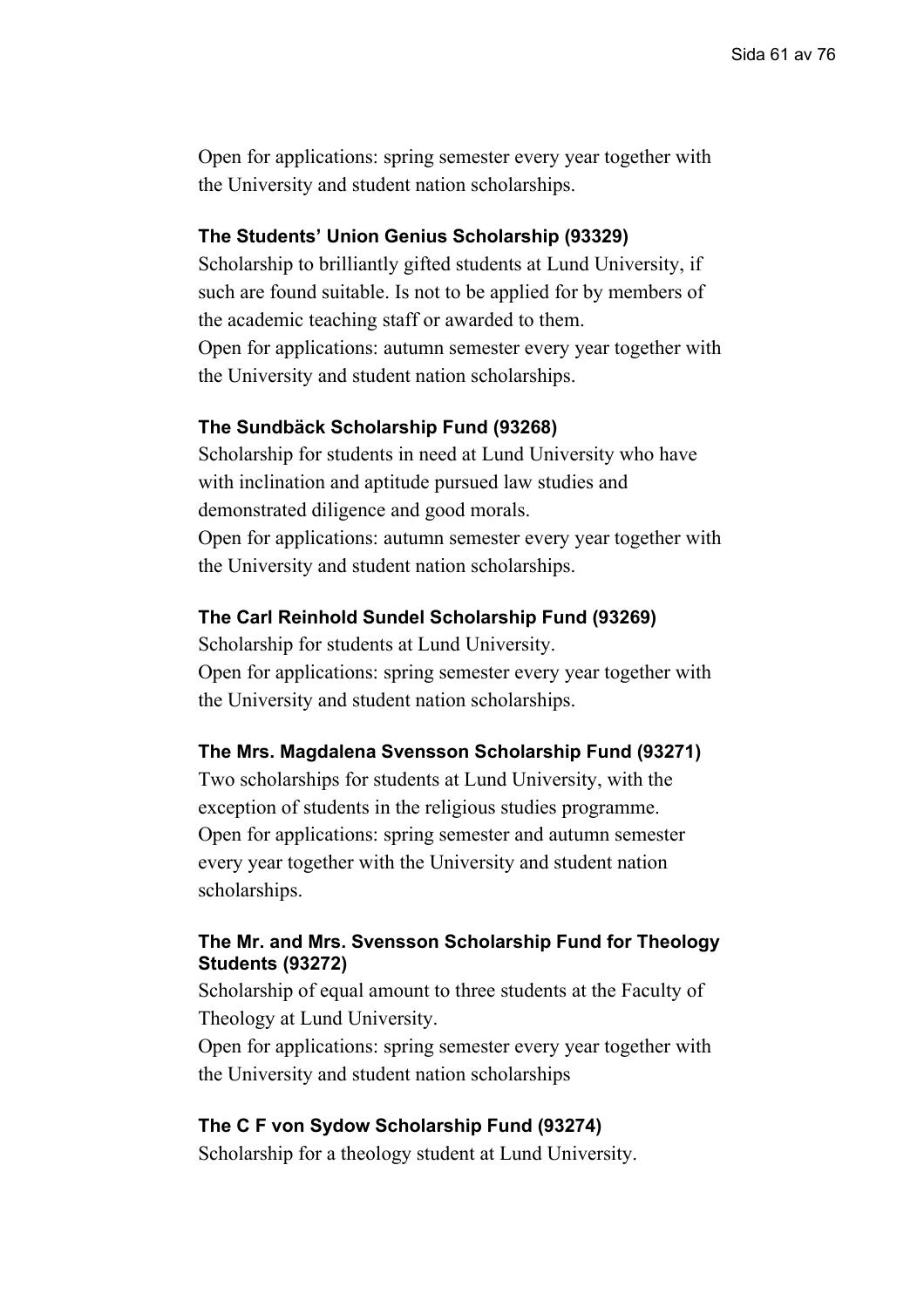Open for applications: spring semester every year together with the University and student nation scholarships.

### The Students' Union Genius Scholarship (93329)

Scholarship to brilliantly gifted students at Lund University, if such are found suitable. Is not to be applied for by members of the academic teaching staff or awarded to them.
Open for applications: autumn semester every year together with the University and student nation scholarships.

### The Sundbäck Scholarship Fund (93268)

Scholarship for students in need at Lund University who have with inclination and aptitude pursued law studies and demonstrated diligence and good morals.
Open for applications: autumn semester every year together with the University and student nation scholarships.

### The Carl Reinhold Sundel Scholarship Fund (93269)

Scholarship for students at Lund University.
Open for applications: spring semester every year together with the University and student nation scholarships.

### The Mrs. Magdalena Svensson Scholarship Fund (93271)

Two scholarships for students at Lund University, with the exception of students in the religious studies programme.
Open for applications: spring semester and autumn semester every year together with the University and student nation scholarships.

### The Mr. and Mrs. Svensson Scholarship Fund for Theology Students (93272)

Scholarship of equal amount to three students at the Faculty of Theology at Lund University.
Open for applications: spring semester every year together with the University and student nation scholarships

### The C F von Sydow Scholarship Fund (93274)

Scholarship for a theology student at Lund University.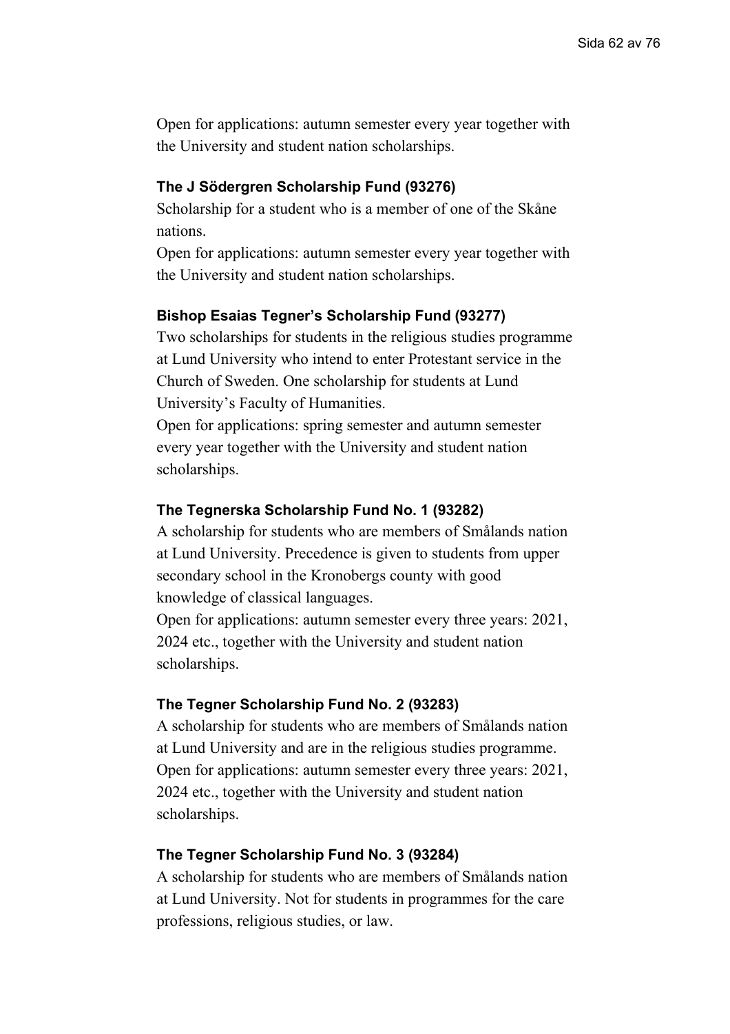Open for applications: autumn semester every year together with the University and student nation scholarships.

### The J Södergren Scholarship Fund (93276)

Scholarship for a student who is a member of one of the Skåne nations.

Open for applications: autumn semester every year together with the University and student nation scholarships.

### Bishop Esaias Tegner's Scholarship Fund (93277)

Two scholarships for students in the religious studies programme at Lund University who intend to enter Protestant service in the Church of Sweden. One scholarship for students at Lund University's Faculty of Humanities.

Open for applications: spring semester and autumn semester every year together with the University and student nation scholarships.

### The Tegnerska Scholarship Fund No. 1 (93282)

A scholarship for students who are members of Smålands nation at Lund University. Precedence is given to students from upper secondary school in the Kronobergs county with good knowledge of classical languages.

Open for applications: autumn semester every three years: 2021, 2024 etc., together with the University and student nation scholarships.

### The Tegner Scholarship Fund No. 2 (93283)

A scholarship for students who are members of Smålands nation at Lund University and are in the religious studies programme.

Open for applications: autumn semester every three years: 2021, 2024 etc., together with the University and student nation scholarships.

### The Tegner Scholarship Fund No. 3 (93284)

A scholarship for students who are members of Smålands nation at Lund University. Not for students in programmes for the care professions, religious studies, or law.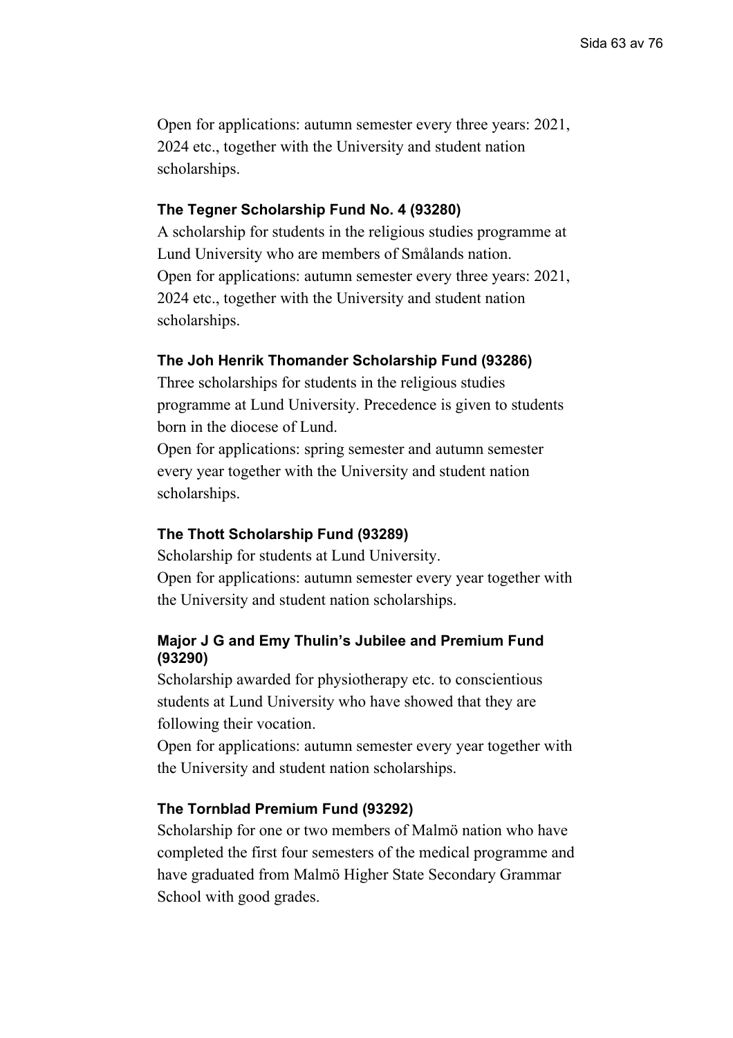Open for applications: autumn semester every three years: 2021, 2024 etc., together with the University and student nation scholarships.

### The Tegner Scholarship Fund No. 4 (93280)

A scholarship for students in the religious studies programme at Lund University who are members of Smålands nation.
Open for applications: autumn semester every three years: 2021, 2024 etc., together with the University and student nation scholarships.

### The Joh Henrik Thomander Scholarship Fund (93286)

Three scholarships for students in the religious studies programme at Lund University. Precedence is given to students born in the diocese of Lund.
Open for applications: spring semester and autumn semester every year together with the University and student nation scholarships.

### The Thott Scholarship Fund (93289)

Scholarship for students at Lund University.
Open for applications: autumn semester every year together with the University and student nation scholarships.

### Major J G and Emy Thulin's Jubilee and Premium Fund (93290)

Scholarship awarded for physiotherapy etc. to conscientious students at Lund University who have showed that they are following their vocation.
Open for applications: autumn semester every year together with the University and student nation scholarships.

### The Tornblad Premium Fund (93292)

Scholarship for one or two members of Malmö nation who have completed the first four semesters of the medical programme and have graduated from Malmö Higher State Secondary Grammar School with good grades.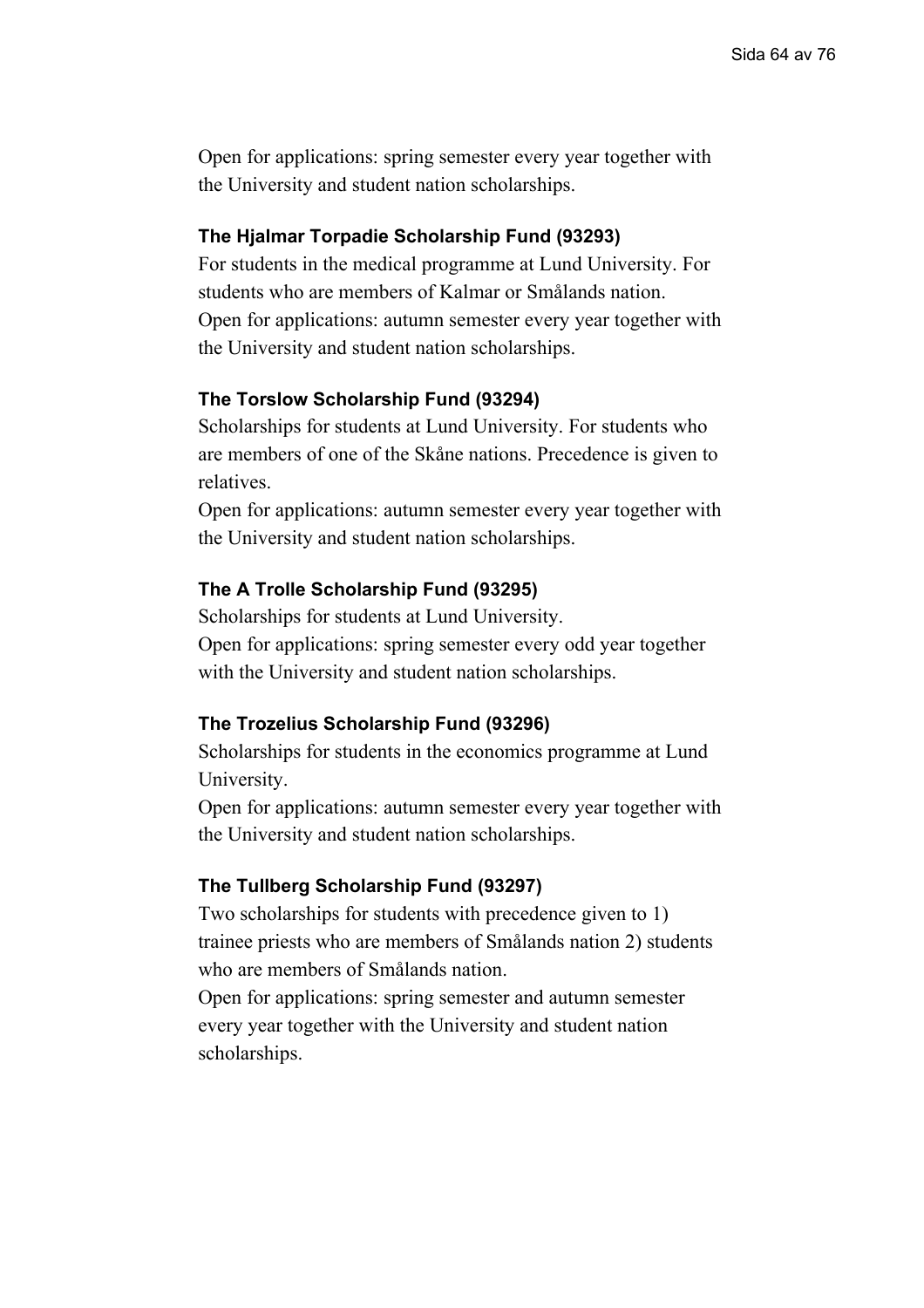Open for applications: spring semester every year together with the University and student nation scholarships.

### The Hjalmar Torpadie Scholarship Fund (93293)

For students in the medical programme at Lund University. For students who are members of Kalmar or Smålands nation.
Open for applications: autumn semester every year together with the University and student nation scholarships.

### The Torslow Scholarship Fund (93294)

Scholarships for students at Lund University. For students who are members of one of the Skåne nations. Precedence is given to relatives.
Open for applications: autumn semester every year together with the University and student nation scholarships.

### The A Trolle Scholarship Fund (93295)

Scholarships for students at Lund University.
Open for applications: spring semester every odd year together with the University and student nation scholarships.

### The Trozelius Scholarship Fund (93296)

Scholarships for students in the economics programme at Lund University.
Open for applications: autumn semester every year together with the University and student nation scholarships.

### The Tullberg Scholarship Fund (93297)

Two scholarships for students with precedence given to 1) trainee priests who are members of Smålands nation 2) students who are members of Smålands nation.
Open for applications: spring semester and autumn semester every year together with the University and student nation scholarships.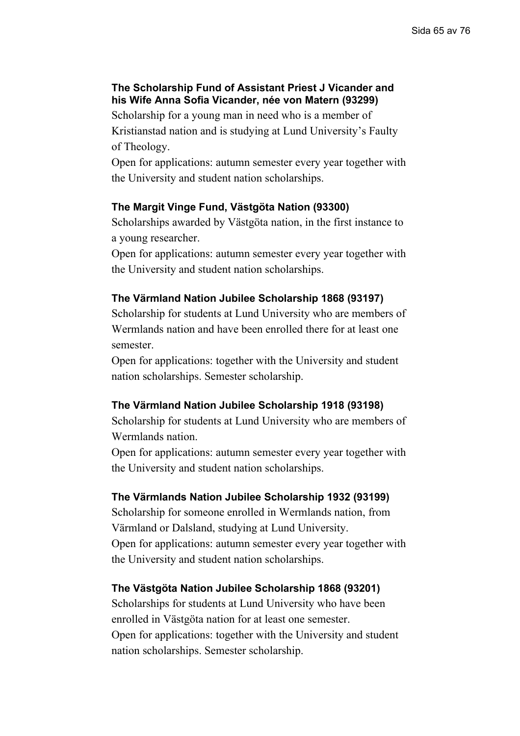**The Scholarship Fund of Assistant Priest J Vicander and his Wife Anna Sofia Vicander, née von Matern (93299)**

Scholarship for a young man in need who is a member of Kristianstad nation and is studying at Lund University's Faulty of Theology.

Open for applications: autumn semester every year together with the University and student nation scholarships.

**The Margit Vinge Fund, Västgöta Nation (93300)**

Scholarships awarded by Västgöta nation, in the first instance to a young researcher.

Open for applications: autumn semester every year together with the University and student nation scholarships.

**The Värmland Nation Jubilee Scholarship 1868 (93197)**

Scholarship for students at Lund University who are members of Wermlands nation and have been enrolled there for at least one semester.

Open for applications: together with the University and student nation scholarships. Semester scholarship.

**The Värmland Nation Jubilee Scholarship 1918 (93198)**

Scholarship for students at Lund University who are members of Wermlands nation.

Open for applications: autumn semester every year together with the University and student nation scholarships.

**The Värmlands Nation Jubilee Scholarship 1932 (93199)**

Scholarship for someone enrolled in Wermlands nation, from Värmland or Dalsland, studying at Lund University.

Open for applications: autumn semester every year together with the University and student nation scholarships.

**The Västgöta Nation Jubilee Scholarship 1868 (93201)**

Scholarships for students at Lund University who have been enrolled in Västgöta nation for at least one semester.

Open for applications: together with the University and student nation scholarships. Semester scholarship.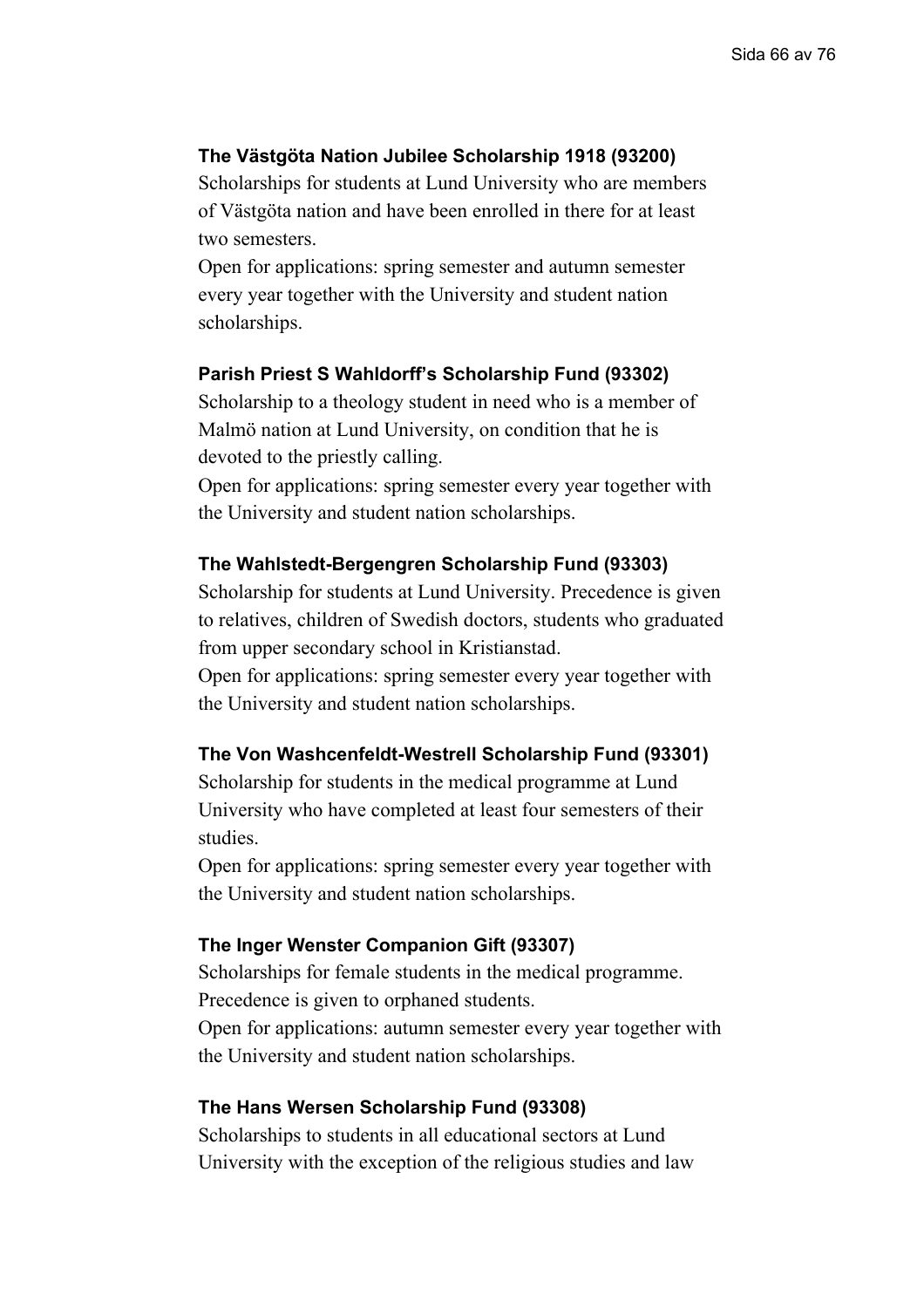**The Västgöta Nation Jubilee Scholarship 1918 (93200)**

Scholarships for students at Lund University who are members of Västgöta nation and have been enrolled in there for at least two semesters.

Open for applications: spring semester and autumn semester every year together with the University and student nation scholarships.

**Parish Priest S Wahldorff's Scholarship Fund (93302)**

Scholarship to a theology student in need who is a member of Malmö nation at Lund University, on condition that he is devoted to the priestly calling.

Open for applications: spring semester every year together with the University and student nation scholarships.

**The Wahlstedt-Bergengren Scholarship Fund (93303)**

Scholarship for students at Lund University. Precedence is given to relatives, children of Swedish doctors, students who graduated from upper secondary school in Kristianstad.

Open for applications: spring semester every year together with the University and student nation scholarships.

**The Von Washcenfeldt-Westrell Scholarship Fund (93301)**

Scholarship for students in the medical programme at Lund University who have completed at least four semesters of their studies.

Open for applications: spring semester every year together with the University and student nation scholarships.

**The Inger Wenster Companion Gift (93307)**

Scholarships for female students in the medical programme. Precedence is given to orphaned students.

Open for applications: autumn semester every year together with the University and student nation scholarships.

**The Hans Wersen Scholarship Fund (93308)**

Scholarships to students in all educational sectors at Lund University with the exception of the religious studies and law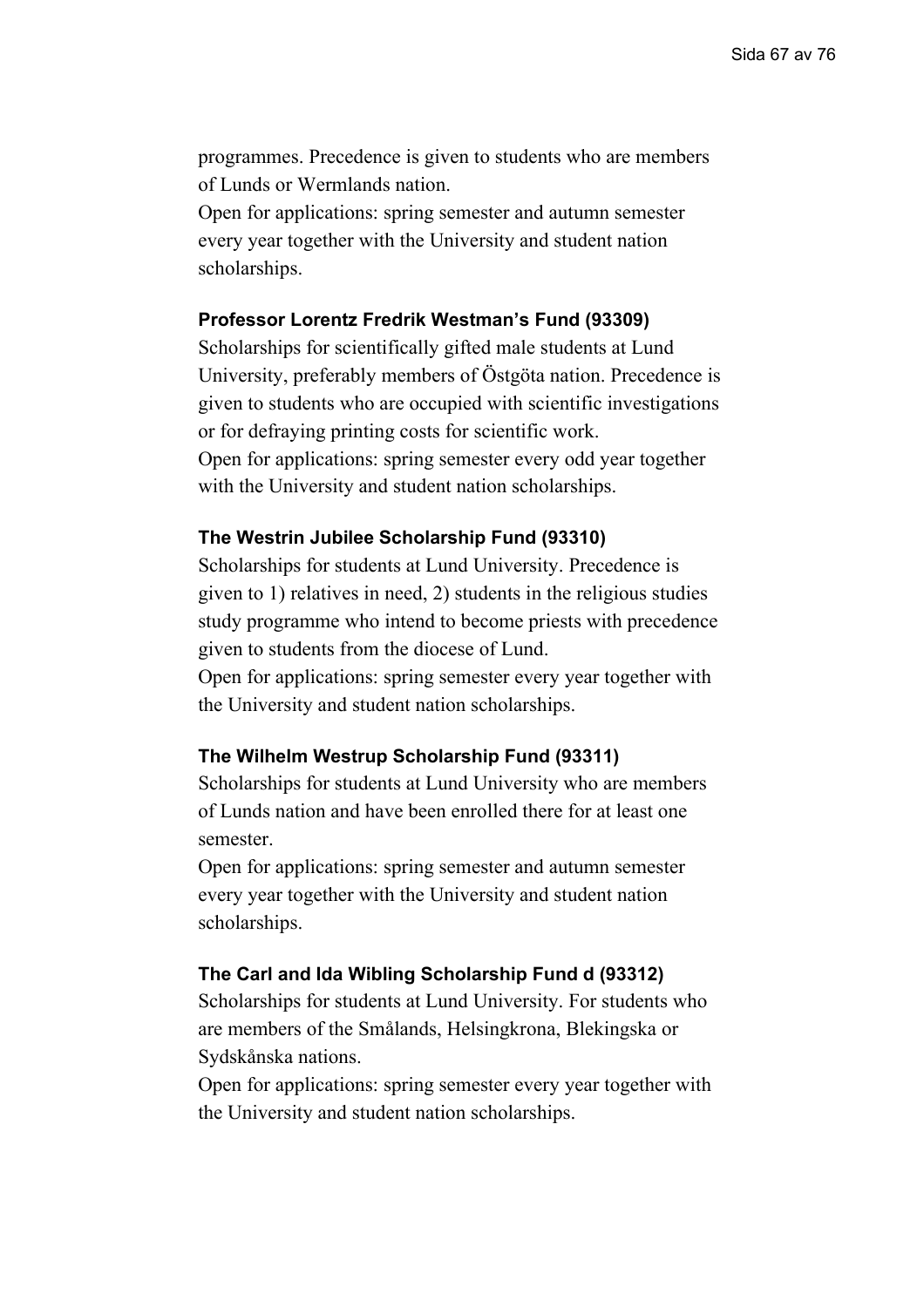programmes. Precedence is given to students who are members of Lunds or Wermlands nation.
Open for applications: spring semester and autumn semester every year together with the University and student nation scholarships.

**Professor Lorentz Fredrik Westman's Fund (93309)**
Scholarships for scientifically gifted male students at Lund University, preferably members of Östgöta nation. Precedence is given to students who are occupied with scientific investigations or for defraying printing costs for scientific work.
Open for applications: spring semester every odd year together with the University and student nation scholarships.

**The Westrin Jubilee Scholarship Fund (93310)**
Scholarships for students at Lund University. Precedence is given to 1) relatives in need, 2) students in the religious studies study programme who intend to become priests with precedence given to students from the diocese of Lund.
Open for applications: spring semester every year together with the University and student nation scholarships.

**The Wilhelm Westrup Scholarship Fund (93311)**
Scholarships for students at Lund University who are members of Lunds nation and have been enrolled there for at least one semester.
Open for applications: spring semester and autumn semester every year together with the University and student nation scholarships.

**The Carl and Ida Wibling Scholarship Fund d (93312)**
Scholarships for students at Lund University. For students who are members of the Smålands, Helsingkrona, Blekingska or Sydskånska nations.
Open for applications: spring semester every year together with the University and student nation scholarships.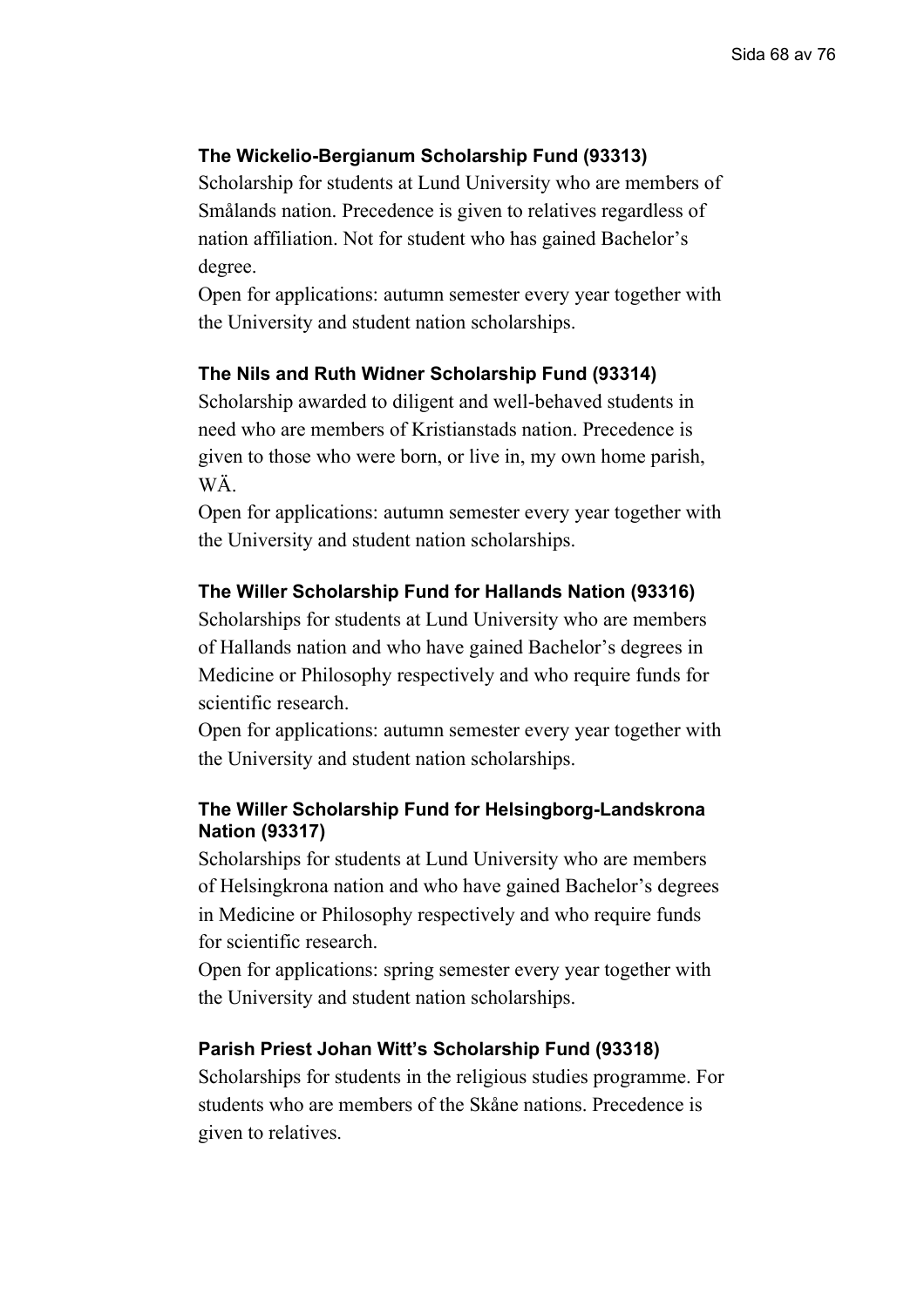### The Wickelio-Bergianum Scholarship Fund (93313)

Scholarship for students at Lund University who are members of Smålands nation. Precedence is given to relatives regardless of nation affiliation. Not for student who has gained Bachelor's degree.

Open for applications: autumn semester every year together with the University and student nation scholarships.

### The Nils and Ruth Widner Scholarship Fund (93314)

Scholarship awarded to diligent and well-behaved students in need who are members of Kristianstads nation. Precedence is given to those who were born, or live in, my own home parish, WÄ.

Open for applications: autumn semester every year together with the University and student nation scholarships.

### The Willer Scholarship Fund for Hallands Nation (93316)

Scholarships for students at Lund University who are members of Hallands nation and who have gained Bachelor's degrees in Medicine or Philosophy respectively and who require funds for scientific research.

Open for applications: autumn semester every year together with the University and student nation scholarships.

### The Willer Scholarship Fund for Helsingborg-Landskrona Nation (93317)

Scholarships for students at Lund University who are members of Helsingkrona nation and who have gained Bachelor's degrees in Medicine or Philosophy respectively and who require funds for scientific research.

Open for applications: spring semester every year together with the University and student nation scholarships.

### Parish Priest Johan Witt's Scholarship Fund (93318)

Scholarships for students in the religious studies programme. For students who are members of the Skåne nations. Precedence is given to relatives.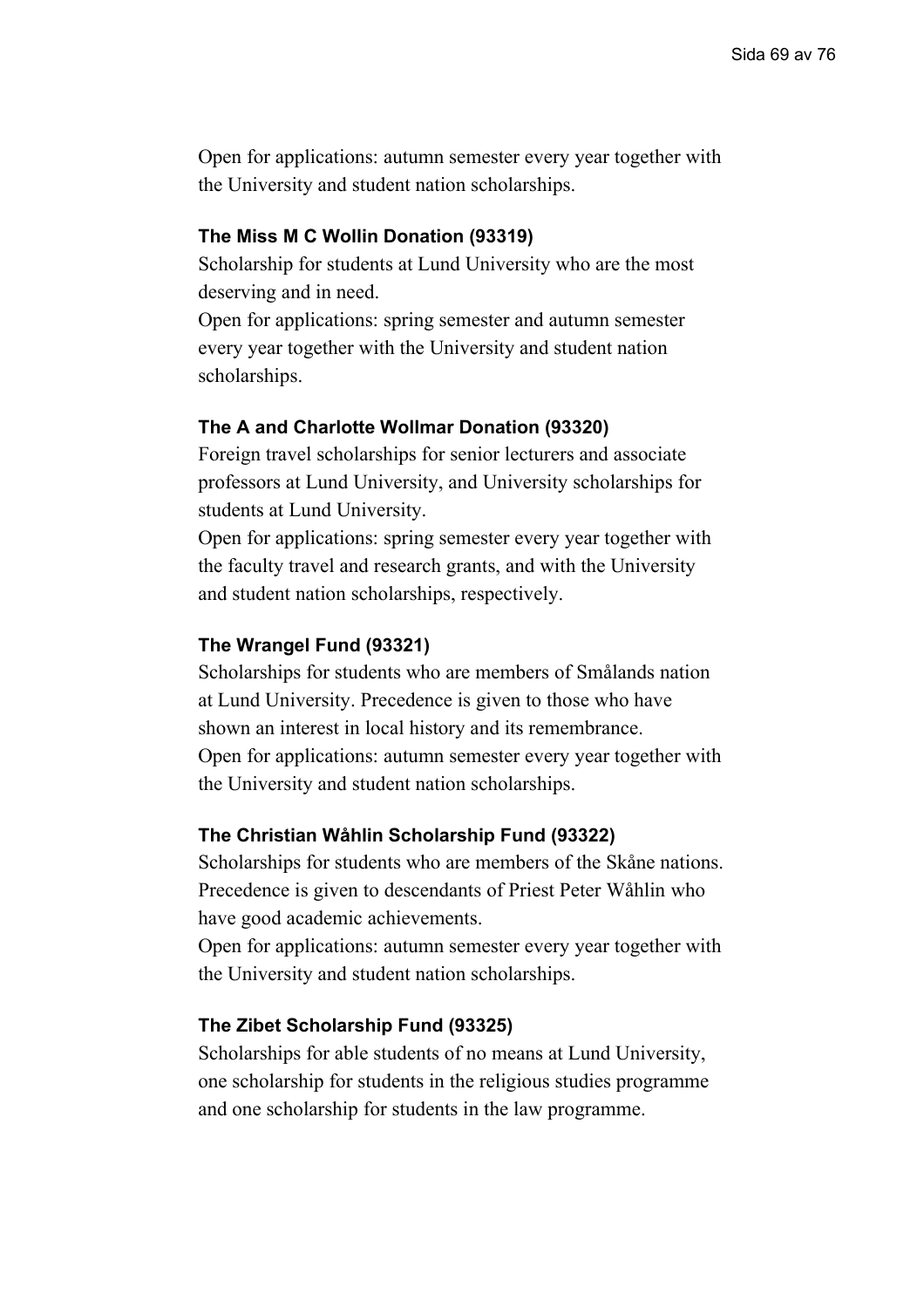Open for applications: autumn semester every year together with the University and student nation scholarships.

### The Miss M C Wollin Donation (93319)

Scholarship for students at Lund University who are the most deserving and in need.
Open for applications: spring semester and autumn semester every year together with the University and student nation scholarships.

### The A and Charlotte Wollmar Donation (93320)

Foreign travel scholarships for senior lecturers and associate professors at Lund University, and University scholarships for students at Lund University.
Open for applications: spring semester every year together with the faculty travel and research grants, and with the University and student nation scholarships, respectively.

### The Wrangel Fund (93321)

Scholarships for students who are members of Smålands nation at Lund University. Precedence is given to those who have shown an interest in local history and its remembrance.
Open for applications: autumn semester every year together with the University and student nation scholarships.

### The Christian Wåhlin Scholarship Fund (93322)

Scholarships for students who are members of the Skåne nations. Precedence is given to descendants of Priest Peter Wåhlin who have good academic achievements.
Open for applications: autumn semester every year together with the University and student nation scholarships.

### The Zibet Scholarship Fund (93325)

Scholarships for able students of no means at Lund University, one scholarship for students in the religious studies programme and one scholarship for students in the law programme.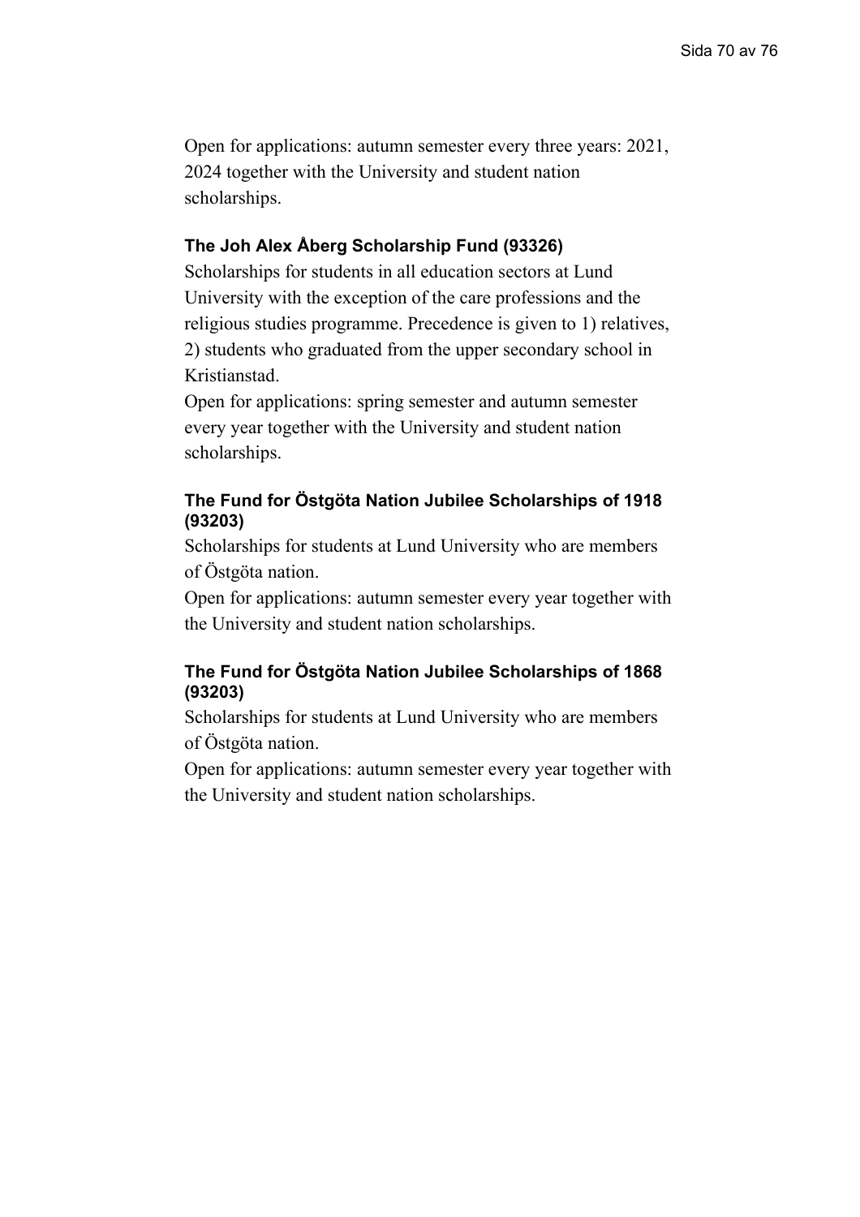Open for applications: autumn semester every three years: 2021, 2024 together with the University and student nation scholarships.

### The Joh Alex Åberg Scholarship Fund (93326)

Scholarships for students in all education sectors at Lund University with the exception of the care professions and the religious studies programme. Precedence is given to 1) relatives, 2) students who graduated from the upper secondary school in Kristianstad.

Open for applications: spring semester and autumn semester every year together with the University and student nation scholarships.

### The Fund for Östgöta Nation Jubilee Scholarships of 1918 (93203)

Scholarships for students at Lund University who are members of Östgöta nation.

Open for applications: autumn semester every year together with the University and student nation scholarships.

### The Fund for Östgöta Nation Jubilee Scholarships of 1868 (93203)

Scholarships for students at Lund University who are members of Östgöta nation.

Open for applications: autumn semester every year together with the University and student nation scholarships.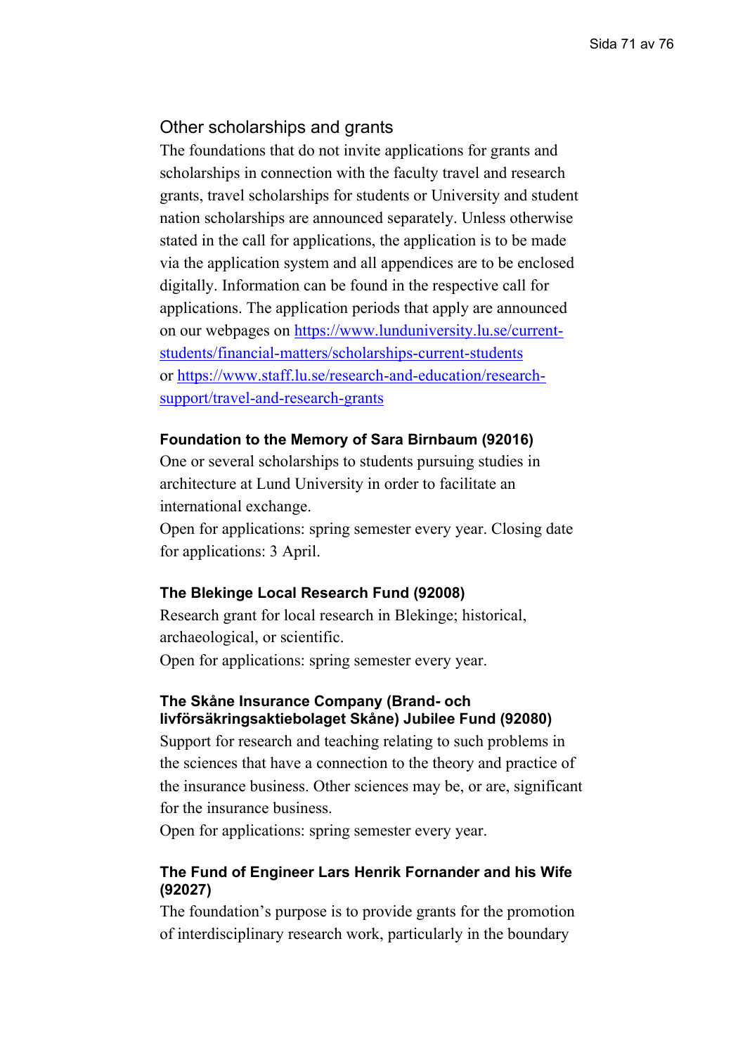## Other scholarships and grants

The foundations that do not invite applications for grants and scholarships in connection with the faculty travel and research grants, travel scholarships for students or University and student nation scholarships are announced separately. Unless otherwise stated in the call for applications, the application is to be made via the application system and all appendices are to be enclosed digitally. Information can be found in the respective call for applications. The application periods that apply are announced on our webpages on https://www.lunduniversity.lu.se/current-students/financial-matters/scholarships-current-students or https://www.staff.lu.se/research-and-education/research-support/travel-and-research-grants

### Foundation to the Memory of Sara Birnbaum (92016)

One or several scholarships to students pursuing studies in architecture at Lund University in order to facilitate an international exchange.
Open for applications: spring semester every year. Closing date for applications: 3 April.

### The Blekinge Local Research Fund (92008)

Research grant for local research in Blekinge; historical, archaeological, or scientific.
Open for applications: spring semester every year.

### The Skåne Insurance Company (Brand- och livförsäkringsaktiebolaget Skåne) Jubilee Fund (92080)

Support for research and teaching relating to such problems in the sciences that have a connection to the theory and practice of the insurance business. Other sciences may be, or are, significant for the insurance business.
Open for applications: spring semester every year.

### The Fund of Engineer Lars Henrik Fornander and his Wife (92027)

The foundation's purpose is to provide grants for the promotion of interdisciplinary research work, particularly in the boundary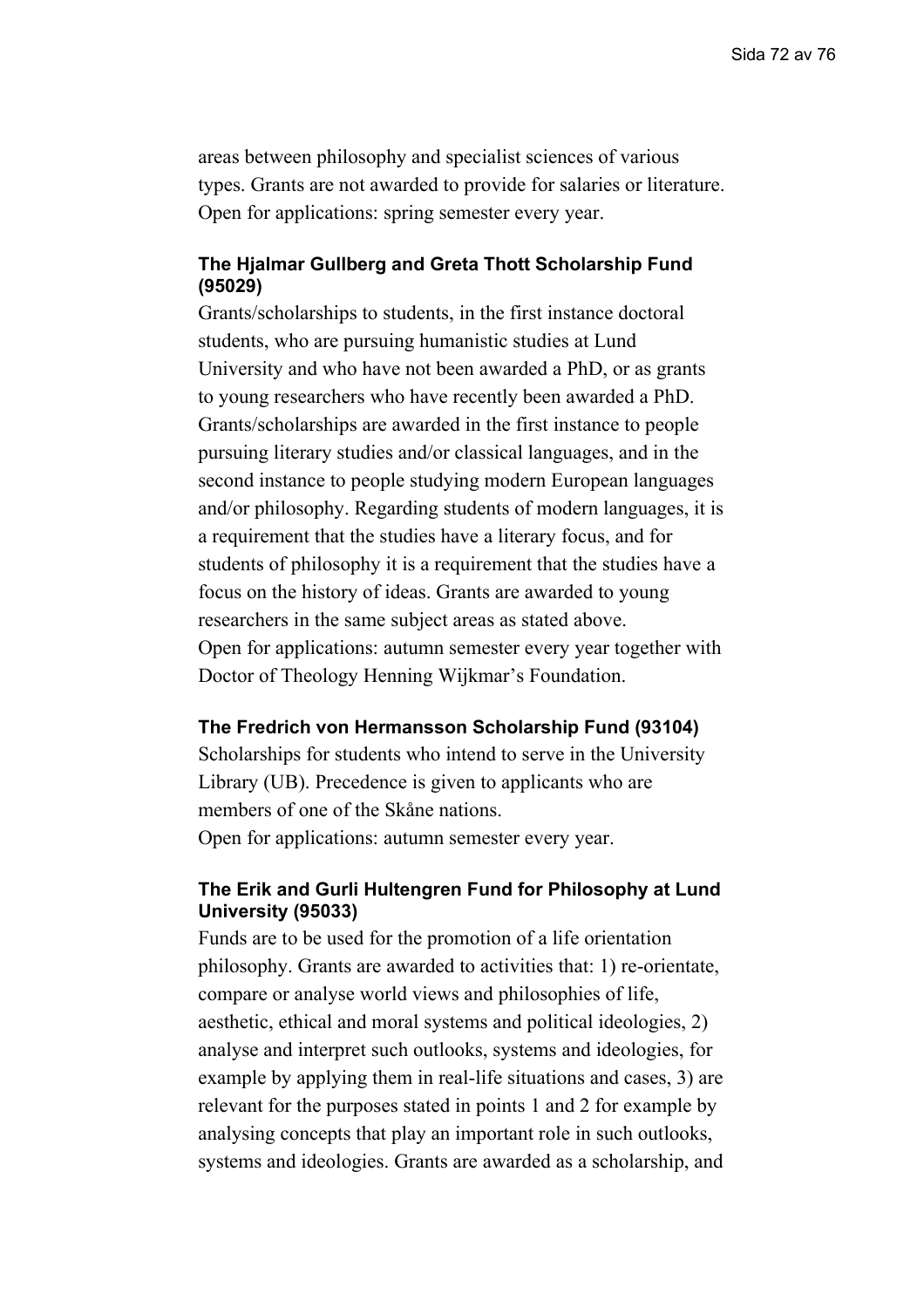areas between philosophy and specialist sciences of various types. Grants are not awarded to provide for salaries or literature. Open for applications: spring semester every year.

#### The Hjalmar Gullberg and Greta Thott Scholarship Fund (95029)

Grants/scholarships to students, in the first instance doctoral students, who are pursuing humanistic studies at Lund University and who have not been awarded a PhD, or as grants to young researchers who have recently been awarded a PhD. Grants/scholarships are awarded in the first instance to people pursuing literary studies and/or classical languages, and in the second instance to people studying modern European languages and/or philosophy. Regarding students of modern languages, it is a requirement that the studies have a literary focus, and for students of philosophy it is a requirement that the studies have a focus on the history of ideas. Grants are awarded to young researchers in the same subject areas as stated above.
Open for applications: autumn semester every year together with Doctor of Theology Henning Wijkmar's Foundation.

#### The Fredrich von Hermansson Scholarship Fund (93104)

Scholarships for students who intend to serve in the University Library (UB). Precedence is given to applicants who are members of one of the Skåne nations.
Open for applications: autumn semester every year.

#### The Erik and Gurli Hultengren Fund for Philosophy at Lund University (95033)

Funds are to be used for the promotion of a life orientation philosophy. Grants are awarded to activities that: 1) re-orientate, compare or analyse world views and philosophies of life, aesthetic, ethical and moral systems and political ideologies, 2) analyse and interpret such outlooks, systems and ideologies, for example by applying them in real-life situations and cases, 3) are relevant for the purposes stated in points 1 and 2 for example by analysing concepts that play an important role in such outlooks, systems and ideologies. Grants are awarded as a scholarship, and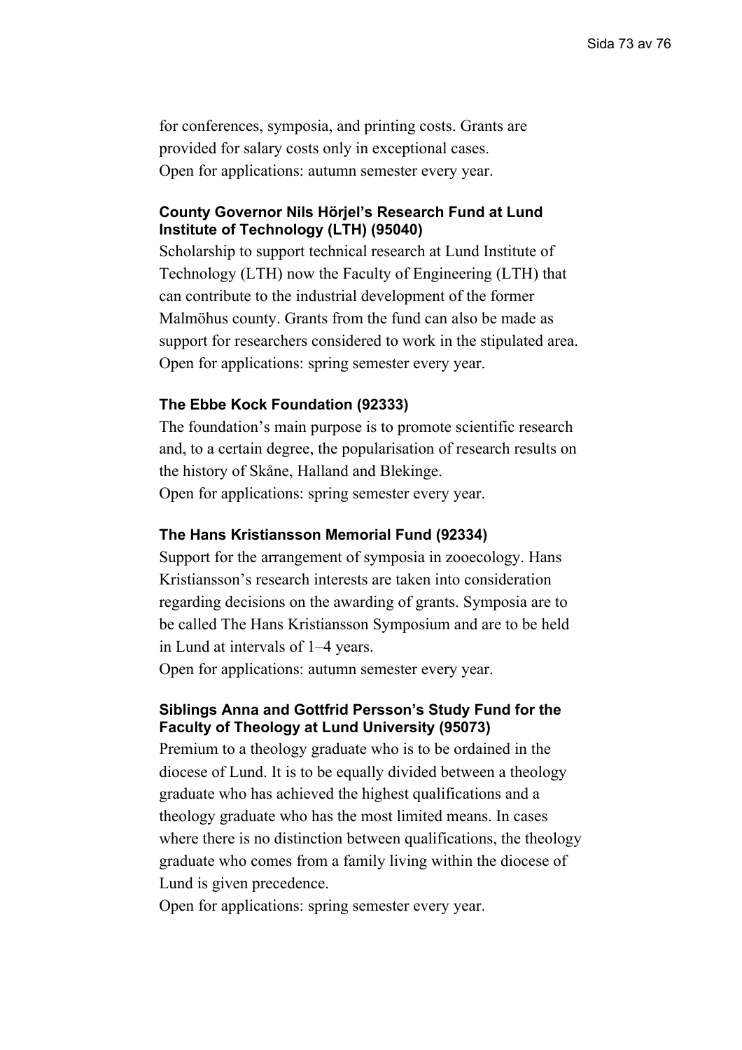for conferences, symposia, and printing costs. Grants are provided for salary costs only in exceptional cases.
Open for applications: autumn semester every year.

#### County Governor Nils Hörjel's Research Fund at Lund Institute of Technology (LTH) (95040)

Scholarship to support technical research at Lund Institute of Technology (LTH) now the Faculty of Engineering (LTH) that can contribute to the industrial development of the former Malmöhus county. Grants from the fund can also be made as support for researchers considered to work in the stipulated area.
Open for applications: spring semester every year.

#### The Ebbe Kock Foundation (92333)

The foundation's main purpose is to promote scientific research and, to a certain degree, the popularisation of research results on the history of Skåne, Halland and Blekinge.
Open for applications: spring semester every year.

#### The Hans Kristiansson Memorial Fund (92334)

Support for the arrangement of symposia in zooecology. Hans Kristiansson's research interests are taken into consideration regarding decisions on the awarding of grants. Symposia are to be called The Hans Kristiansson Symposium and are to be held in Lund at intervals of 1–4 years.
Open for applications: autumn semester every year.

#### Siblings Anna and Gottfrid Persson's Study Fund for the Faculty of Theology at Lund University (95073)

Premium to a theology graduate who is to be ordained in the diocese of Lund. It is to be equally divided between a theology graduate who has achieved the highest qualifications and a theology graduate who has the most limited means. In cases where there is no distinction between qualifications, the theology graduate who comes from a family living within the diocese of Lund is given precedence.
Open for applications: spring semester every year.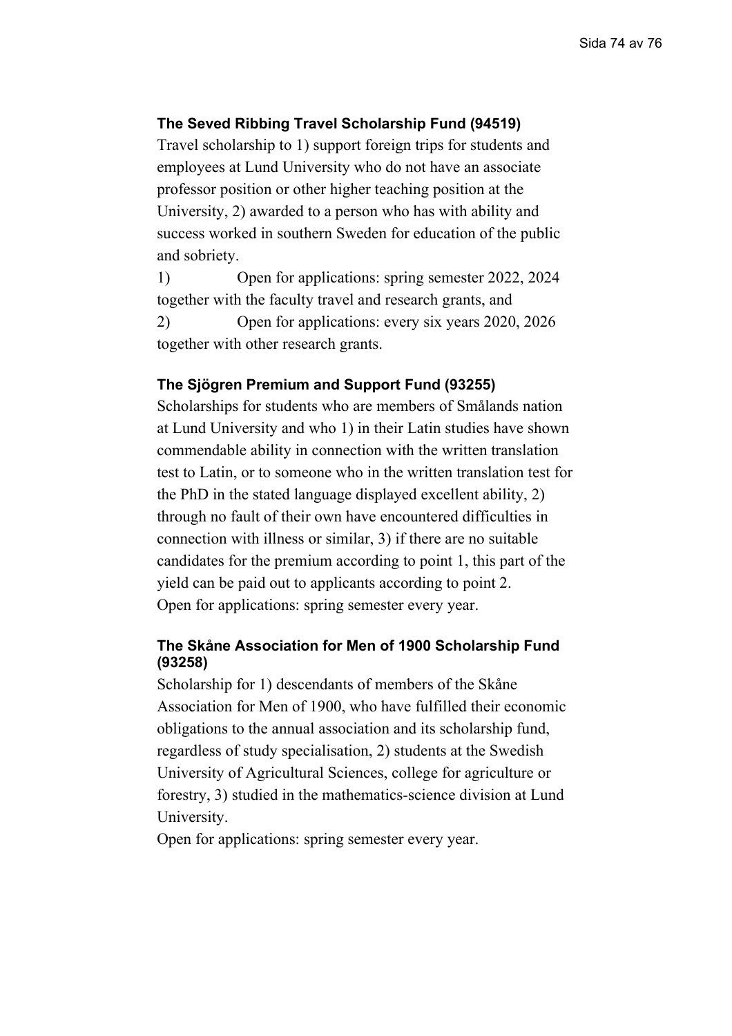### The Seved Ribbing Travel Scholarship Fund (94519)

Travel scholarship to 1) support foreign trips for students and employees at Lund University who do not have an associate professor position or other higher teaching position at the University, 2) awarded to a person who has with ability and success worked in southern Sweden for education of the public and sobriety.

1) Open for applications: spring semester 2022, 2024 together with the faculty travel and research grants, and

2) Open for applications: every six years 2020, 2026 together with other research grants.

### The Sjögren Premium and Support Fund (93255)

Scholarships for students who are members of Smålands nation at Lund University and who 1) in their Latin studies have shown commendable ability in connection with the written translation test to Latin, or to someone who in the written translation test for the PhD in the stated language displayed excellent ability, 2) through no fault of their own have encountered difficulties in connection with illness or similar, 3) if there are no suitable candidates for the premium according to point 1, this part of the yield can be paid out to applicants according to point 2.
Open for applications: spring semester every year.

### The Skåne Association for Men of 1900 Scholarship Fund (93258)

Scholarship for 1) descendants of members of the Skåne Association for Men of 1900, who have fulfilled their economic obligations to the annual association and its scholarship fund, regardless of study specialisation, 2) students at the Swedish University of Agricultural Sciences, college for agriculture or forestry, 3) studied in the mathematics-science division at Lund University.
Open for applications: spring semester every year.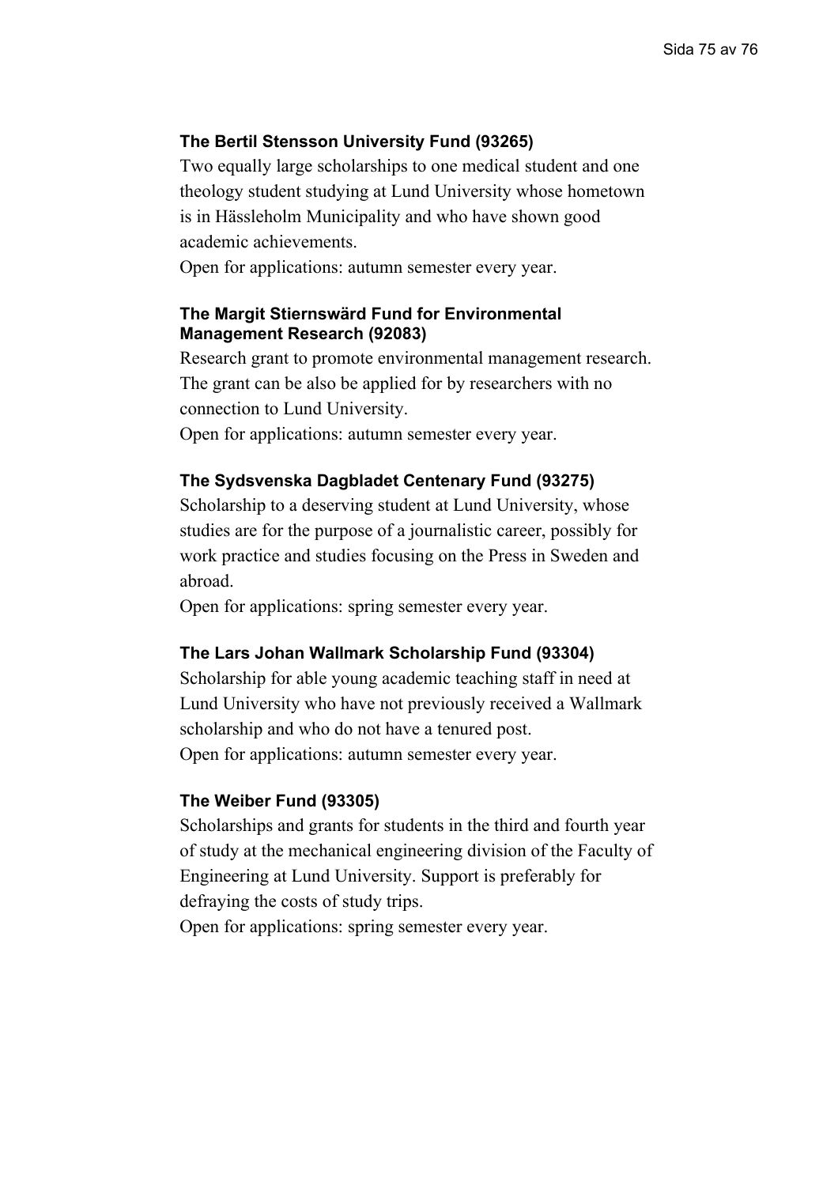### The Bertil Stensson University Fund (93265)

Two equally large scholarships to one medical student and one theology student studying at Lund University whose hometown is in Hässleholm Municipality and who have shown good academic achievements.

Open for applications: autumn semester every year.

### The Margit Stiernswärd Fund for Environmental Management Research (92083)

Research grant to promote environmental management research. The grant can be also be applied for by researchers with no connection to Lund University.

Open for applications: autumn semester every year.

### The Sydsvenska Dagbladet Centenary Fund (93275)

Scholarship to a deserving student at Lund University, whose studies are for the purpose of a journalistic career, possibly for work practice and studies focusing on the Press in Sweden and abroad.

Open for applications: spring semester every year.

### The Lars Johan Wallmark Scholarship Fund (93304)

Scholarship for able young academic teaching staff in need at Lund University who have not previously received a Wallmark scholarship and who do not have a tenured post.

Open for applications: autumn semester every year.

### The Weiber Fund (93305)

Scholarships and grants for students in the third and fourth year of study at the mechanical engineering division of the Faculty of Engineering at Lund University. Support is preferably for defraying the costs of study trips.

Open for applications: spring semester every year.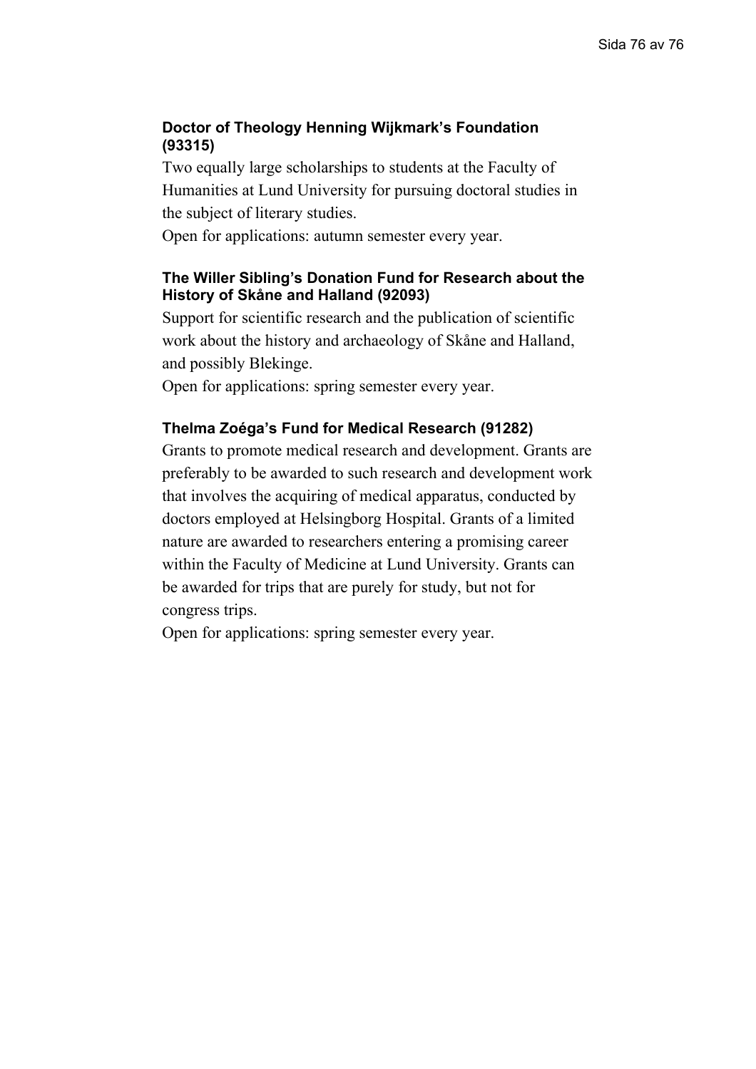### Doctor of Theology Henning Wijkmark's Foundation (93315)

Two equally large scholarships to students at the Faculty of Humanities at Lund University for pursuing doctoral studies in the subject of literary studies.

Open for applications: autumn semester every year.

### The Willer Sibling's Donation Fund for Research about the History of Skåne and Halland (92093)

Support for scientific research and the publication of scientific work about the history and archaeology of Skåne and Halland, and possibly Blekinge.

Open for applications: spring semester every year.

### Thelma Zoéga's Fund for Medical Research (91282)

Grants to promote medical research and development. Grants are preferably to be awarded to such research and development work that involves the acquiring of medical apparatus, conducted by doctors employed at Helsingborg Hospital. Grants of a limited nature are awarded to researchers entering a promising career within the Faculty of Medicine at Lund University. Grants can be awarded for trips that are purely for study, but not for congress trips.

Open for applications: spring semester every year.